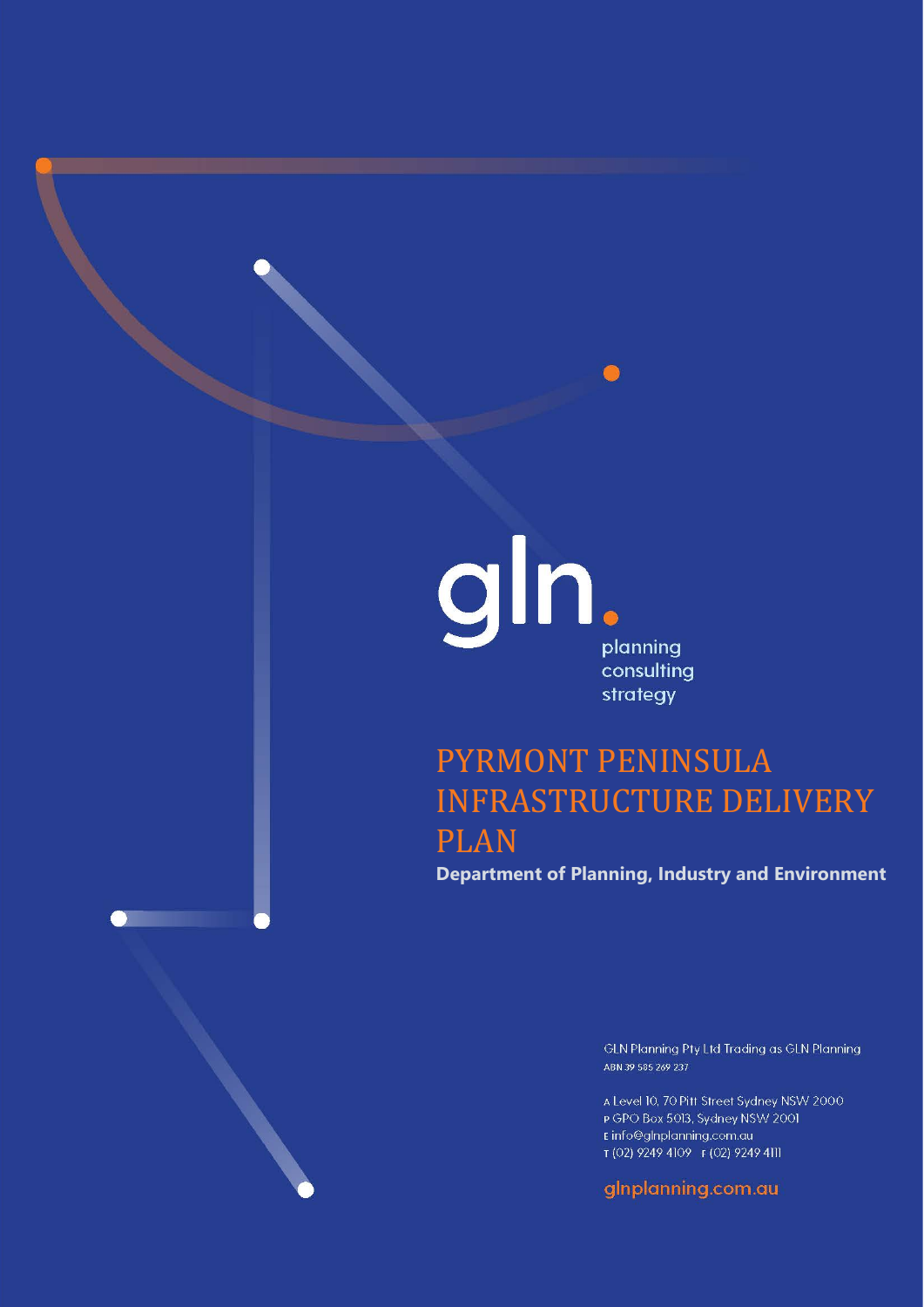gln.

planning
consulting
strategy

# PYRMONT PENINSULA INFRASTRUCTURE DELIVERY PLAN

**Department of Planning, Industry and Environment**

GLN Planning Pty Ltd Trading as GLN Planning
ABN 39 585 269 237

A Level 10, 70 Pitt Street Sydney NSW 2000
P GPO Box 5013, Sydney NSW 2001
E info@glnplanning.com.au
T (02) 9249 4109 F (02) 9249 4111

glnplanning.com.au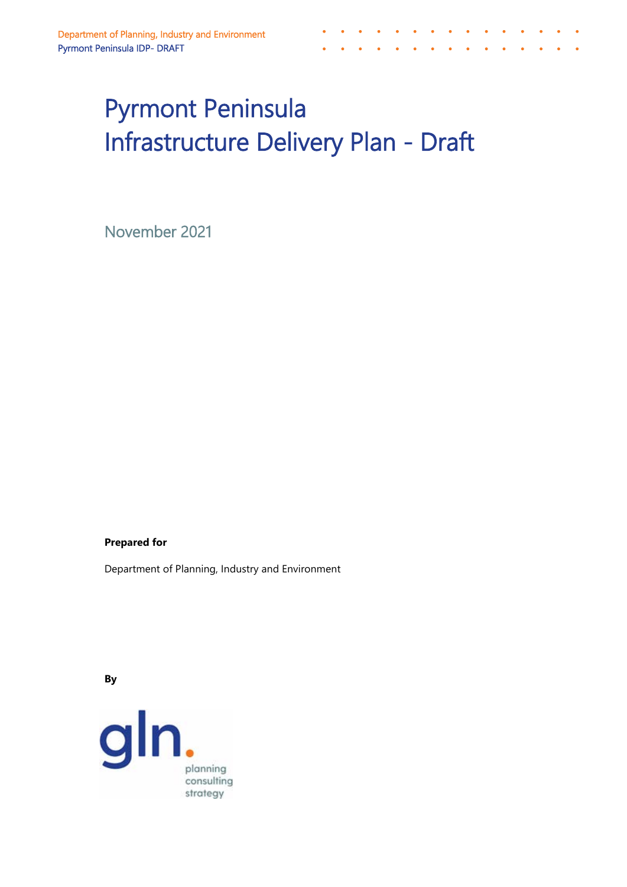# Pyrmont Peninsula Infrastructure Delivery Plan - Draft

November 2021

**Prepared for**

Department of Planning, Industry and Environment

**By**

gln. planning consulting strategy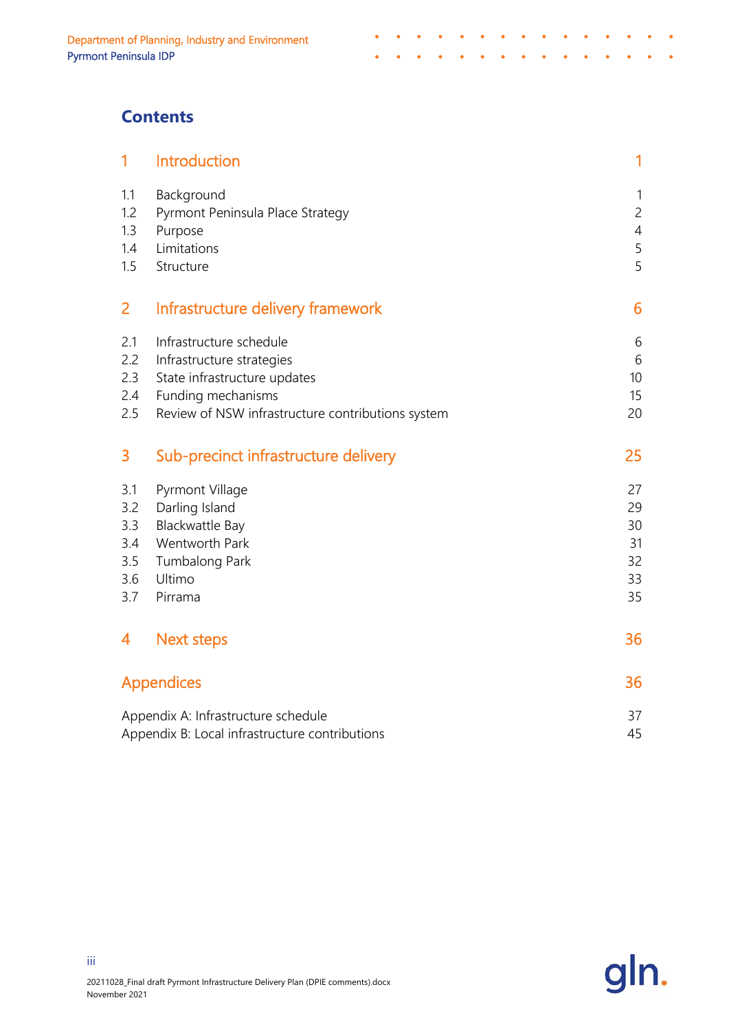# Contents

| | | |
|---|---|---|
| **1** | **Introduction** | **1** |
| 1.1 | Background | 1 |
| 1.2 | Pyrmont Peninsula Place Strategy | 2 |
| 1.3 | Purpose | 4 |
| 1.4 | Limitations | 5 |
| 1.5 | Structure | 5 |
| **2** | **Infrastructure delivery framework** | **6** |
| 2.1 | Infrastructure schedule | 6 |
| 2.2 | Infrastructure strategies | 6 |
| 2.3 | State infrastructure updates | 10 |
| 2.4 | Funding mechanisms | 15 |
| 2.5 | Review of NSW infrastructure contributions system | 20 |
| **3** | **Sub-precinct infrastructure delivery** | **25** |
| 3.1 | Pyrmont Village | 27 |
| 3.2 | Darling Island | 29 |
| 3.3 | Blackwattle Bay | 30 |
| 3.4 | Wentworth Park | 31 |
| 3.5 | Tumbalong Park | 32 |
| 3.6 | Ultimo | 33 |
| 3.7 | Pirrama | 35 |
| **4** | **Next steps** | **36** |
| **Appendices** | | **36** |
| Appendix A: Infrastructure schedule | | 37 |
| Appendix B: Local infrastructure contributions | | 45 |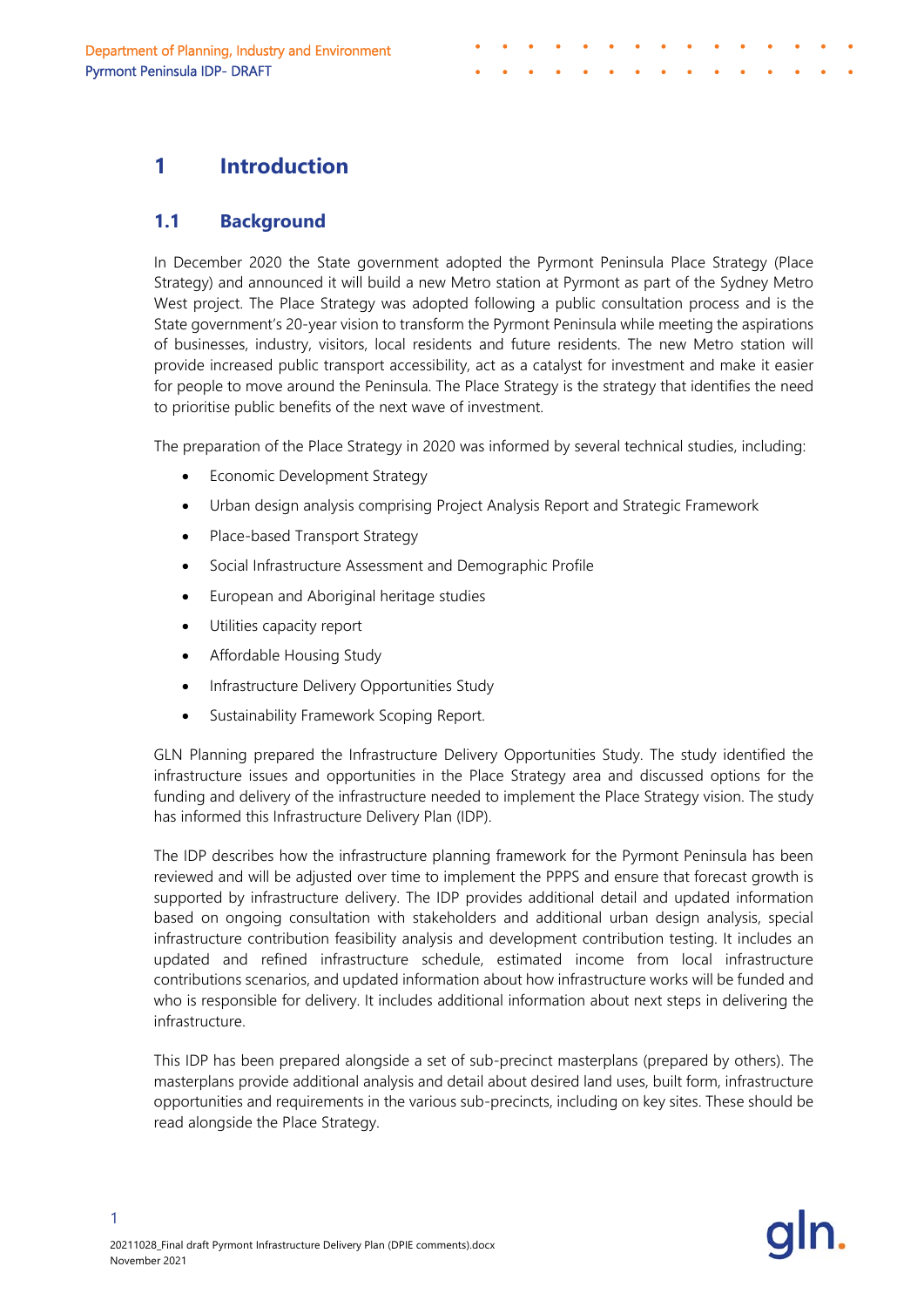# 1 Introduction

## 1.1 Background

In December 2020 the State government adopted the Pyrmont Peninsula Place Strategy (Place Strategy) and announced it will build a new Metro station at Pyrmont as part of the Sydney Metro West project. The Place Strategy was adopted following a public consultation process and is the State government's 20-year vision to transform the Pyrmont Peninsula while meeting the aspirations of businesses, industry, visitors, local residents and future residents. The new Metro station will provide increased public transport accessibility, act as a catalyst for investment and make it easier for people to move around the Peninsula. The Place Strategy is the strategy that identifies the need to prioritise public benefits of the next wave of investment.

The preparation of the Place Strategy in 2020 was informed by several technical studies, including:

- Economic Development Strategy
- Urban design analysis comprising Project Analysis Report and Strategic Framework
- Place-based Transport Strategy
- Social Infrastructure Assessment and Demographic Profile
- European and Aboriginal heritage studies
- Utilities capacity report
- Affordable Housing Study
- Infrastructure Delivery Opportunities Study
- Sustainability Framework Scoping Report.

GLN Planning prepared the Infrastructure Delivery Opportunities Study. The study identified the infrastructure issues and opportunities in the Place Strategy area and discussed options for the funding and delivery of the infrastructure needed to implement the Place Strategy vision. The study has informed this Infrastructure Delivery Plan (IDP).

The IDP describes how the infrastructure planning framework for the Pyrmont Peninsula has been reviewed and will be adjusted over time to implement the PPPS and ensure that forecast growth is supported by infrastructure delivery. The IDP provides additional detail and updated information based on ongoing consultation with stakeholders and additional urban design analysis, special infrastructure contribution feasibility analysis and development contribution testing. It includes an updated and refined infrastructure schedule, estimated income from local infrastructure contributions scenarios, and updated information about how infrastructure works will be funded and who is responsible for delivery. It includes additional information about next steps in delivering the infrastructure.

This IDP has been prepared alongside a set of sub-precinct masterplans (prepared by others). The masterplans provide additional analysis and detail about desired land uses, built form, infrastructure opportunities and requirements in the various sub-precincts, including on key sites. These should be read alongside the Place Strategy.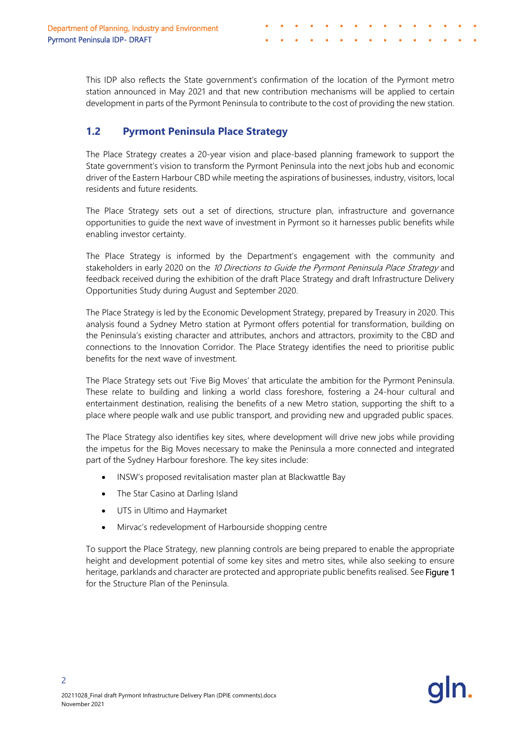This IDP also reflects the State government's confirmation of the location of the Pyrmont metro station announced in May 2021 and that new contribution mechanisms will be applied to certain development in parts of the Pyrmont Peninsula to contribute to the cost of providing the new station.

## 1.2 Pyrmont Peninsula Place Strategy

The Place Strategy creates a 20-year vision and place-based planning framework to support the State government's vision to transform the Pyrmont Peninsula into the next jobs hub and economic driver of the Eastern Harbour CBD while meeting the aspirations of businesses, industry, visitors, local residents and future residents.

The Place Strategy sets out a set of directions, structure plan, infrastructure and governance opportunities to guide the next wave of investment in Pyrmont so it harnesses public benefits while enabling investor certainty.

The Place Strategy is informed by the Department's engagement with the community and stakeholders in early 2020 on the *10 Directions to Guide the Pyrmont Peninsula Place Strategy* and feedback received during the exhibition of the draft Place Strategy and draft Infrastructure Delivery Opportunities Study during August and September 2020.

The Place Strategy is led by the Economic Development Strategy, prepared by Treasury in 2020. This analysis found a Sydney Metro station at Pyrmont offers potential for transformation, building on the Peninsula's existing character and attributes, anchors and attractors, proximity to the CBD and connections to the Innovation Corridor. The Place Strategy identifies the need to prioritise public benefits for the next wave of investment.

The Place Strategy sets out 'Five Big Moves' that articulate the ambition for the Pyrmont Peninsula. These relate to building and linking a world class foreshore, fostering a 24-hour cultural and entertainment destination, realising the benefits of a new Metro station, supporting the shift to a place where people walk and use public transport, and providing new and upgraded public spaces.

The Place Strategy also identifies key sites, where development will drive new jobs while providing the impetus for the Big Moves necessary to make the Peninsula a more connected and integrated part of the Sydney Harbour foreshore. The key sites include:

- INSW's proposed revitalisation master plan at Blackwattle Bay
- The Star Casino at Darling Island
- UTS in Ultimo and Haymarket
- Mirvac's redevelopment of Harbourside shopping centre

To support the Place Strategy, new planning controls are being prepared to enable the appropriate height and development potential of some key sites and metro sites, while also seeking to ensure heritage, parklands and character are protected and appropriate public benefits realised. See Figure 1 for the Structure Plan of the Peninsula.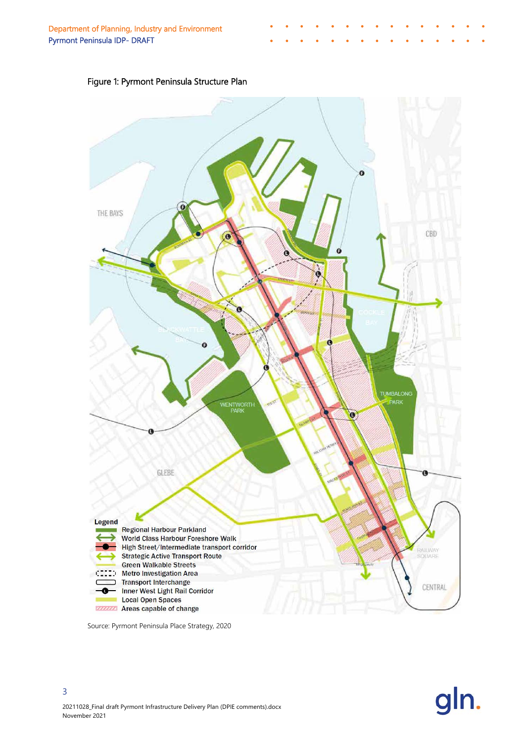Figure 1: Pyrmont Peninsula Structure Plan

Source: Pyrmont Peninsula Place Strategy, 2020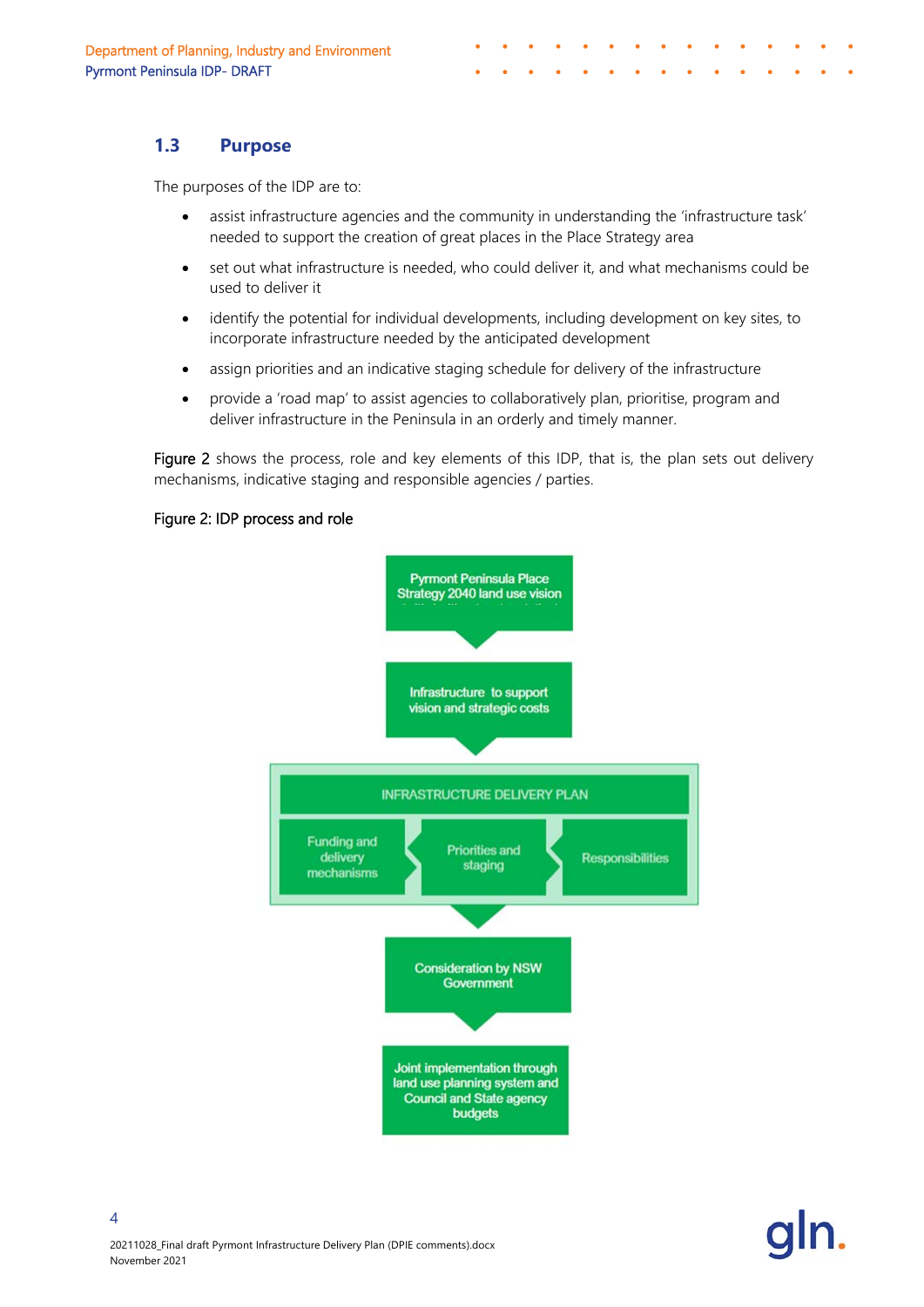## 1.3 Purpose

The purposes of the IDP are to:

- assist infrastructure agencies and the community in understanding the 'infrastructure task' needed to support the creation of great places in the Place Strategy area
- set out what infrastructure is needed, who could deliver it, and what mechanisms could be used to deliver it
- identify the potential for individual developments, including development on key sites, to incorporate infrastructure needed by the anticipated development
- assign priorities and an indicative staging schedule for delivery of the infrastructure
- provide a 'road map' to assist agencies to collaboratively plan, prioritise, program and deliver infrastructure in the Peninsula in an orderly and timely manner.

Figure 2 shows the process, role and key elements of this IDP, that is, the plan sets out delivery mechanisms, indicative staging and responsible agencies / parties.

Figure 2: IDP process and role

Pyrmont Peninsula Place Strategy 2040 land use vision

Infrastructure to support vision and strategic costs

INFRASTRUCTURE DELIVERY PLAN

Funding and delivery mechanisms | Priorities and staging | Responsibilities

Consideration by NSW Government

Joint implementation through land use planning system and Council and State agency budgets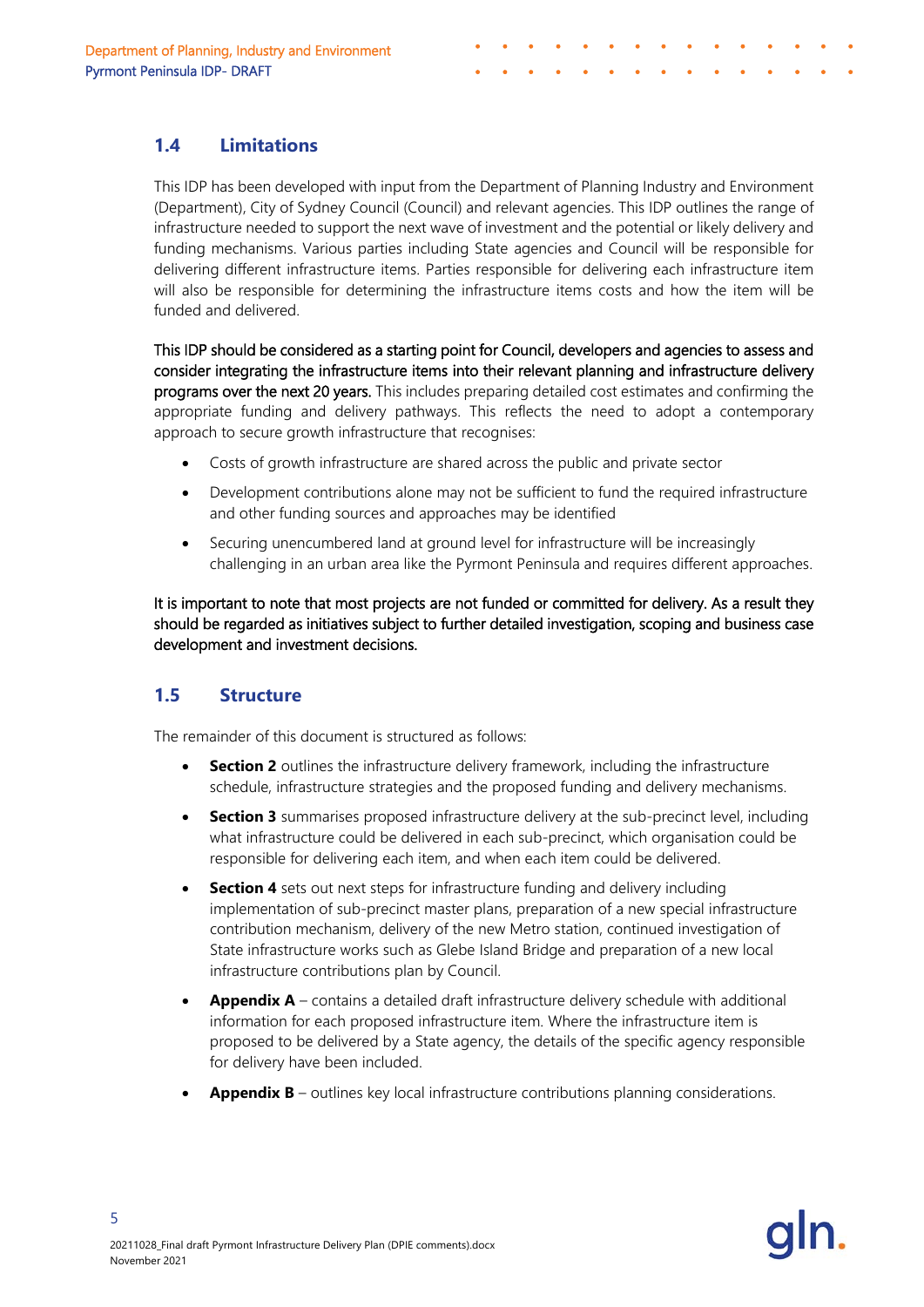## 1.4 Limitations

This IDP has been developed with input from the Department of Planning Industry and Environment (Department), City of Sydney Council (Council) and relevant agencies. This IDP outlines the range of infrastructure needed to support the next wave of investment and the potential or likely delivery and funding mechanisms. Various parties including State agencies and Council will be responsible for delivering different infrastructure items. Parties responsible for delivering each infrastructure item will also be responsible for determining the infrastructure items costs and how the item will be funded and delivered.

This IDP should be considered as a starting point for Council, developers and agencies to assess and consider integrating the infrastructure items into their relevant planning and infrastructure delivery programs over the next 20 years. This includes preparing detailed cost estimates and confirming the appropriate funding and delivery pathways. This reflects the need to adopt a contemporary approach to secure growth infrastructure that recognises:

- Costs of growth infrastructure are shared across the public and private sector
- Development contributions alone may not be sufficient to fund the required infrastructure and other funding sources and approaches may be identified
- Securing unencumbered land at ground level for infrastructure will be increasingly challenging in an urban area like the Pyrmont Peninsula and requires different approaches.

It is important to note that most projects are not funded or committed for delivery. As a result they should be regarded as initiatives subject to further detailed investigation, scoping and business case development and investment decisions.

## 1.5 Structure

The remainder of this document is structured as follows:

- **Section 2** outlines the infrastructure delivery framework, including the infrastructure schedule, infrastructure strategies and the proposed funding and delivery mechanisms.
- **Section 3** summarises proposed infrastructure delivery at the sub-precinct level, including what infrastructure could be delivered in each sub-precinct, which organisation could be responsible for delivering each item, and when each item could be delivered.
- **Section 4** sets out next steps for infrastructure funding and delivery including implementation of sub-precinct master plans, preparation of a new special infrastructure contribution mechanism, delivery of the new Metro station, continued investigation of State infrastructure works such as Glebe Island Bridge and preparation of a new local infrastructure contributions plan by Council.
- **Appendix A** – contains a detailed draft infrastructure delivery schedule with additional information for each proposed infrastructure item. Where the infrastructure item is proposed to be delivered by a State agency, the details of the specific agency responsible for delivery have been included.
- **Appendix B** – outlines key local infrastructure contributions planning considerations.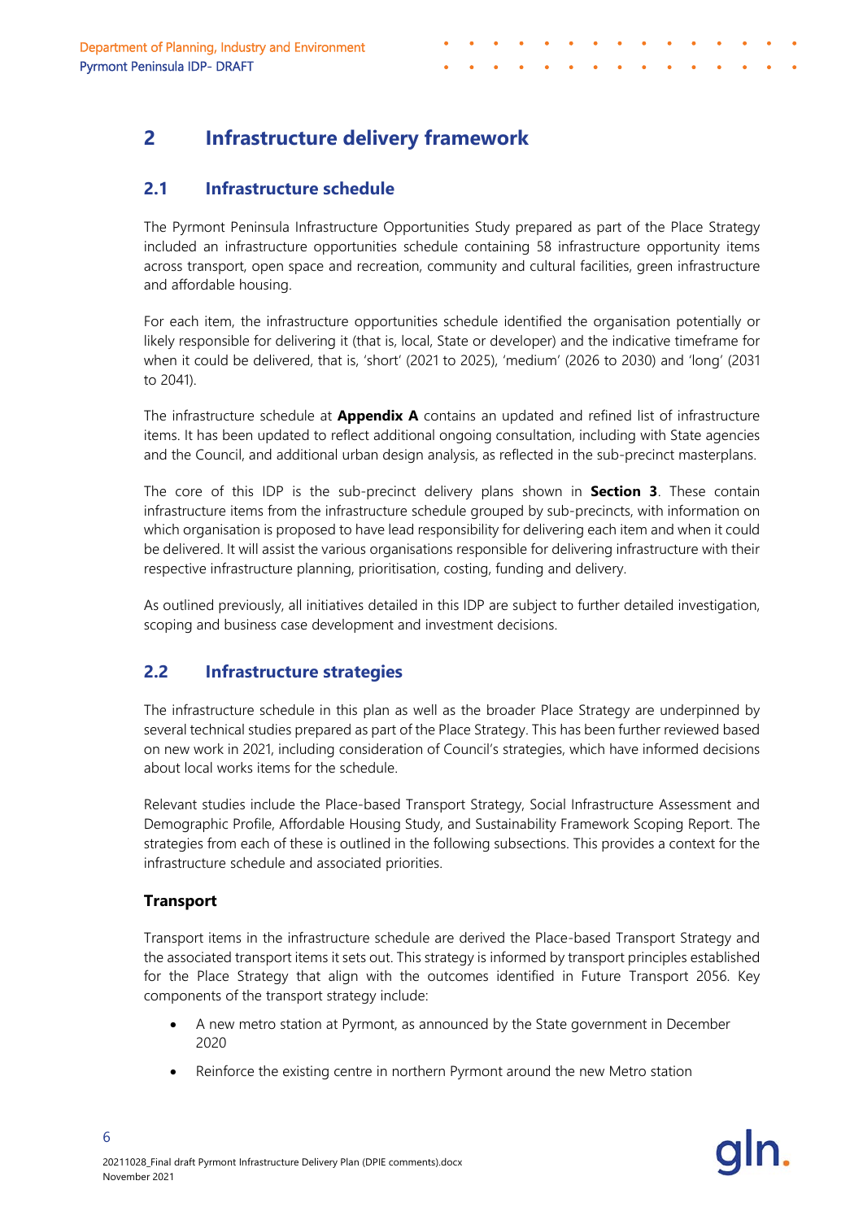# 2 Infrastructure delivery framework

## 2.1 Infrastructure schedule

The Pyrmont Peninsula Infrastructure Opportunities Study prepared as part of the Place Strategy included an infrastructure opportunities schedule containing 58 infrastructure opportunity items across transport, open space and recreation, community and cultural facilities, green infrastructure and affordable housing.

For each item, the infrastructure opportunities schedule identified the organisation potentially or likely responsible for delivering it (that is, local, State or developer) and the indicative timeframe for when it could be delivered, that is, 'short' (2021 to 2025), 'medium' (2026 to 2030) and 'long' (2031 to 2041).

The infrastructure schedule at **Appendix A** contains an updated and refined list of infrastructure items. It has been updated to reflect additional ongoing consultation, including with State agencies and the Council, and additional urban design analysis, as reflected in the sub-precinct masterplans.

The core of this IDP is the sub-precinct delivery plans shown in **Section 3**. These contain infrastructure items from the infrastructure schedule grouped by sub-precincts, with information on which organisation is proposed to have lead responsibility for delivering each item and when it could be delivered. It will assist the various organisations responsible for delivering infrastructure with their respective infrastructure planning, prioritisation, costing, funding and delivery.

As outlined previously, all initiatives detailed in this IDP are subject to further detailed investigation, scoping and business case development and investment decisions.

## 2.2 Infrastructure strategies

The infrastructure schedule in this plan as well as the broader Place Strategy are underpinned by several technical studies prepared as part of the Place Strategy. This has been further reviewed based on new work in 2021, including consideration of Council's strategies, which have informed decisions about local works items for the schedule.

Relevant studies include the Place-based Transport Strategy, Social Infrastructure Assessment and Demographic Profile, Affordable Housing Study, and Sustainability Framework Scoping Report. The strategies from each of these is outlined in the following subsections. This provides a context for the infrastructure schedule and associated priorities.

### Transport

Transport items in the infrastructure schedule are derived the Place-based Transport Strategy and the associated transport items it sets out. This strategy is informed by transport principles established for the Place Strategy that align with the outcomes identified in Future Transport 2056. Key components of the transport strategy include:

- A new metro station at Pyrmont, as announced by the State government in December 2020
- Reinforce the existing centre in northern Pyrmont around the new Metro station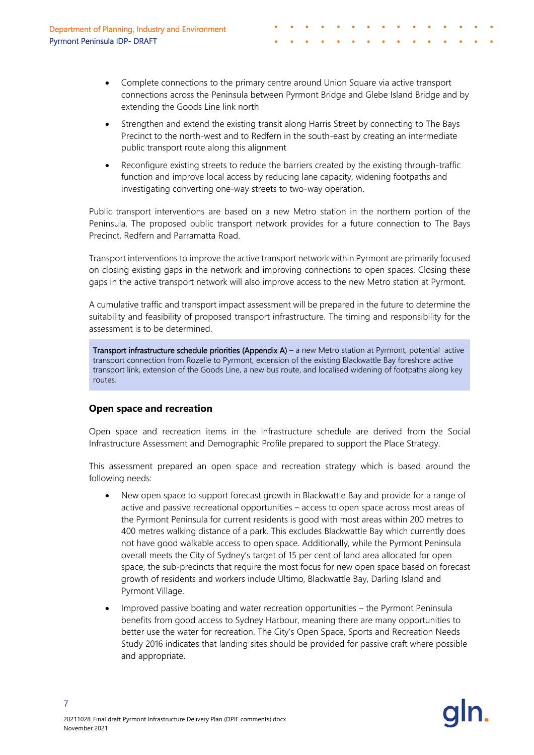- Complete connections to the primary centre around Union Square via active transport connections across the Peninsula between Pyrmont Bridge and Glebe Island Bridge and by extending the Goods Line link north
- Strengthen and extend the existing transit along Harris Street by connecting to The Bays Precinct to the north-west and to Redfern in the south-east by creating an intermediate public transport route along this alignment
- Reconfigure existing streets to reduce the barriers created by the existing through-traffic function and improve local access by reducing lane capacity, widening footpaths and investigating converting one-way streets to two-way operation.

Public transport interventions are based on a new Metro station in the northern portion of the Peninsula. The proposed public transport network provides for a future connection to The Bays Precinct, Redfern and Parramatta Road.

Transport interventions to improve the active transport network within Pyrmont are primarily focused on closing existing gaps in the network and improving connections to open spaces. Closing these gaps in the active transport network will also improve access to the new Metro station at Pyrmont.

A cumulative traffic and transport impact assessment will be prepared in the future to determine the suitability and feasibility of proposed transport infrastructure. The timing and responsibility for the assessment is to be determined.

> **Transport infrastructure schedule priorities (Appendix A)** – a new Metro station at Pyrmont, potential active transport connection from Rozelle to Pyrmont, extension of the existing Blackwattle Bay foreshore active transport link, extension of the Goods Line, a new bus route, and localised widening of footpaths along key routes.

### Open space and recreation

Open space and recreation items in the infrastructure schedule are derived from the Social Infrastructure Assessment and Demographic Profile prepared to support the Place Strategy.

This assessment prepared an open space and recreation strategy which is based around the following needs:

- New open space to support forecast growth in Blackwattle Bay and provide for a range of active and passive recreational opportunities – access to open space across most areas of the Pyrmont Peninsula for current residents is good with most areas within 200 metres to 400 metres walking distance of a park. This excludes Blackwattle Bay which currently does not have good walkable access to open space. Additionally, while the Pyrmont Peninsula overall meets the City of Sydney's target of 15 per cent of land area allocated for open space, the sub-precincts that require the most focus for new open space based on forecast growth of residents and workers include Ultimo, Blackwattle Bay, Darling Island and Pyrmont Village.
- Improved passive boating and water recreation opportunities – the Pyrmont Peninsula benefits from good access to Sydney Harbour, meaning there are many opportunities to better use the water for recreation. The City's Open Space, Sports and Recreation Needs Study 2016 indicates that landing sites should be provided for passive craft where possible and appropriate.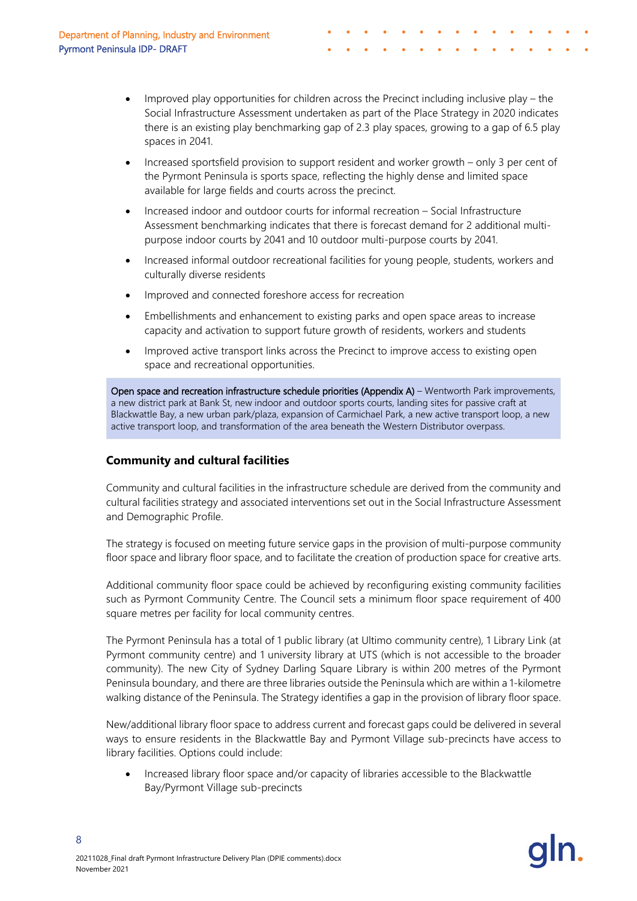- Improved play opportunities for children across the Precinct including inclusive play – the Social Infrastructure Assessment undertaken as part of the Place Strategy in 2020 indicates there is an existing play benchmarking gap of 2.3 play spaces, growing to a gap of 6.5 play spaces in 2041.
- Increased sportsfield provision to support resident and worker growth – only 3 per cent of the Pyrmont Peninsula is sports space, reflecting the highly dense and limited space available for large fields and courts across the precinct.
- Increased indoor and outdoor courts for informal recreation – Social Infrastructure Assessment benchmarking indicates that there is forecast demand for 2 additional multi-purpose indoor courts by 2041 and 10 outdoor multi-purpose courts by 2041.
- Increased informal outdoor recreational facilities for young people, students, workers and culturally diverse residents
- Improved and connected foreshore access for recreation
- Embellishments and enhancement to existing parks and open space areas to increase capacity and activation to support future growth of residents, workers and students
- Improved active transport links across the Precinct to improve access to existing open space and recreational opportunities.

**Open space and recreation infrastructure schedule priorities (Appendix A)** – Wentworth Park improvements, a new district park at Bank St, new indoor and outdoor sports courts, landing sites for passive craft at Blackwattle Bay, a new urban park/plaza, expansion of Carmichael Park, a new active transport loop, a new active transport loop, and transformation of the area beneath the Western Distributor overpass.

### Community and cultural facilities

Community and cultural facilities in the infrastructure schedule are derived from the community and cultural facilities strategy and associated interventions set out in the Social Infrastructure Assessment and Demographic Profile.

The strategy is focused on meeting future service gaps in the provision of multi-purpose community floor space and library floor space, and to facilitate the creation of production space for creative arts.

Additional community floor space could be achieved by reconfiguring existing community facilities such as Pyrmont Community Centre. The Council sets a minimum floor space requirement of 400 square metres per facility for local community centres.

The Pyrmont Peninsula has a total of 1 public library (at Ultimo community centre), 1 Library Link (at Pyrmont community centre) and 1 university library at UTS (which is not accessible to the broader community). The new City of Sydney Darling Square Library is within 200 metres of the Pyrmont Peninsula boundary, and there are three libraries outside the Peninsula which are within a 1-kilometre walking distance of the Peninsula. The Strategy identifies a gap in the provision of library floor space.

New/additional library floor space to address current and forecast gaps could be delivered in several ways to ensure residents in the Blackwattle Bay and Pyrmont Village sub-precincts have access to library facilities. Options could include:

- Increased library floor space and/or capacity of libraries accessible to the Blackwattle Bay/Pyrmont Village sub-precincts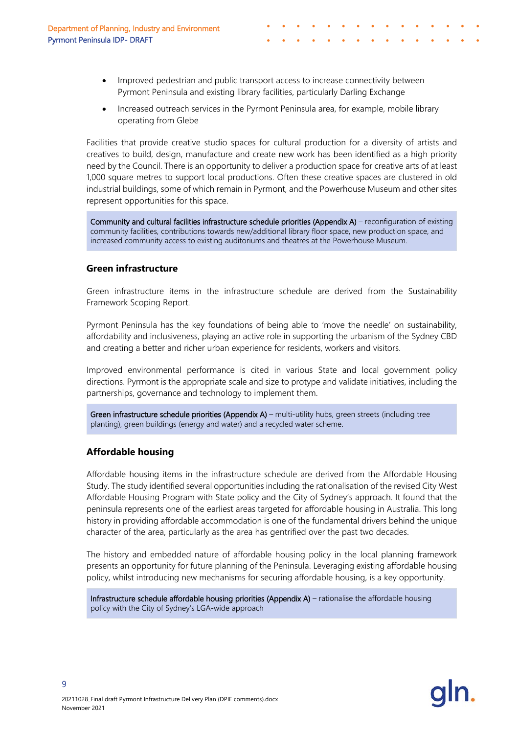- Improved pedestrian and public transport access to increase connectivity between Pyrmont Peninsula and existing library facilities, particularly Darling Exchange
- Increased outreach services in the Pyrmont Peninsula area, for example, mobile library operating from Glebe

Facilities that provide creative studio spaces for cultural production for a diversity of artists and creatives to build, design, manufacture and create new work has been identified as a high priority need by the Council. There is an opportunity to deliver a production space for creative arts of at least 1,000 square metres to support local productions. Often these creative spaces are clustered in old industrial buildings, some of which remain in Pyrmont, and the Powerhouse Museum and other sites represent opportunities for this space.

> **Community and cultural facilities infrastructure schedule priorities (Appendix A)** – reconfiguration of existing community facilities, contributions towards new/additional library floor space, new production space, and increased community access to existing auditoriums and theatres at the Powerhouse Museum.

### Green infrastructure

Green infrastructure items in the infrastructure schedule are derived from the Sustainability Framework Scoping Report.

Pyrmont Peninsula has the key foundations of being able to 'move the needle' on sustainability, affordability and inclusiveness, playing an active role in supporting the urbanism of the Sydney CBD and creating a better and richer urban experience for residents, workers and visitors.

Improved environmental performance is cited in various State and local government policy directions. Pyrmont is the appropriate scale and size to protype and validate initiatives, including the partnerships, governance and technology to implement them.

> **Green infrastructure schedule priorities (Appendix A)** – multi-utility hubs, green streets (including tree planting), green buildings (energy and water) and a recycled water scheme.

### Affordable housing

Affordable housing items in the infrastructure schedule are derived from the Affordable Housing Study. The study identified several opportunities including the rationalisation of the revised City West Affordable Housing Program with State policy and the City of Sydney's approach. It found that the peninsula represents one of the earliest areas targeted for affordable housing in Australia. This long history in providing affordable accommodation is one of the fundamental drivers behind the unique character of the area, particularly as the area has gentrified over the past two decades.

The history and embedded nature of affordable housing policy in the local planning framework presents an opportunity for future planning of the Peninsula. Leveraging existing affordable housing policy, whilst introducing new mechanisms for securing affordable housing, is a key opportunity.

> **Infrastructure schedule affordable housing priorities (Appendix A)** – rationalise the affordable housing policy with the City of Sydney's LGA-wide approach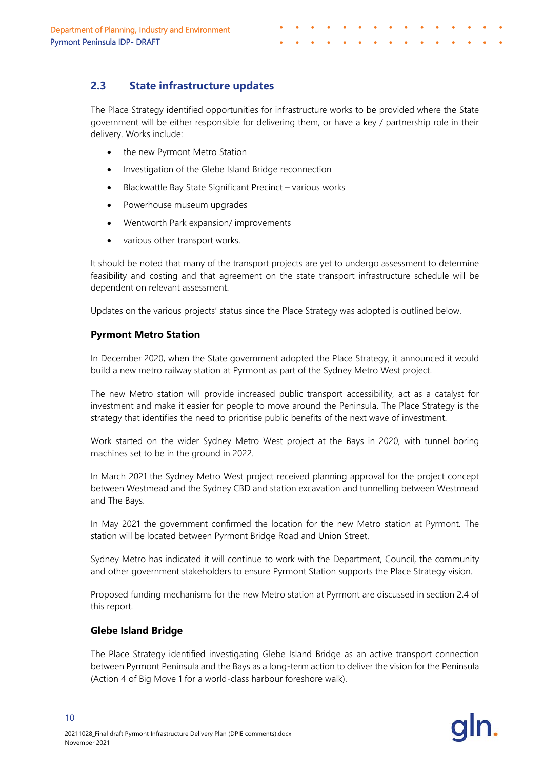## 2.3 State infrastructure updates

The Place Strategy identified opportunities for infrastructure works to be provided where the State government will be either responsible for delivering them, or have a key / partnership role in their delivery. Works include:

- the new Pyrmont Metro Station
- Investigation of the Glebe Island Bridge reconnection
- Blackwattle Bay State Significant Precinct – various works
- Powerhouse museum upgrades
- Wentworth Park expansion/ improvements
- various other transport works.

It should be noted that many of the transport projects are yet to undergo assessment to determine feasibility and costing and that agreement on the state transport infrastructure schedule will be dependent on relevant assessment.

Updates on the various projects' status since the Place Strategy was adopted is outlined below.

### Pyrmont Metro Station

In December 2020, when the State government adopted the Place Strategy, it announced it would build a new metro railway station at Pyrmont as part of the Sydney Metro West project.

The new Metro station will provide increased public transport accessibility, act as a catalyst for investment and make it easier for people to move around the Peninsula. The Place Strategy is the strategy that identifies the need to prioritise public benefits of the next wave of investment.

Work started on the wider Sydney Metro West project at the Bays in 2020, with tunnel boring machines set to be in the ground in 2022.

In March 2021 the Sydney Metro West project received planning approval for the project concept between Westmead and the Sydney CBD and station excavation and tunnelling between Westmead and The Bays.

In May 2021 the government confirmed the location for the new Metro station at Pyrmont. The station will be located between Pyrmont Bridge Road and Union Street.

Sydney Metro has indicated it will continue to work with the Department, Council, the community and other government stakeholders to ensure Pyrmont Station supports the Place Strategy vision.

Proposed funding mechanisms for the new Metro station at Pyrmont are discussed in section 2.4 of this report.

### Glebe Island Bridge

The Place Strategy identified investigating Glebe Island Bridge as an active transport connection between Pyrmont Peninsula and the Bays as a long-term action to deliver the vision for the Peninsula (Action 4 of Big Move 1 for a world-class harbour foreshore walk).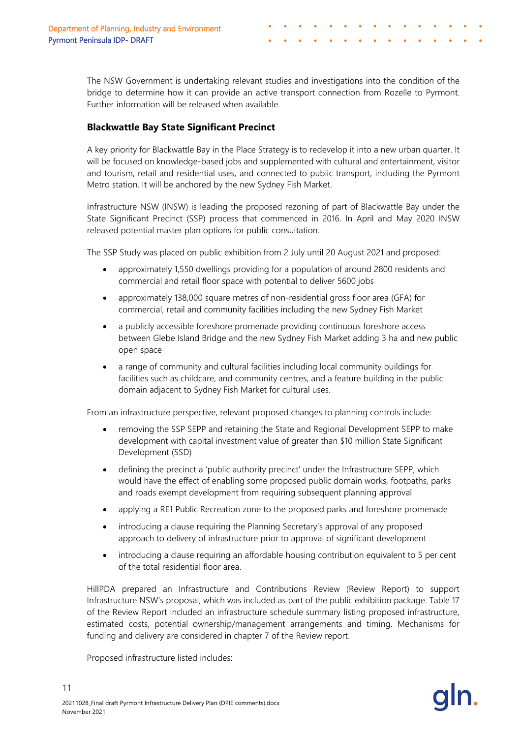The NSW Government is undertaking relevant studies and investigations into the condition of the bridge to determine how it can provide an active transport connection from Rozelle to Pyrmont. Further information will be released when available.

### Blackwattle Bay State Significant Precinct

A key priority for Blackwattle Bay in the Place Strategy is to redevelop it into a new urban quarter. It will be focused on knowledge-based jobs and supplemented with cultural and entertainment, visitor and tourism, retail and residential uses, and connected to public transport, including the Pyrmont Metro station. It will be anchored by the new Sydney Fish Market.

Infrastructure NSW (INSW) is leading the proposed rezoning of part of Blackwattle Bay under the State Significant Precinct (SSP) process that commenced in 2016. In April and May 2020 INSW released potential master plan options for public consultation.

The SSP Study was placed on public exhibition from 2 July until 20 August 2021 and proposed:

- approximately 1,550 dwellings providing for a population of around 2800 residents and commercial and retail floor space with potential to deliver 5600 jobs
- approximately 138,000 square metres of non-residential gross floor area (GFA) for commercial, retail and community facilities including the new Sydney Fish Market
- a publicly accessible foreshore promenade providing continuous foreshore access between Glebe Island Bridge and the new Sydney Fish Market adding 3 ha and new public open space
- a range of community and cultural facilities including local community buildings for facilities such as childcare, and community centres, and a feature building in the public domain adjacent to Sydney Fish Market for cultural uses.

From an infrastructure perspective, relevant proposed changes to planning controls include:

- removing the SSP SEPP and retaining the State and Regional Development SEPP to make development with capital investment value of greater than $10 million State Significant Development (SSD)
- defining the precinct a 'public authority precinct' under the Infrastructure SEPP, which would have the effect of enabling some proposed public domain works, footpaths, parks and roads exempt development from requiring subsequent planning approval
- applying a RE1 Public Recreation zone to the proposed parks and foreshore promenade
- introducing a clause requiring the Planning Secretary's approval of any proposed approach to delivery of infrastructure prior to approval of significant development
- introducing a clause requiring an affordable housing contribution equivalent to 5 per cent of the total residential floor area.

HillPDA prepared an Infrastructure and Contributions Review (Review Report) to support Infrastructure NSW's proposal, which was included as part of the public exhibition package. Table 17 of the Review Report included an infrastructure schedule summary listing proposed infrastructure, estimated costs, potential ownership/management arrangements and timing. Mechanisms for funding and delivery are considered in chapter 7 of the Review report.

Proposed infrastructure listed includes: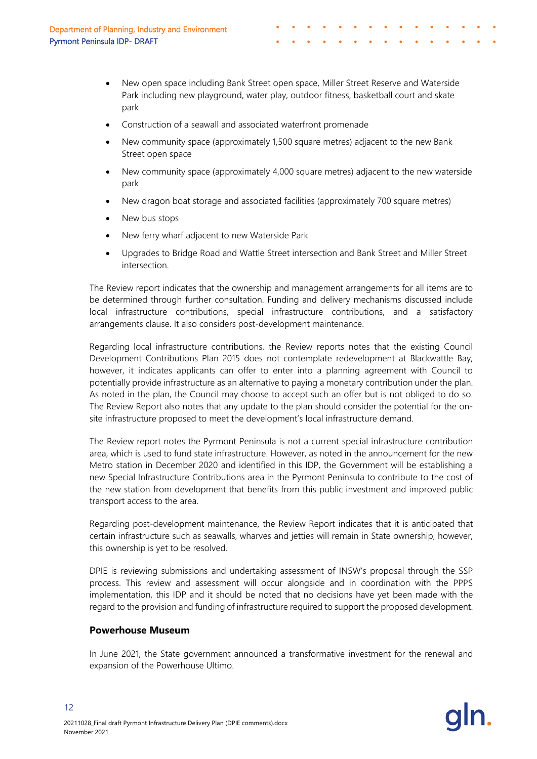- New open space including Bank Street open space, Miller Street Reserve and Waterside Park including new playground, water play, outdoor fitness, basketball court and skate park
- Construction of a seawall and associated waterfront promenade
- New community space (approximately 1,500 square metres) adjacent to the new Bank Street open space
- New community space (approximately 4,000 square metres) adjacent to the new waterside park
- New dragon boat storage and associated facilities (approximately 700 square metres)
- New bus stops
- New ferry wharf adjacent to new Waterside Park
- Upgrades to Bridge Road and Wattle Street intersection and Bank Street and Miller Street intersection.

The Review report indicates that the ownership and management arrangements for all items are to be determined through further consultation. Funding and delivery mechanisms discussed include local infrastructure contributions, special infrastructure contributions, and a satisfactory arrangements clause. It also considers post-development maintenance.

Regarding local infrastructure contributions, the Review reports notes that the existing Council Development Contributions Plan 2015 does not contemplate redevelopment at Blackwattle Bay, however, it indicates applicants can offer to enter into a planning agreement with Council to potentially provide infrastructure as an alternative to paying a monetary contribution under the plan. As noted in the plan, the Council may choose to accept such an offer but is not obliged to do so. The Review Report also notes that any update to the plan should consider the potential for the on-site infrastructure proposed to meet the development's local infrastructure demand.

The Review report notes the Pyrmont Peninsula is not a current special infrastructure contribution area, which is used to fund state infrastructure. However, as noted in the announcement for the new Metro station in December 2020 and identified in this IDP, the Government will be establishing a new Special Infrastructure Contributions area in the Pyrmont Peninsula to contribute to the cost of the new station from development that benefits from this public investment and improved public transport access to the area.

Regarding post-development maintenance, the Review Report indicates that it is anticipated that certain infrastructure such as seawalls, wharves and jetties will remain in State ownership, however, this ownership is yet to be resolved.

DPIE is reviewing submissions and undertaking assessment of INSW's proposal through the SSP process. This review and assessment will occur alongside and in coordination with the PPPS implementation, this IDP and it should be noted that no decisions have yet been made with the regard to the provision and funding of infrastructure required to support the proposed development.

### Powerhouse Museum

In June 2021, the State government announced a transformative investment for the renewal and expansion of the Powerhouse Ultimo.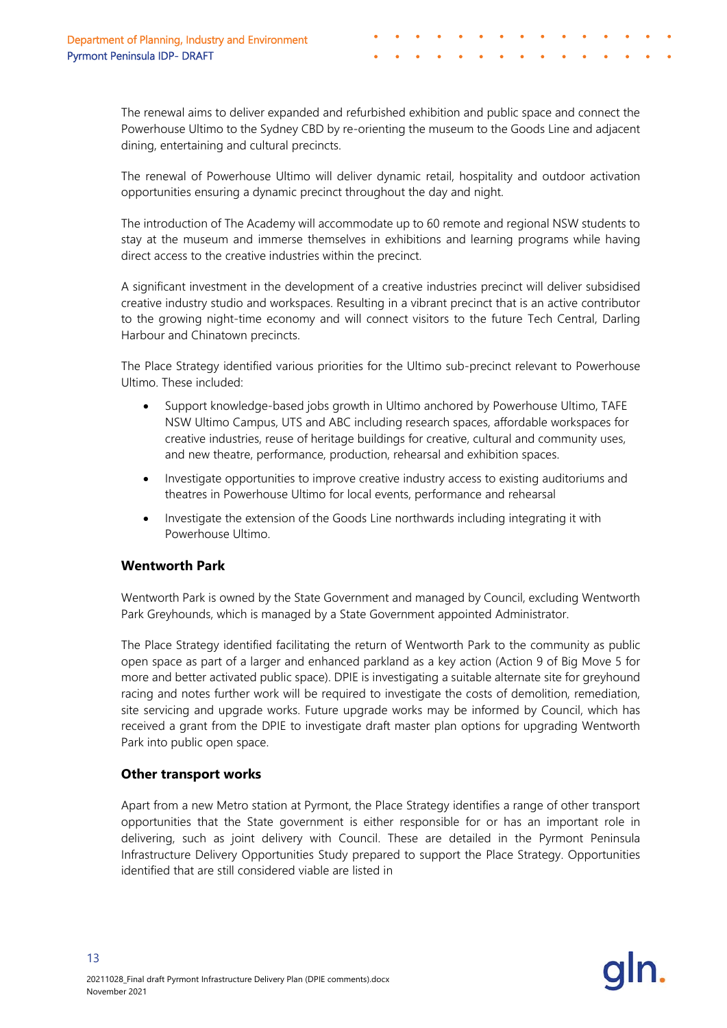The renewal aims to deliver expanded and refurbished exhibition and public space and connect the Powerhouse Ultimo to the Sydney CBD by re-orienting the museum to the Goods Line and adjacent dining, entertaining and cultural precincts.

The renewal of Powerhouse Ultimo will deliver dynamic retail, hospitality and outdoor activation opportunities ensuring a dynamic precinct throughout the day and night.

The introduction of The Academy will accommodate up to 60 remote and regional NSW students to stay at the museum and immerse themselves in exhibitions and learning programs while having direct access to the creative industries within the precinct.

A significant investment in the development of a creative industries precinct will deliver subsidised creative industry studio and workspaces. Resulting in a vibrant precinct that is an active contributor to the growing night-time economy and will connect visitors to the future Tech Central, Darling Harbour and Chinatown precincts.

The Place Strategy identified various priorities for the Ultimo sub-precinct relevant to Powerhouse Ultimo. These included:

- Support knowledge-based jobs growth in Ultimo anchored by Powerhouse Ultimo, TAFE NSW Ultimo Campus, UTS and ABC including research spaces, affordable workspaces for creative industries, reuse of heritage buildings for creative, cultural and community uses, and new theatre, performance, production, rehearsal and exhibition spaces.
- Investigate opportunities to improve creative industry access to existing auditoriums and theatres in Powerhouse Ultimo for local events, performance and rehearsal
- Investigate the extension of the Goods Line northwards including integrating it with Powerhouse Ultimo.

### Wentworth Park

Wentworth Park is owned by the State Government and managed by Council, excluding Wentworth Park Greyhounds, which is managed by a State Government appointed Administrator.

The Place Strategy identified facilitating the return of Wentworth Park to the community as public open space as part of a larger and enhanced parkland as a key action (Action 9 of Big Move 5 for more and better activated public space). DPIE is investigating a suitable alternate site for greyhound racing and notes further work will be required to investigate the costs of demolition, remediation, site servicing and upgrade works. Future upgrade works may be informed by Council, which has received a grant from the DPIE to investigate draft master plan options for upgrading Wentworth Park into public open space.

### Other transport works

Apart from a new Metro station at Pyrmont, the Place Strategy identifies a range of other transport opportunities that the State government is either responsible for or has an important role in delivering, such as joint delivery with Council. These are detailed in the Pyrmont Peninsula Infrastructure Delivery Opportunities Study prepared to support the Place Strategy. Opportunities identified that are still considered viable are listed in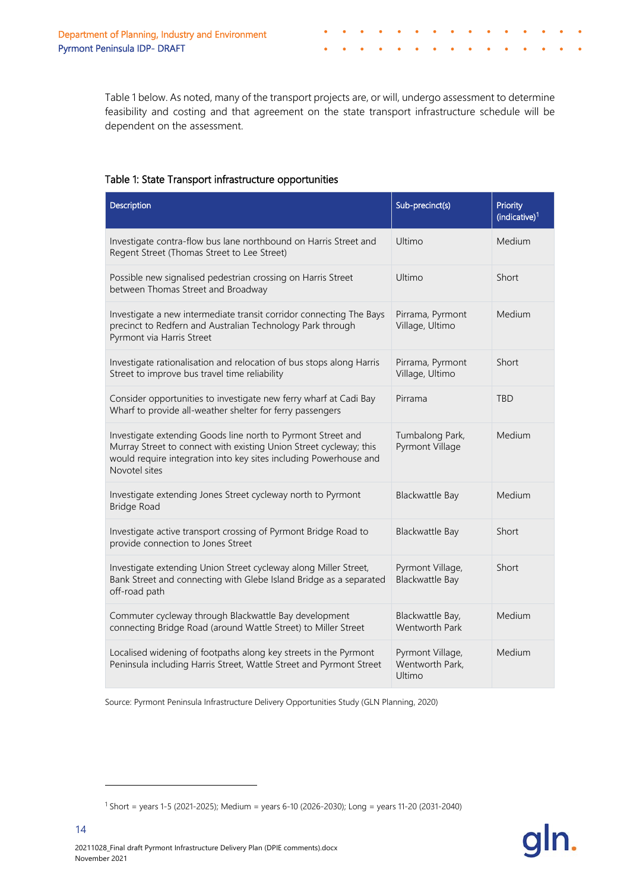Table 1 below. As noted, many of the transport projects are, or will, undergo assessment to determine feasibility and costing and that agreement on the state transport infrastructure schedule will be dependent on the assessment.

Table 1: State Transport infrastructure opportunities

| Description | Sub-precinct(s) | Priority (indicative)[1] |
|---|---|---|
| Investigate contra-flow bus lane northbound on Harris Street and Regent Street (Thomas Street to Lee Street) | Ultimo | Medium |
| Possible new signalised pedestrian crossing on Harris Street between Thomas Street and Broadway | Ultimo | Short |
| Investigate a new intermediate transit corridor connecting The Bays precinct to Redfern and Australian Technology Park through Pyrmont via Harris Street | Pirrama, Pyrmont Village, Ultimo | Medium |
| Investigate rationalisation and relocation of bus stops along Harris Street to improve bus travel time reliability | Pirrama, Pyrmont Village, Ultimo | Short |
| Consider opportunities to investigate new ferry wharf at Cadi Bay Wharf to provide all-weather shelter for ferry passengers | Pirrama | TBD |
| Investigate extending Goods line north to Pyrmont Street and Murray Street to connect with existing Union Street cycleway; this would require integration into key sites including Powerhouse and Novotel sites | Tumbalong Park, Pyrmont Village | Medium |
| Investigate extending Jones Street cycleway north to Pyrmont Bridge Road | Blackwattle Bay | Medium |
| Investigate active transport crossing of Pyrmont Bridge Road to provide connection to Jones Street | Blackwattle Bay | Short |
| Investigate extending Union Street cycleway along Miller Street, Bank Street and connecting with Glebe Island Bridge as a separated off-road path | Pyrmont Village, Blackwattle Bay | Short |
| Commuter cycleway through Blackwattle Bay development connecting Bridge Road (around Wattle Street) to Miller Street | Blackwattle Bay, Wentworth Park | Medium |
| Localised widening of footpaths along key streets in the Pyrmont Peninsula including Harris Street, Wattle Street and Pyrmont Street | Pyrmont Village, Wentworth Park, Ultimo | Medium |

Source: Pyrmont Peninsula Infrastructure Delivery Opportunities Study (GLN Planning, 2020)

[1] Short = years 1-5 (2021-2025); Medium = years 6-10 (2026-2030); Long = years 11-20 (2031-2040)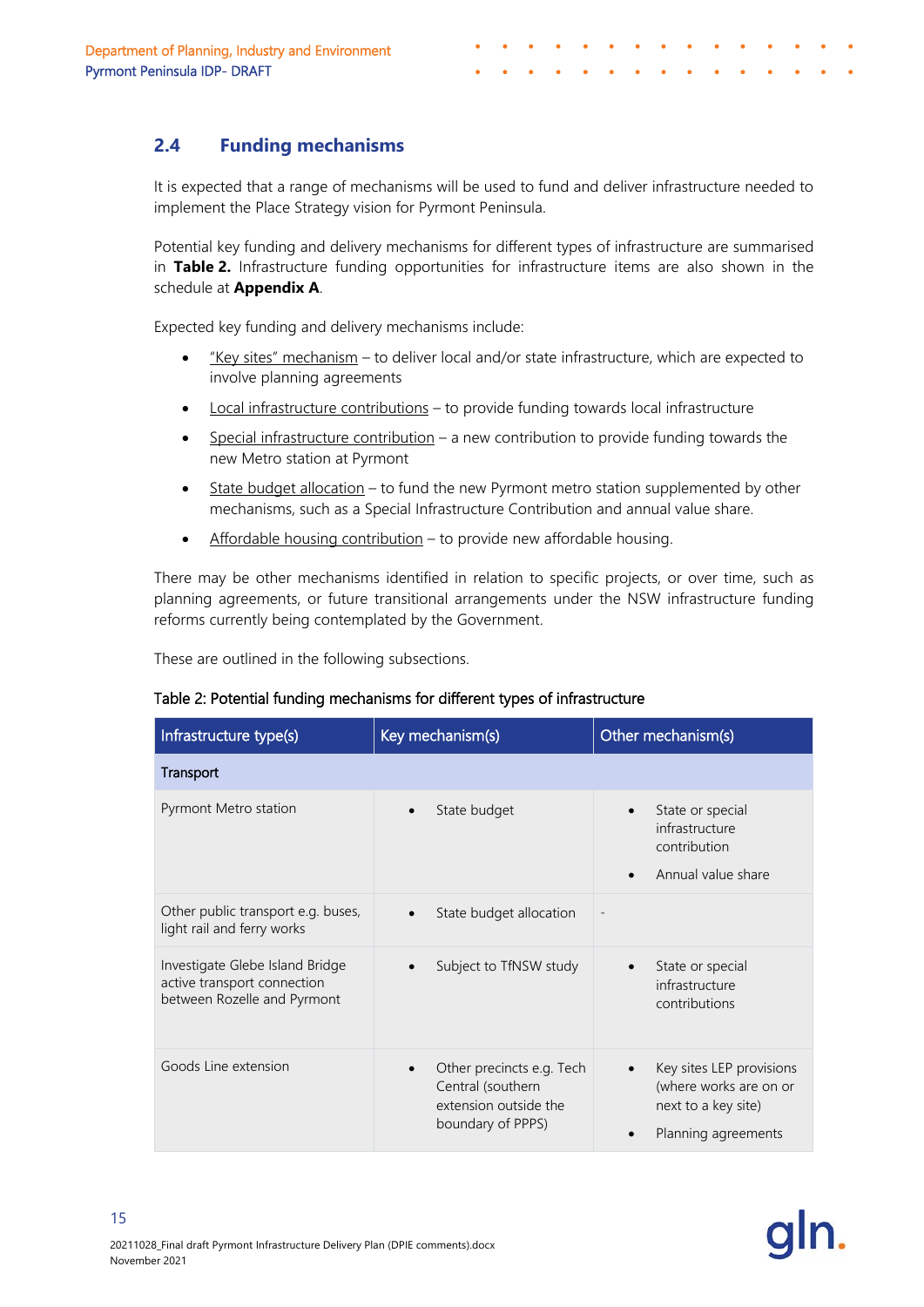## 2.4 Funding mechanisms

It is expected that a range of mechanisms will be used to fund and deliver infrastructure needed to implement the Place Strategy vision for Pyrmont Peninsula.

Potential key funding and delivery mechanisms for different types of infrastructure are summarised in **Table 2.** Infrastructure funding opportunities for infrastructure items are also shown in the schedule at **Appendix A**.

Expected key funding and delivery mechanisms include:

- "Key sites" mechanism – to deliver local and/or state infrastructure, which are expected to involve planning agreements
- Local infrastructure contributions – to provide funding towards local infrastructure
- Special infrastructure contribution – a new contribution to provide funding towards the new Metro station at Pyrmont
- State budget allocation – to fund the new Pyrmont metro station supplemented by other mechanisms, such as a Special Infrastructure Contribution and annual value share.
- Affordable housing contribution – to provide new affordable housing.

There may be other mechanisms identified in relation to specific projects, or over time, such as planning agreements, or future transitional arrangements under the NSW infrastructure funding reforms currently being contemplated by the Government.

These are outlined in the following subsections.

Table 2: Potential funding mechanisms for different types of infrastructure

| Infrastructure type(s) | Key mechanism(s) | Other mechanism(s) |
|---|---|---|
| **Transport** | | |
| Pyrmont Metro station | • State budget | • State or special infrastructure contribution<br>• Annual value share |
| Other public transport e.g. buses, light rail and ferry works | • State budget allocation | - |
| Investigate Glebe Island Bridge active transport connection between Rozelle and Pyrmont | • Subject to TfNSW study | • State or special infrastructure contributions |
| Goods Line extension | • Other precincts e.g. Tech Central (southern extension outside the boundary of PPPS) | • Key sites LEP provisions (where works are on or next to a key site)<br>• Planning agreements |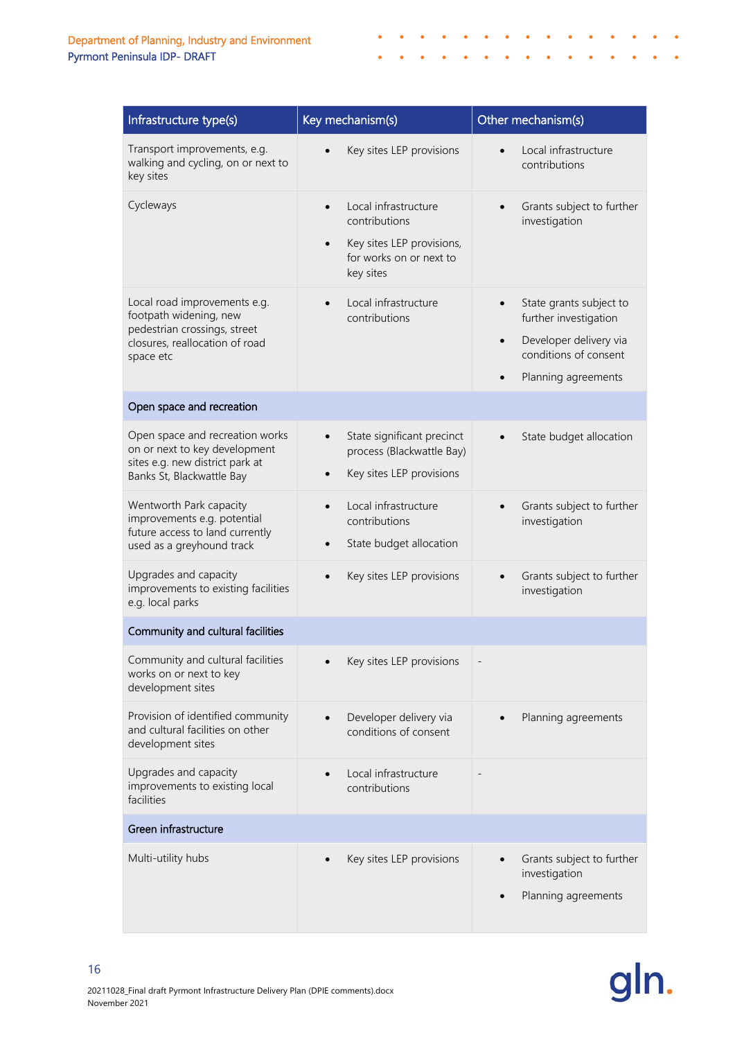| Infrastructure type(s) | Key mechanism(s) | Other mechanism(s) |
|---|---|---|
| Transport improvements, e.g. walking and cycling, on or next to key sites | • Key sites LEP provisions | • Local infrastructure contributions |
| Cycleways | • Local infrastructure contributions<br>• Key sites LEP provisions, for works on or next to key sites | • Grants subject to further investigation |
| Local road improvements e.g. footpath widening, new pedestrian crossings, street closures, reallocation of road space etc | • Local infrastructure contributions | • State grants subject to further investigation<br>• Developer delivery via conditions of consent<br>• Planning agreements |
| **Open space and recreation** | | |
| Open space and recreation works on or next to key development sites e.g. new district park at Banks St, Blackwattle Bay | • State significant precinct process (Blackwattle Bay)<br>• Key sites LEP provisions | • State budget allocation |
| Wentworth Park capacity improvements e.g. potential future access to land currently used as a greyhound track | • Local infrastructure contributions<br>• State budget allocation | • Grants subject to further investigation |
| Upgrades and capacity improvements to existing facilities e.g. local parks | • Key sites LEP provisions | • Grants subject to further investigation |
| **Community and cultural facilities** | | |
| Community and cultural facilities works on or next to key development sites | • Key sites LEP provisions | - |
| Provision of identified community and cultural facilities on other development sites | • Developer delivery via conditions of consent | • Planning agreements |
| Upgrades and capacity improvements to existing local facilities | • Local infrastructure contributions | - |
| **Green infrastructure** | | |
| Multi-utility hubs | • Key sites LEP provisions | • Grants subject to further investigation<br>• Planning agreements |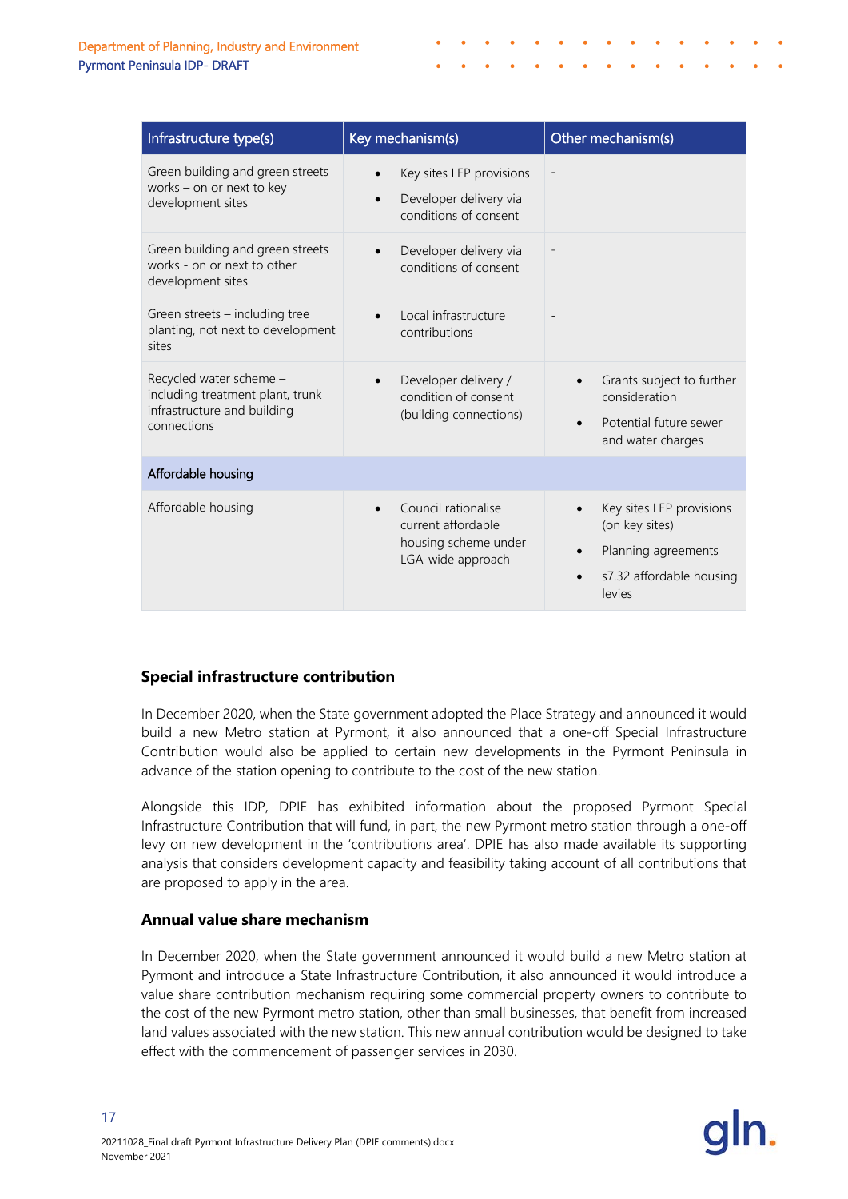| Infrastructure type(s) | Key mechanism(s) | Other mechanism(s) |
|---|---|---|
| Green building and green streets works – on or next to key development sites | • Key sites LEP provisions<br>• Developer delivery via conditions of consent | - |
| Green building and green streets works - on or next to other development sites | • Developer delivery via conditions of consent | - |
| Green streets – including tree planting, not next to development sites | • Local infrastructure contributions | - |
| Recycled water scheme – including treatment plant, trunk infrastructure and building connections | • Developer delivery / condition of consent (building connections) | • Grants subject to further consideration<br>• Potential future sewer and water charges |
| **Affordable housing** | | |
| Affordable housing | • Council rationalise current affordable housing scheme under LGA-wide approach | • Key sites LEP provisions (on key sites)<br>• Planning agreements<br>• s7.32 affordable housing levies |

### Special infrastructure contribution

In December 2020, when the State government adopted the Place Strategy and announced it would build a new Metro station at Pyrmont, it also announced that a one-off Special Infrastructure Contribution would also be applied to certain new developments in the Pyrmont Peninsula in advance of the station opening to contribute to the cost of the new station.

Alongside this IDP, DPIE has exhibited information about the proposed Pyrmont Special Infrastructure Contribution that will fund, in part, the new Pyrmont metro station through a one-off levy on new development in the 'contributions area'. DPIE has also made available its supporting analysis that considers development capacity and feasibility taking account of all contributions that are proposed to apply in the area.

### Annual value share mechanism

In December 2020, when the State government announced it would build a new Metro station at Pyrmont and introduce a State Infrastructure Contribution, it also announced it would introduce a value share contribution mechanism requiring some commercial property owners to contribute to the cost of the new Pyrmont metro station, other than small businesses, that benefit from increased land values associated with the new station. This new annual contribution would be designed to take effect with the commencement of passenger services in 2030.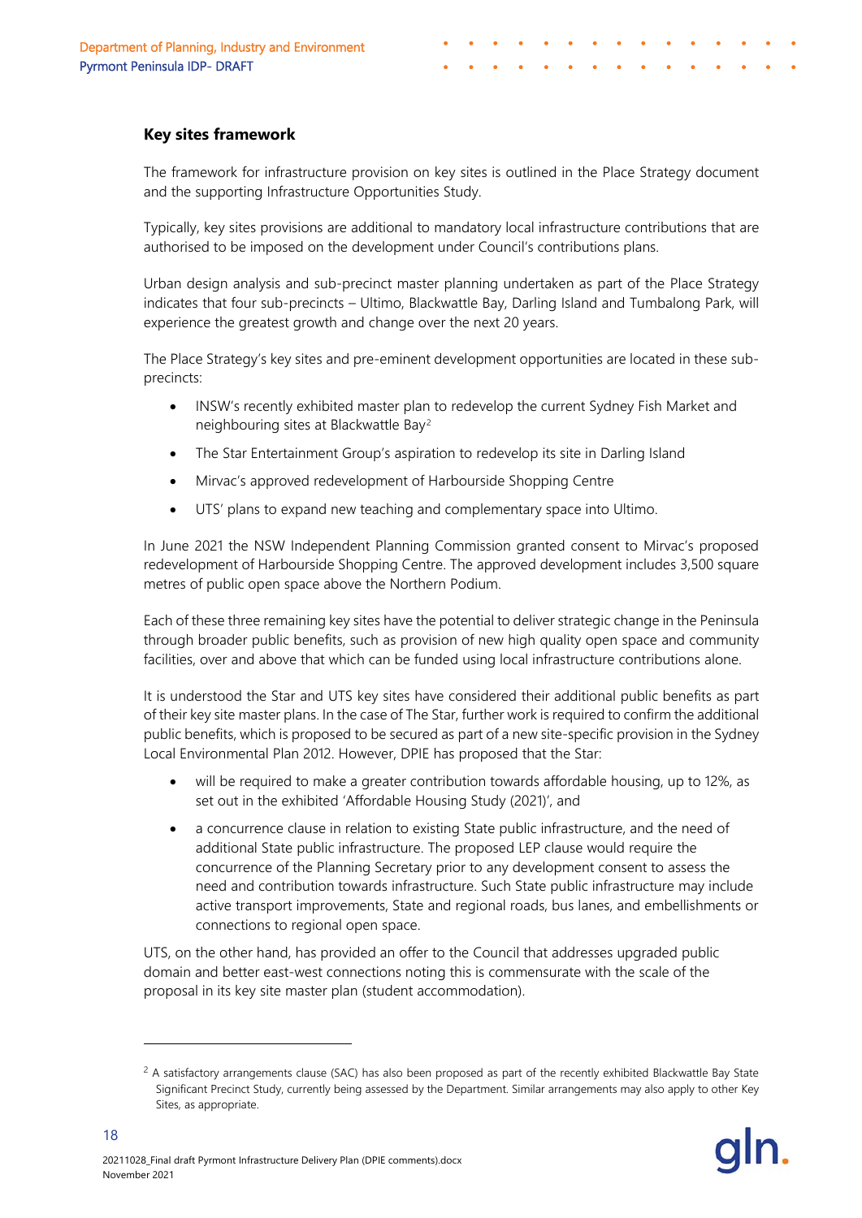### Key sites framework

The framework for infrastructure provision on key sites is outlined in the Place Strategy document and the supporting Infrastructure Opportunities Study.

Typically, key sites provisions are additional to mandatory local infrastructure contributions that are authorised to be imposed on the development under Council's contributions plans.

Urban design analysis and sub-precinct master planning undertaken as part of the Place Strategy indicates that four sub-precincts – Ultimo, Blackwattle Bay, Darling Island and Tumbalong Park, will experience the greatest growth and change over the next 20 years.

The Place Strategy's key sites and pre-eminent development opportunities are located in these sub-precincts:

- INSW's recently exhibited master plan to redevelop the current Sydney Fish Market and neighbouring sites at Blackwattle Bay[2]
- The Star Entertainment Group's aspiration to redevelop its site in Darling Island
- Mirvac's approved redevelopment of Harbourside Shopping Centre
- UTS' plans to expand new teaching and complementary space into Ultimo.

In June 2021 the NSW Independent Planning Commission granted consent to Mirvac's proposed redevelopment of Harbourside Shopping Centre. The approved development includes 3,500 square metres of public open space above the Northern Podium.

Each of these three remaining key sites have the potential to deliver strategic change in the Peninsula through broader public benefits, such as provision of new high quality open space and community facilities, over and above that which can be funded using local infrastructure contributions alone.

It is understood the Star and UTS key sites have considered their additional public benefits as part of their key site master plans. In the case of The Star, further work is required to confirm the additional public benefits, which is proposed to be secured as part of a new site-specific provision in the Sydney Local Environmental Plan 2012. However, DPIE has proposed that the Star:

- will be required to make a greater contribution towards affordable housing, up to 12%, as set out in the exhibited 'Affordable Housing Study (2021)', and
- a concurrence clause in relation to existing State public infrastructure, and the need of additional State public infrastructure. The proposed LEP clause would require the concurrence of the Planning Secretary prior to any development consent to assess the need and contribution towards infrastructure. Such State public infrastructure may include active transport improvements, State and regional roads, bus lanes, and embellishments or connections to regional open space.

UTS, on the other hand, has provided an offer to the Council that addresses upgraded public domain and better east-west connections noting this is commensurate with the scale of the proposal in its key site master plan (student accommodation).

---

[2] A satisfactory arrangements clause (SAC) has also been proposed as part of the recently exhibited Blackwattle Bay State Significant Precinct Study, currently being assessed by the Department. Similar arrangements may also apply to other Key Sites, as appropriate.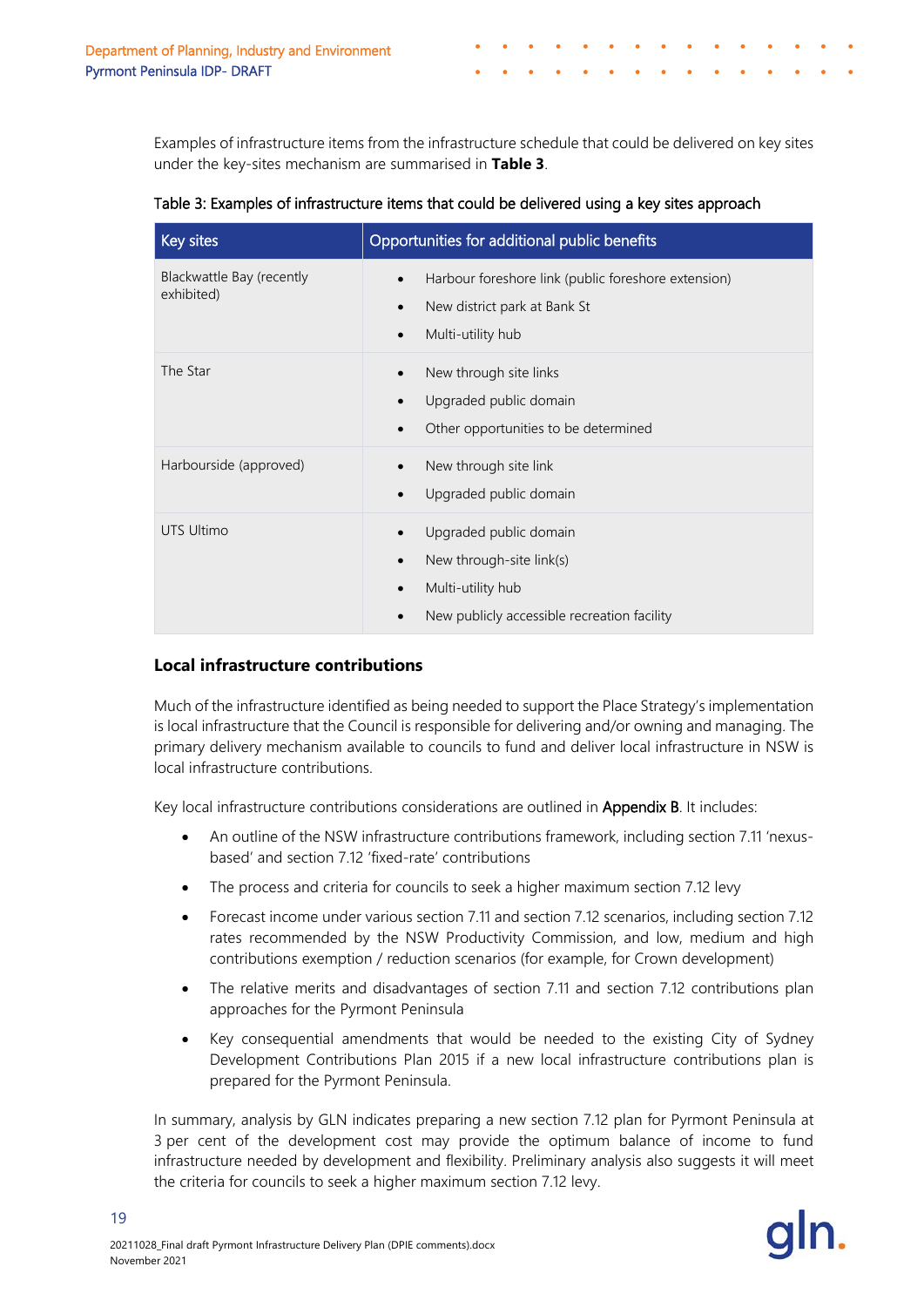Examples of infrastructure items from the infrastructure schedule that could be delivered on key sites under the key-sites mechanism are summarised in **Table 3**.

Table 3: Examples of infrastructure items that could be delivered using a key sites approach

| Key sites | Opportunities for additional public benefits |
| --- | --- |
| Blackwattle Bay (recently exhibited) | • Harbour foreshore link (public foreshore extension)<br>• New district park at Bank St<br>• Multi-utility hub |
| The Star | • New through site links<br>• Upgraded public domain<br>• Other opportunities to be determined |
| Harbourside (approved) | • New through site link<br>• Upgraded public domain |
| UTS Ultimo | • Upgraded public domain<br>• New through-site link(s)<br>• Multi-utility hub<br>• New publicly accessible recreation facility |

### Local infrastructure contributions

Much of the infrastructure identified as being needed to support the Place Strategy's implementation is local infrastructure that the Council is responsible for delivering and/or owning and managing. The primary delivery mechanism available to councils to fund and deliver local infrastructure in NSW is local infrastructure contributions.

Key local infrastructure contributions considerations are outlined in Appendix B. It includes:

- An outline of the NSW infrastructure contributions framework, including section 7.11 'nexus-based' and section 7.12 'fixed-rate' contributions
- The process and criteria for councils to seek a higher maximum section 7.12 levy
- Forecast income under various section 7.11 and section 7.12 scenarios, including section 7.12 rates recommended by the NSW Productivity Commission, and low, medium and high contributions exemption / reduction scenarios (for example, for Crown development)
- The relative merits and disadvantages of section 7.11 and section 7.12 contributions plan approaches for the Pyrmont Peninsula
- Key consequential amendments that would be needed to the existing City of Sydney Development Contributions Plan 2015 if a new local infrastructure contributions plan is prepared for the Pyrmont Peninsula.

In summary, analysis by GLN indicates preparing a new section 7.12 plan for Pyrmont Peninsula at 3 per cent of the development cost may provide the optimum balance of income to fund infrastructure needed by development and flexibility. Preliminary analysis also suggests it will meet the criteria for councils to seek a higher maximum section 7.12 levy.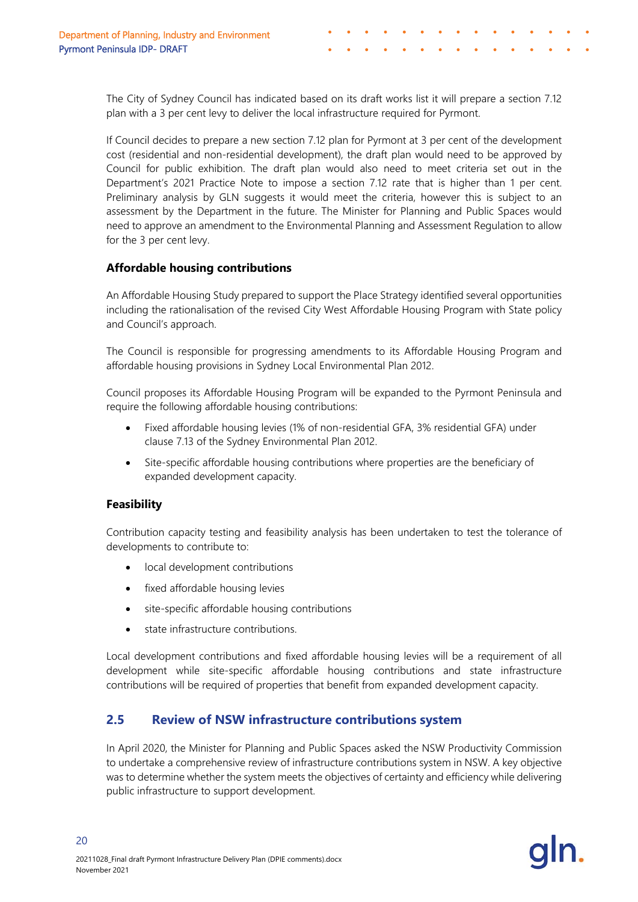The City of Sydney Council has indicated based on its draft works list it will prepare a section 7.12 plan with a 3 per cent levy to deliver the local infrastructure required for Pyrmont.

If Council decides to prepare a new section 7.12 plan for Pyrmont at 3 per cent of the development cost (residential and non-residential development), the draft plan would need to be approved by Council for public exhibition. The draft plan would also need to meet criteria set out in the Department's 2021 Practice Note to impose a section 7.12 rate that is higher than 1 per cent. Preliminary analysis by GLN suggests it would meet the criteria, however this is subject to an assessment by the Department in the future. The Minister for Planning and Public Spaces would need to approve an amendment to the Environmental Planning and Assessment Regulation to allow for the 3 per cent levy.

### Affordable housing contributions

An Affordable Housing Study prepared to support the Place Strategy identified several opportunities including the rationalisation of the revised City West Affordable Housing Program with State policy and Council's approach.

The Council is responsible for progressing amendments to its Affordable Housing Program and affordable housing provisions in Sydney Local Environmental Plan 2012.

Council proposes its Affordable Housing Program will be expanded to the Pyrmont Peninsula and require the following affordable housing contributions:

- Fixed affordable housing levies (1% of non-residential GFA, 3% residential GFA) under clause 7.13 of the Sydney Environmental Plan 2012.
- Site-specific affordable housing contributions where properties are the beneficiary of expanded development capacity.

### Feasibility

Contribution capacity testing and feasibility analysis has been undertaken to test the tolerance of developments to contribute to:

- local development contributions
- fixed affordable housing levies
- site-specific affordable housing contributions
- state infrastructure contributions.

Local development contributions and fixed affordable housing levies will be a requirement of all development while site-specific affordable housing contributions and state infrastructure contributions will be required of properties that benefit from expanded development capacity.

## 2.5 Review of NSW infrastructure contributions system

In April 2020, the Minister for Planning and Public Spaces asked the NSW Productivity Commission to undertake a comprehensive review of infrastructure contributions system in NSW. A key objective was to determine whether the system meets the objectives of certainty and efficiency while delivering public infrastructure to support development.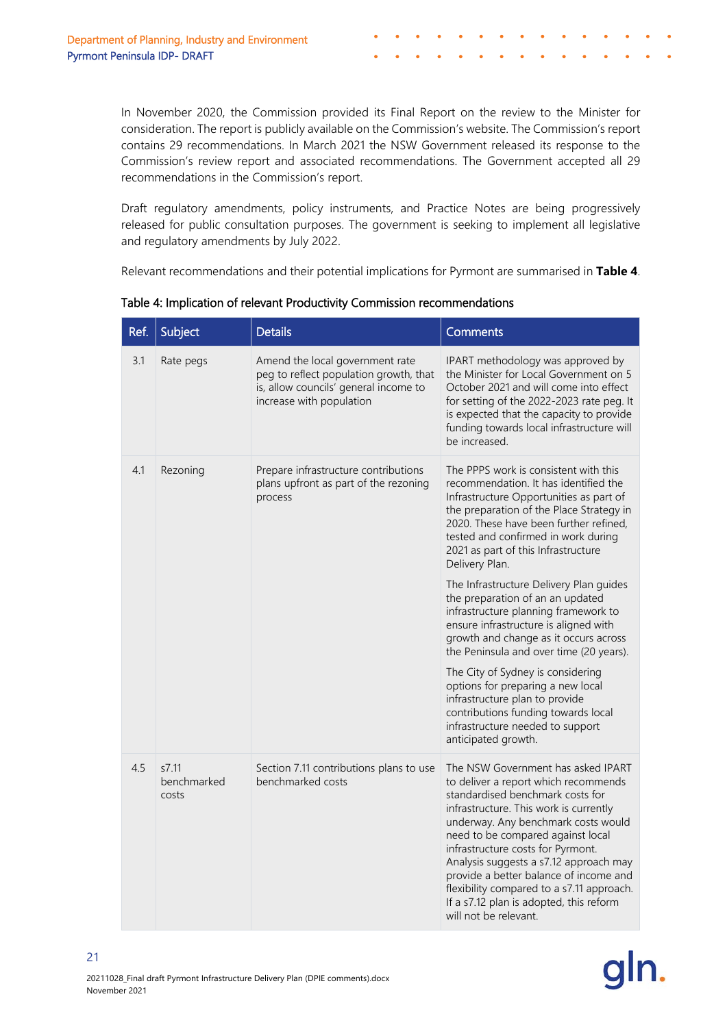In November 2020, the Commission provided its Final Report on the review to the Minister for consideration. The report is publicly available on the Commission's website. The Commission's report contains 29 recommendations. In March 2021 the NSW Government released its response to the Commission's review report and associated recommendations. The Government accepted all 29 recommendations in the Commission's report.

Draft regulatory amendments, policy instruments, and Practice Notes are being progressively released for public consultation purposes. The government is seeking to implement all legislative and regulatory amendments by July 2022.

Relevant recommendations and their potential implications for Pyrmont are summarised in **Table 4**.

Table 4: Implication of relevant Productivity Commission recommendations

| Ref. | Subject | Details | Comments |
|---|---|---|---|
| 3.1 | Rate pegs | Amend the local government rate peg to reflect population growth, that is, allow councils' general income to increase with population | IPART methodology was approved by the Minister for Local Government on 5 October 2021 and will come into effect for setting of the 2022-2023 rate peg. It is expected that the capacity to provide funding towards local infrastructure will be increased. |
| 4.1 | Rezoning | Prepare infrastructure contributions plans upfront as part of the rezoning process | The PPPS work is consistent with this recommendation. It has identified the Infrastructure Opportunities as part of the preparation of the Place Strategy in 2020. These have been further refined, tested and confirmed in work during 2021 as part of this Infrastructure Delivery Plan.<br><br>The Infrastructure Delivery Plan guides the preparation of an an updated infrastructure planning framework to ensure infrastructure is aligned with growth and change as it occurs across the Peninsula and over time (20 years).<br><br>The City of Sydney is considering options for preparing a new local infrastructure plan to provide contributions funding towards local infrastructure needed to support anticipated growth. |
| 4.5 | s7.11 benchmarked costs | Section 7.11 contributions plans to use benchmarked costs | The NSW Government has asked IPART to deliver a report which recommends standardised benchmark costs for infrastructure. This work is currently underway. Any benchmark costs would need to be compared against local infrastructure costs for Pyrmont. Analysis suggests a s7.12 approach may provide a better balance of income and flexibility compared to a s7.11 approach. If a s7.12 plan is adopted, this reform will not be relevant. |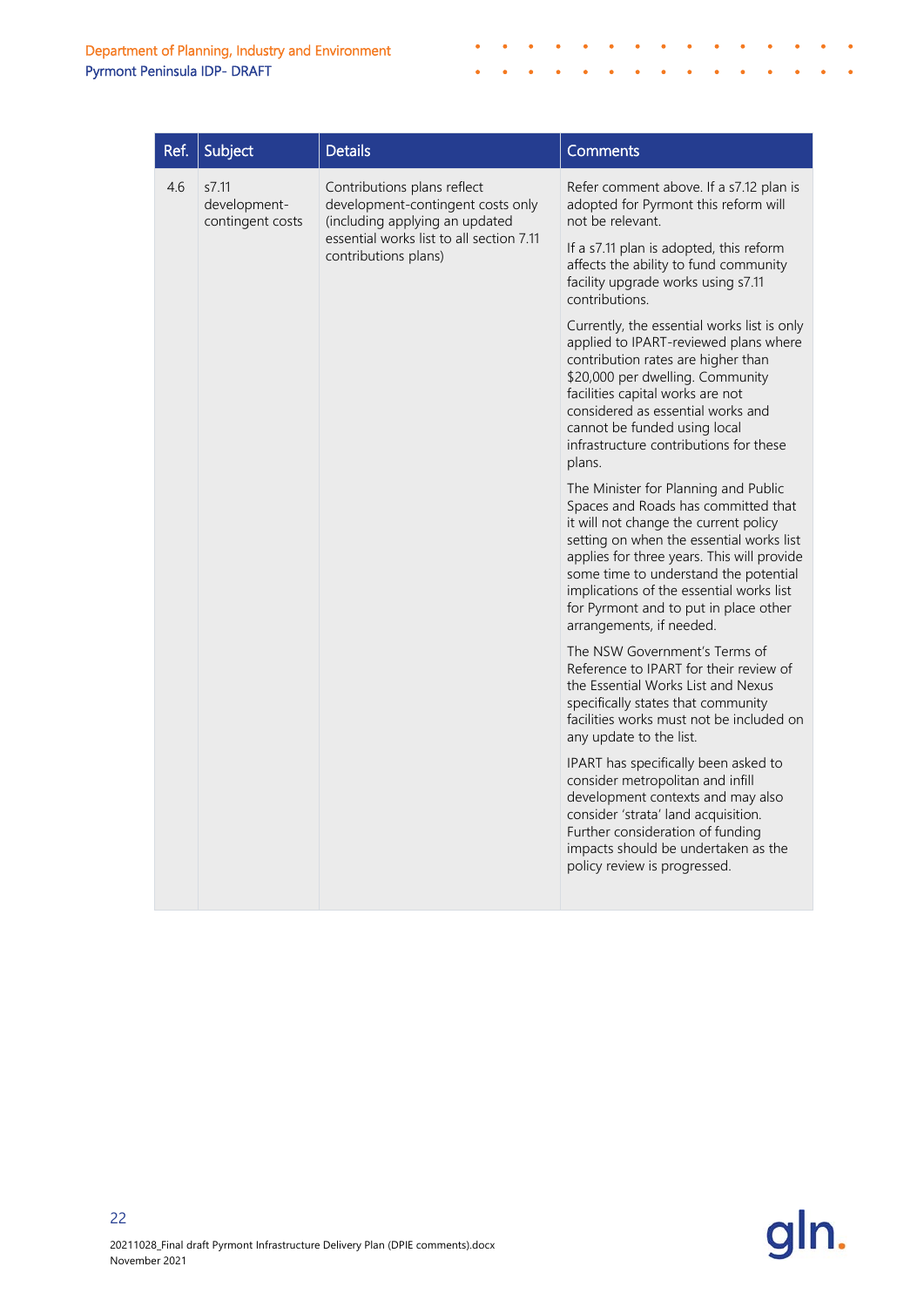| Ref. | Subject | Details | Comments |
|---|---|---|---|
| 4.6 | s7.11 development-contingent costs | Contributions plans reflect development-contingent costs only (including applying an updated essential works list to all section 7.11 contributions plans) | Refer comment above. If a s7.12 plan is adopted for Pyrmont this reform will not be relevant.<br><br>If a s7.11 plan is adopted, this reform affects the ability to fund community facility upgrade works using s7.11 contributions.<br><br>Currently, the essential works list is only applied to IPART-reviewed plans where contribution rates are higher than $20,000 per dwelling. Community facilities capital works are not considered as essential works and cannot be funded using local infrastructure contributions for these plans.<br><br>The Minister for Planning and Public Spaces and Roads has committed that it will not change the current policy setting on when the essential works list applies for three years. This will provide some time to understand the potential implications of the essential works list for Pyrmont and to put in place other arrangements, if needed.<br><br>The NSW Government's Terms of Reference to IPART for their review of the Essential Works List and Nexus specifically states that community facilities works must not be included on any update to the list.<br><br>IPART has specifically been asked to consider metropolitan and infill development contexts and may also consider 'strata' land acquisition. Further consideration of funding impacts should be undertaken as the policy review is progressed. |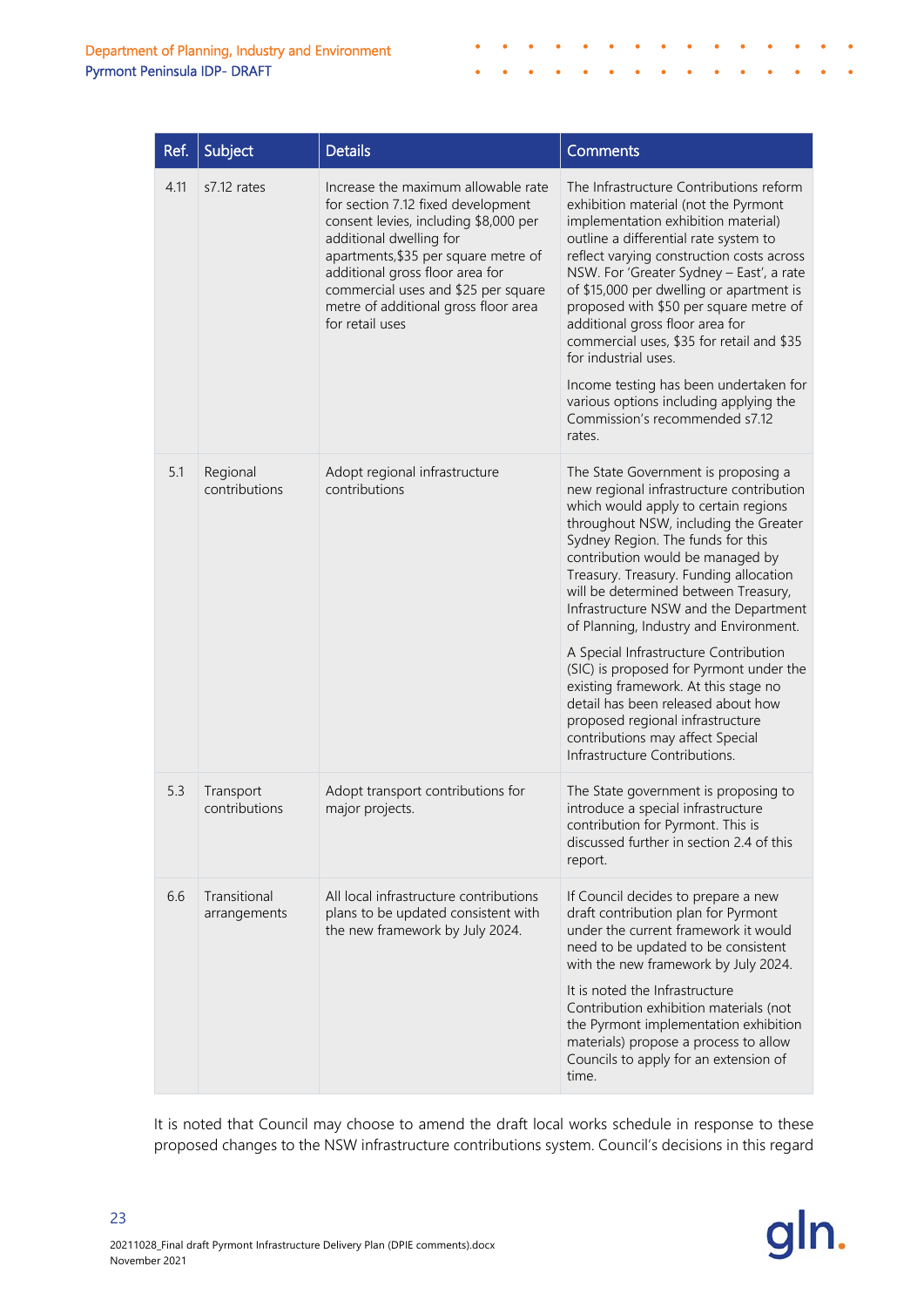| Ref. | Subject | Details | Comments |
|---|---|---|---|
| 4.11 | s7.12 rates | Increase the maximum allowable rate for section 7.12 fixed development consent levies, including $8,000 per additional dwelling for apartments,$35 per square metre of additional gross floor area for commercial uses and $25 per square metre of additional gross floor area for retail uses | The Infrastructure Contributions reform exhibition material (not the Pyrmont implementation exhibition material) outline a differential rate system to reflect varying construction costs across NSW. For 'Greater Sydney – East', a rate of $15,000 per dwelling or apartment is proposed with $50 per square metre of additional gross floor area for commercial uses, $35 for retail and $35 for industrial uses.<br><br>Income testing has been undertaken for various options including applying the Commission's recommended s7.12 rates. |
| 5.1 | Regional contributions | Adopt regional infrastructure contributions | The State Government is proposing a new regional infrastructure contribution which would apply to certain regions throughout NSW, including the Greater Sydney Region. The funds for this contribution would be managed by Treasury. Treasury. Funding allocation will be determined between Treasury, Infrastructure NSW and the Department of Planning, Industry and Environment.<br><br>A Special Infrastructure Contribution (SIC) is proposed for Pyrmont under the existing framework. At this stage no detail has been released about how proposed regional infrastructure contributions may affect Special Infrastructure Contributions. |
| 5.3 | Transport contributions | Adopt transport contributions for major projects. | The State government is proposing to introduce a special infrastructure contribution for Pyrmont. This is discussed further in section 2.4 of this report. |
| 6.6 | Transitional arrangements | All local infrastructure contributions plans to be updated consistent with the new framework by July 2024. | If Council decides to prepare a new draft contribution plan for Pyrmont under the current framework it would need to be updated to be consistent with the new framework by July 2024.<br><br>It is noted the Infrastructure Contribution exhibition materials (not the Pyrmont implementation exhibition materials) propose a process to allow Councils to apply for an extension of time. |

It is noted that Council may choose to amend the draft local works schedule in response to these proposed changes to the NSW infrastructure contributions system. Council's decisions in this regard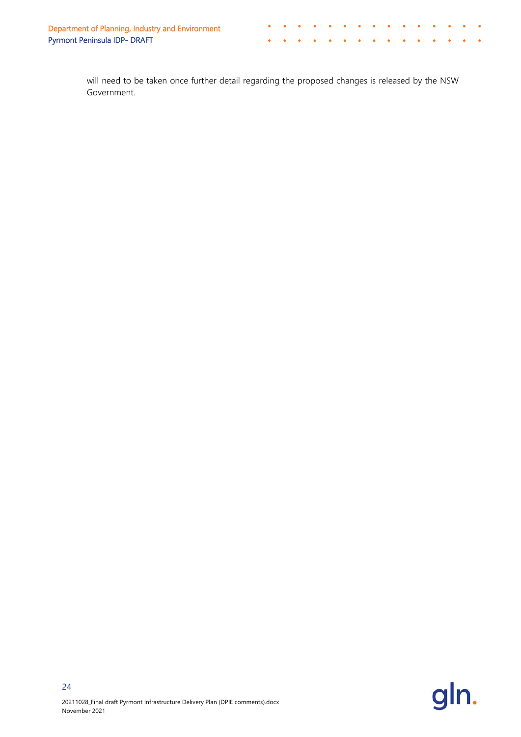will need to be taken once further detail regarding the proposed changes is released by the NSW Government.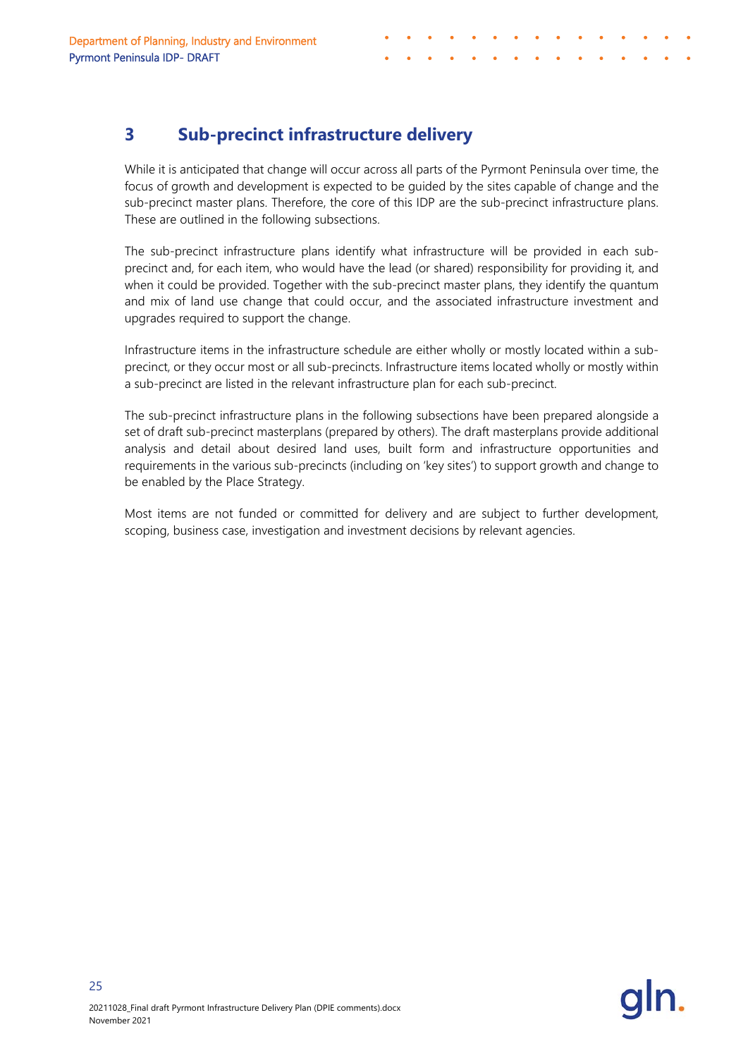# 3 Sub-precinct infrastructure delivery

While it is anticipated that change will occur across all parts of the Pyrmont Peninsula over time, the focus of growth and development is expected to be guided by the sites capable of change and the sub-precinct master plans. Therefore, the core of this IDP are the sub-precinct infrastructure plans. These are outlined in the following subsections.

The sub-precinct infrastructure plans identify what infrastructure will be provided in each sub-precinct and, for each item, who would have the lead (or shared) responsibility for providing it, and when it could be provided. Together with the sub-precinct master plans, they identify the quantum and mix of land use change that could occur, and the associated infrastructure investment and upgrades required to support the change.

Infrastructure items in the infrastructure schedule are either wholly or mostly located within a sub-precinct, or they occur most or all sub-precincts. Infrastructure items located wholly or mostly within a sub-precinct are listed in the relevant infrastructure plan for each sub-precinct.

The sub-precinct infrastructure plans in the following subsections have been prepared alongside a set of draft sub-precinct masterplans (prepared by others). The draft masterplans provide additional analysis and detail about desired land uses, built form and infrastructure opportunities and requirements in the various sub-precincts (including on 'key sites') to support growth and change to be enabled by the Place Strategy.

Most items are not funded or committed for delivery and are subject to further development, scoping, business case, investigation and investment decisions by relevant agencies.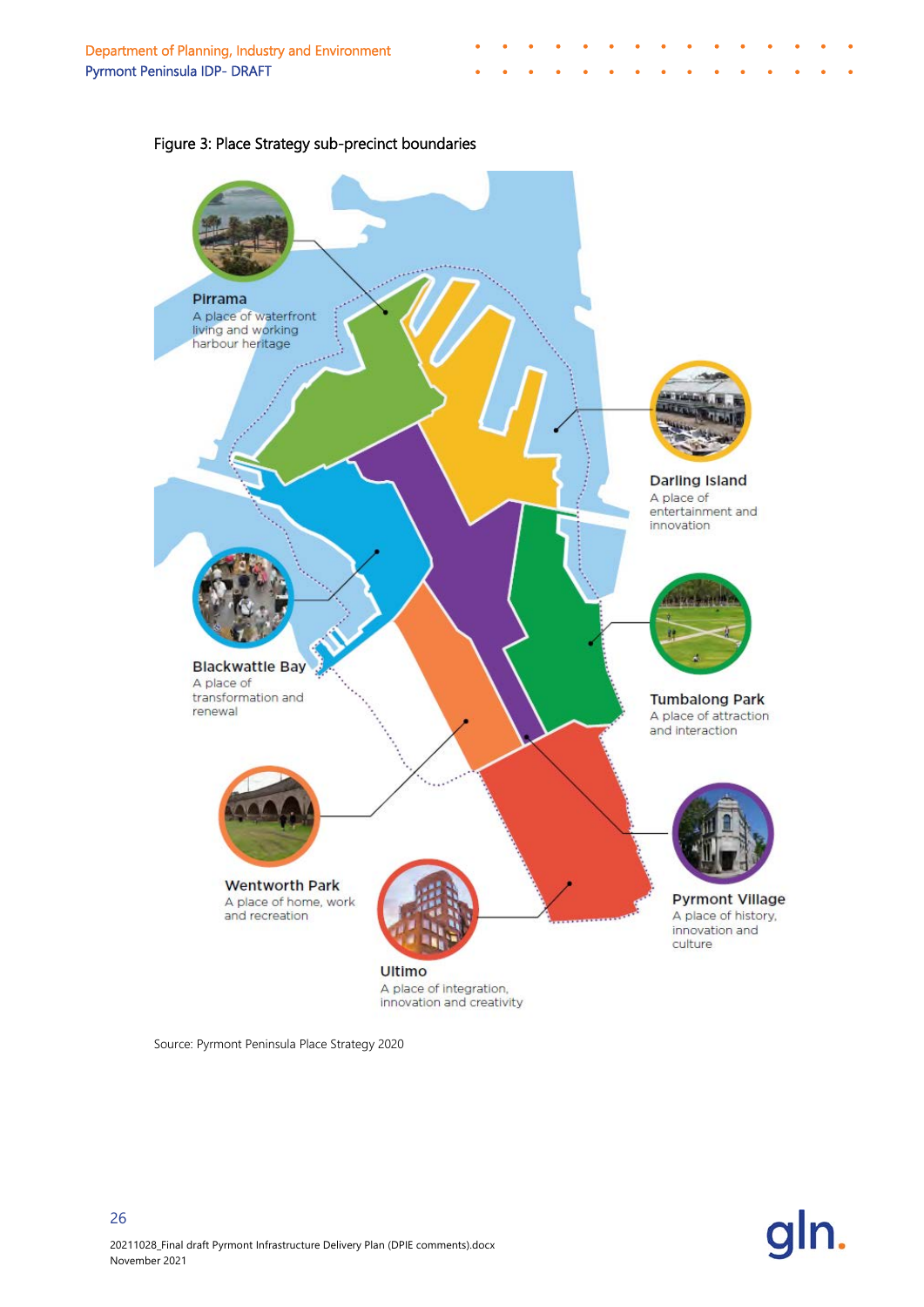Figure 3: Place Strategy sub-precinct boundaries

**Pirrama**
A place of waterfront living and working harbour heritage

**Darling Island**
A place of entertainment and innovation

**Blackwattle Bay**
A place of transformation and renewal

**Tumbalong Park**
A place of attraction and interaction

**Wentworth Park**
A place of home, work and recreation

**Pyrmont Village**
A place of history, innovation and culture

**Ultimo**
A place of integration, innovation and creativity

Source: Pyrmont Peninsula Place Strategy 2020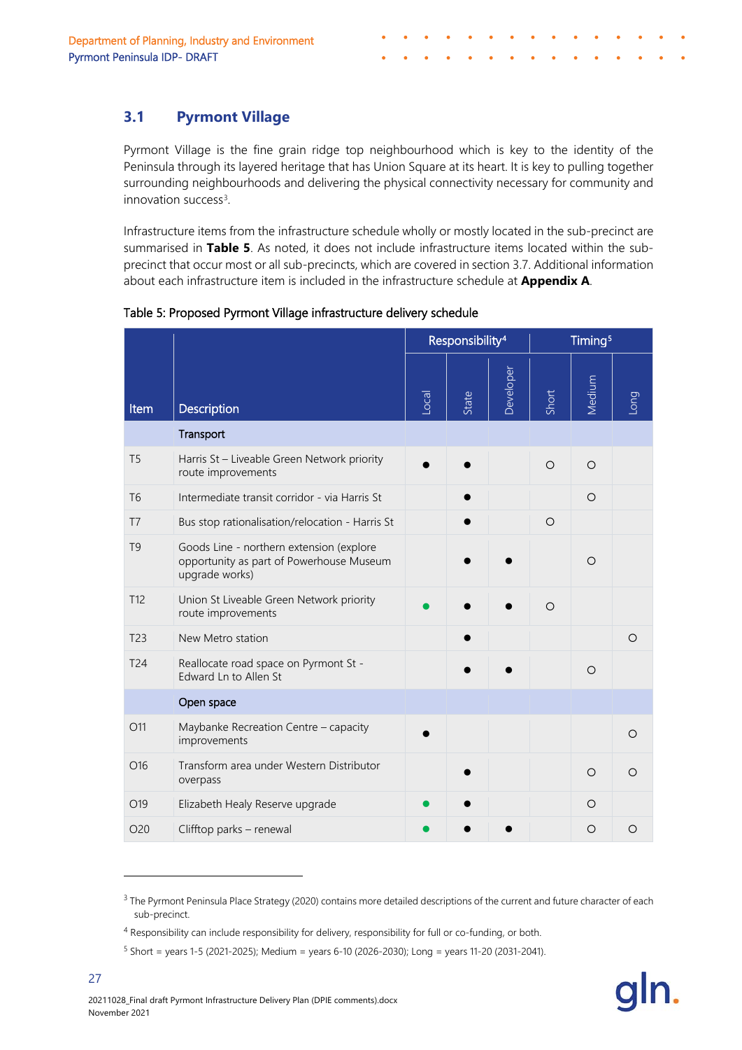## 3.1 Pyrmont Village

Pyrmont Village is the fine grain ridge top neighbourhood which is key to the identity of the Peninsula through its layered heritage that has Union Square at its heart. It is key to pulling together surrounding neighbourhoods and delivering the physical connectivity necessary for community and innovation success[3].

Infrastructure items from the infrastructure schedule wholly or mostly located in the sub-precinct are summarised in **Table 5**. As noted, it does not include infrastructure items located within the sub-precinct that occur most or all sub-precincts, which are covered in section 3.7. Additional information about each infrastructure item is included in the infrastructure schedule at **Appendix A**.

Table 5: Proposed Pyrmont Village infrastructure delivery schedule

| Item | Description | Responsibility[4] | | | Timing[5] | | |
|---|---|---|---|---|---|---|---|
| | | Local | State | Developer | Short | Medium | Long |
| | **Transport** | | | | | | |
| T5 | Harris St – Liveable Green Network priority route improvements | ● | ● | | ○ | ○ | |
| T6 | Intermediate transit corridor - via Harris St | | ● | | | ○ | |
| T7 | Bus stop rationalisation/relocation - Harris St | | ● | | ○ | | |
| T9 | Goods Line - northern extension (explore opportunity as part of Powerhouse Museum upgrade works) | | ● | ● | | ○ | |
| T12 | Union St Liveable Green Network priority route improvements | ● | ● | ● | ○ | | |
| T23 | New Metro station | | ● | | | | ○ |
| T24 | Reallocate road space on Pyrmont St - Edward Ln to Allen St | | ● | ● | | ○ | |
| | **Open space** | | | | | | |
| O11 | Maybanke Recreation Centre – capacity improvements | ● | | | | | ○ |
| O16 | Transform area under Western Distributor overpass | | ● | | | ○ | ○ |
| O19 | Elizabeth Healy Reserve upgrade | ● | ● | | | ○ | |
| O20 | Clifftop parks – renewal | ● | ● | ● | | ○ | ○ |

[3] The Pyrmont Peninsula Place Strategy (2020) contains more detailed descriptions of the current and future character of each sub-precinct.

[4] Responsibility can include responsibility for delivery, responsibility for full or co-funding, or both.

[5] Short = years 1-5 (2021-2025); Medium = years 6-10 (2026-2030); Long = years 11-20 (2031-2041).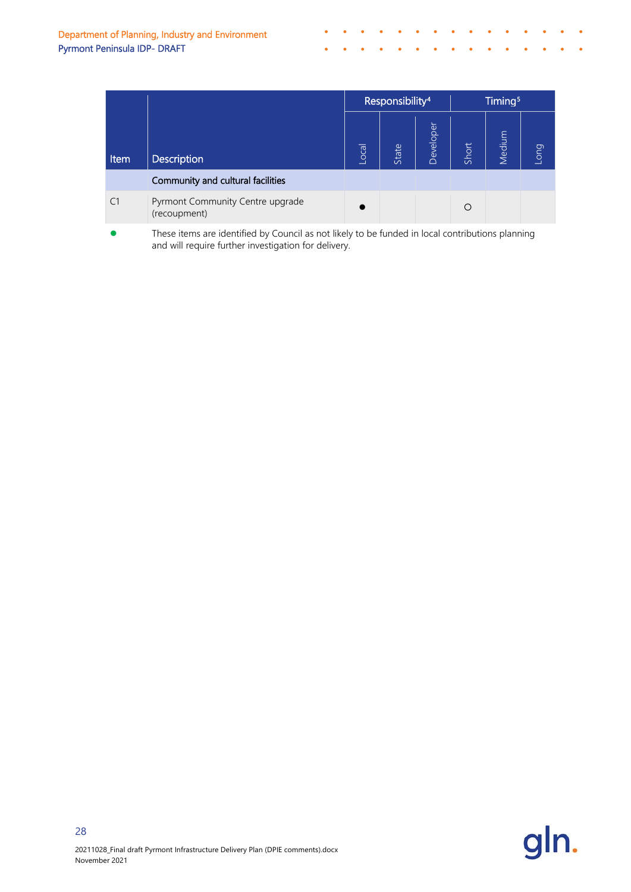| Item | Description | Responsibility[4] | | | Timing[5] | | |
|---|---|---|---|---|---|---|---|
| | | Local | State | Developer | Short | Medium | Long |
| | **Community and cultural facilities** | | | | | | |
| C1 | Pyrmont Community Centre upgrade (recoupment) | ● | | | ○ | | |

● These items are identified by Council as not likely to be funded in local contributions planning and will require further investigation for delivery.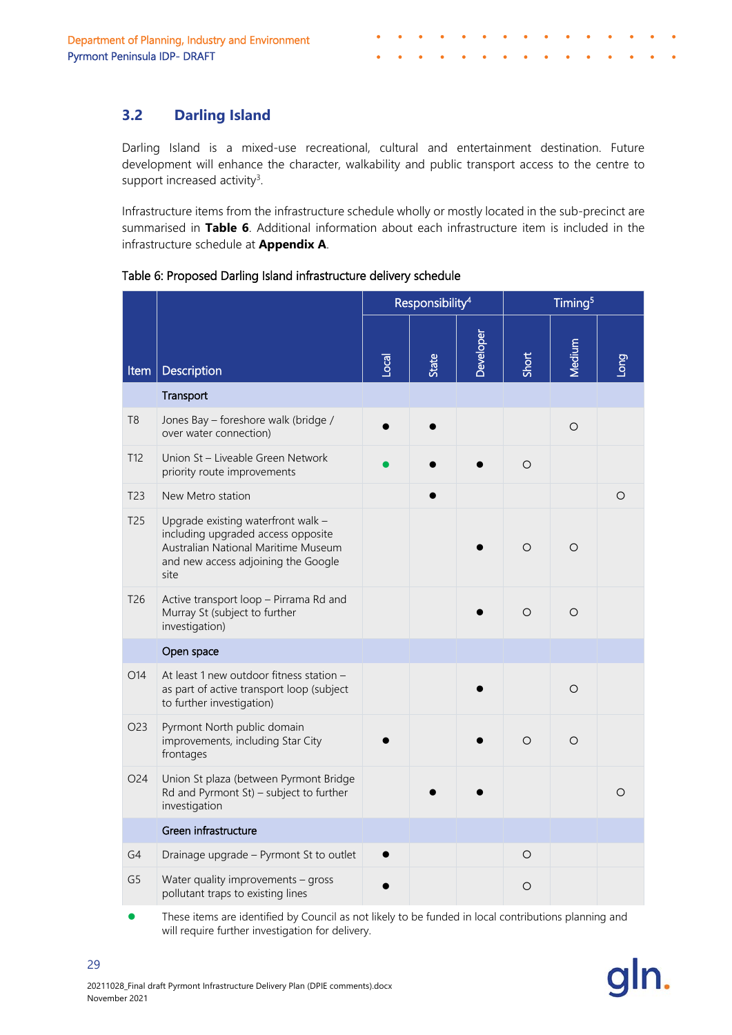## 3.2 Darling Island

Darling Island is a mixed-use recreational, cultural and entertainment destination. Future development will enhance the character, walkability and public transport access to the centre to support increased activity[3].

Infrastructure items from the infrastructure schedule wholly or mostly located in the sub-precinct are summarised in **Table 6**. Additional information about each infrastructure item is included in the infrastructure schedule at **Appendix A**.

Table 6: Proposed Darling Island infrastructure delivery schedule

| Item | Description | Responsibility[4] | | | Timing[5] | | |
|---|---|---|---|---|---|---|---|
| | | Local | State | Developer | Short | Medium | Long |
| | **Transport** | | | | | | |
| T8 | Jones Bay – foreshore walk (bridge / over water connection) | ● | ● | | | ○ | |
| T12 | Union St – Liveable Green Network priority route improvements | ● (green) | ● | ● | ○ | | |
| T23 | New Metro station | | ● | | | | ○ |
| T25 | Upgrade existing waterfront walk – including upgraded access opposite Australian National Maritime Museum and new access adjoining the Google site | | | ● | ○ | ○ | |
| T26 | Active transport loop – Pirrama Rd and Murray St (subject to further investigation) | | | ● | ○ | ○ | |
| | **Open space** | | | | | | |
| O14 | At least 1 new outdoor fitness station – as part of active transport loop (subject to further investigation) | | | ● | | ○ | |
| O23 | Pyrmont North public domain improvements, including Star City frontages | ● | | ● | ○ | ○ | |
| O24 | Union St plaza (between Pyrmont Bridge Rd and Pyrmont St) – subject to further investigation | | ● | ● | | | ○ |
| | **Green infrastructure** | | | | | | |
| G4 | Drainage upgrade – Pyrmont St to outlet | ● | | | ○ | | |
| G5 | Water quality improvements – gross pollutant traps to existing lines | ● | | | ○ | | |

● (green) These items are identified by Council as not likely to be funded in local contributions planning and will require further investigation for delivery.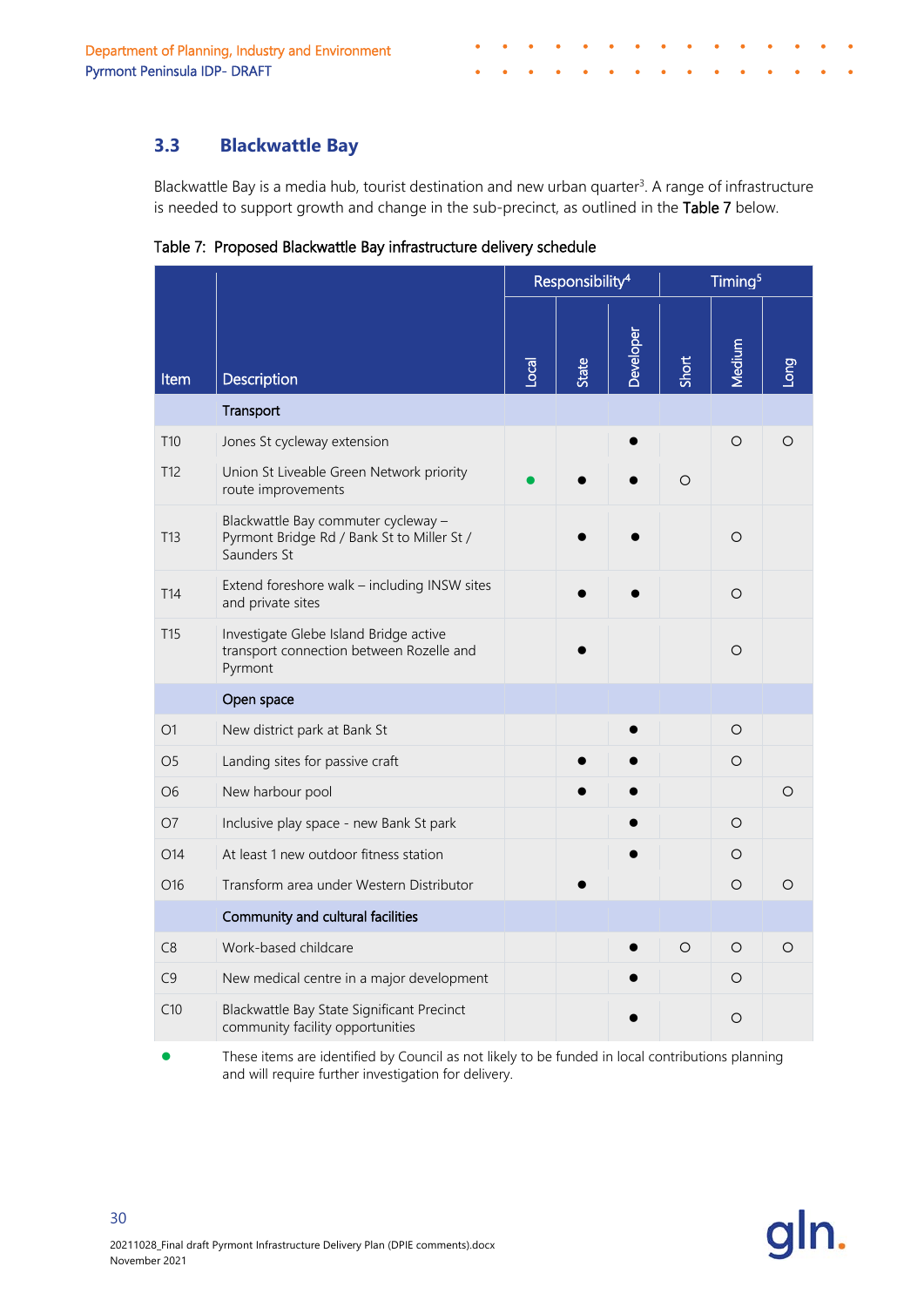## 3.3 Blackwattle Bay

Blackwattle Bay is a media hub, tourist destination and new urban quarter[3]. A range of infrastructure is needed to support growth and change in the sub-precinct, as outlined in the Table 7 below.

Table 7: Proposed Blackwattle Bay infrastructure delivery schedule

| Item | Description | Responsibility[4] | | | Timing[5] | | |
|---|---|---|---|---|---|---|---|
| | | Local | State | Developer | Short | Medium | Long |
| | **Transport** | | | | | | |
| T10 | Jones St cycleway extension | | | ● | | ○ | ○ |
| T12 | Union St Liveable Green Network priority route improvements | ● (green) | ● | ● | ○ | | |
| T13 | Blackwattle Bay commuter cycleway – Pyrmont Bridge Rd / Bank St to Miller St / Saunders St | | ● | ● | | ○ | |
| T14 | Extend foreshore walk – including INSW sites and private sites | | ● | ● | | ○ | |
| T15 | Investigate Glebe Island Bridge active transport connection between Rozelle and Pyrmont | | ● | | | ○ | |
| | **Open space** | | | | | | |
| O1 | New district park at Bank St | | | ● | | ○ | |
| O5 | Landing sites for passive craft | | ● | ● | | ○ | |
| O6 | New harbour pool | | ● | ● | | | ○ |
| O7 | Inclusive play space - new Bank St park | | | ● | | ○ | |
| O14 | At least 1 new outdoor fitness station | | | ● | | ○ | |
| O16 | Transform area under Western Distributor | | ● | | | ○ | ○ |
| | **Community and cultural facilities** | | | | | | |
| C8 | Work-based childcare | | | ● | ○ | ○ | ○ |
| C9 | New medical centre in a major development | | | ● | | ○ | |
| C10 | Blackwattle Bay State Significant Precinct community facility opportunities | | | ● | | ○ | |

● (green) These items are identified by Council as not likely to be funded in local contributions planning and will require further investigation for delivery.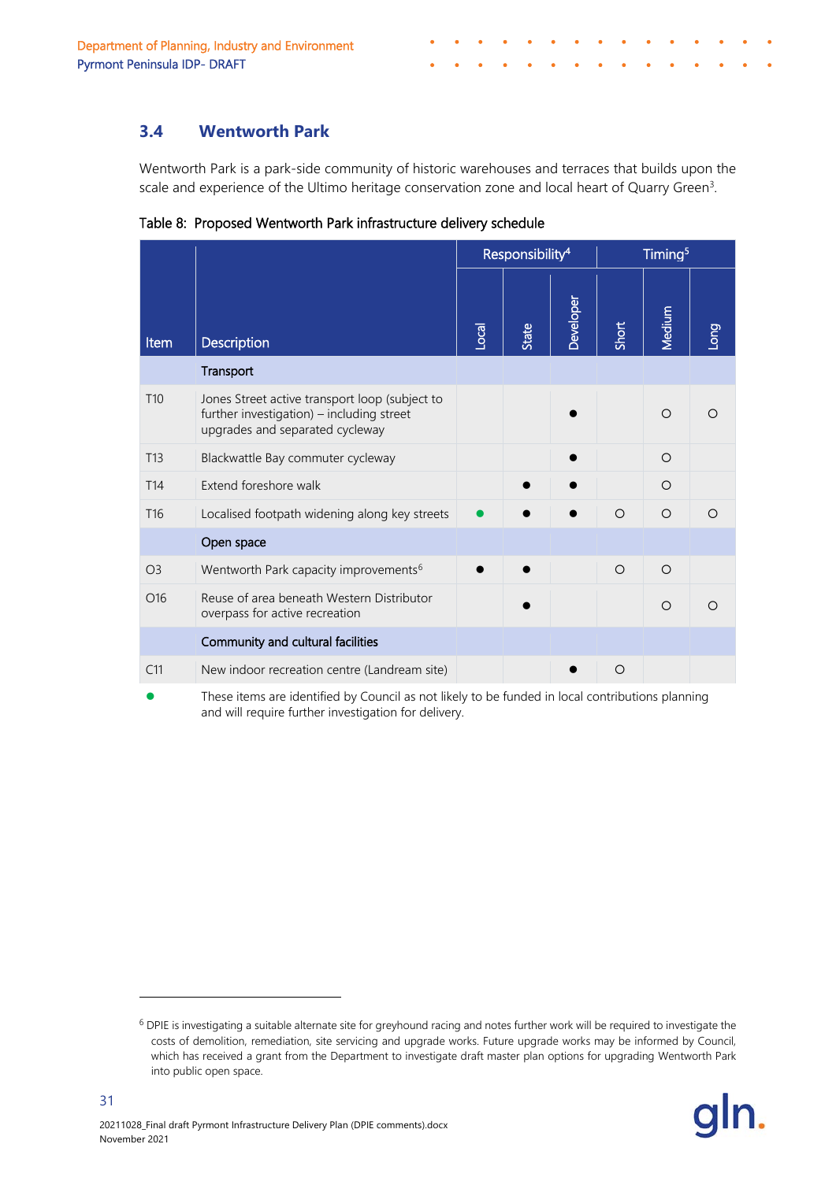## 3.4 Wentworth Park

Wentworth Park is a park-side community of historic warehouses and terraces that builds upon the scale and experience of the Ultimo heritage conservation zone and local heart of Quarry Green[3].

Table 8: Proposed Wentworth Park infrastructure delivery schedule

| Item | Description | Responsibility[4] | | | Timing[5] | | |
|---|---|---|---|---|---|---|---|
| | | Local | State | Developer | Short | Medium | Long |
| | **Transport** | | | | | | |
| T10 | Jones Street active transport loop (subject to further investigation) – including street upgrades and separated cycleway | | | ● | | ○ | ○ |
| T13 | Blackwattle Bay commuter cycleway | | | ● | | ○ | |
| T14 | Extend foreshore walk | | ● | ● | | ○ | |
| T16 | Localised footpath widening along key streets | ● (green) | ● | ● | ○ | ○ | ○ |
| | **Open space** | | | | | | |
| O3 | Wentworth Park capacity improvements[6] | ● | ● | | ○ | ○ | |
| O16 | Reuse of area beneath Western Distributor overpass for active recreation | | ● | | | ○ | ○ |
| | **Community and cultural facilities** | | | | | | |
| C11 | New indoor recreation centre (Landream site) | | | ● | ○ | | |

● (green) These items are identified by Council as not likely to be funded in local contributions planning and will require further investigation for delivery.

---

[6] DPIE is investigating a suitable alternate site for greyhound racing and notes further work will be required to investigate the costs of demolition, remediation, site servicing and upgrade works. Future upgrade works may be informed by Council, which has received a grant from the Department to investigate draft master plan options for upgrading Wentworth Park into public open space.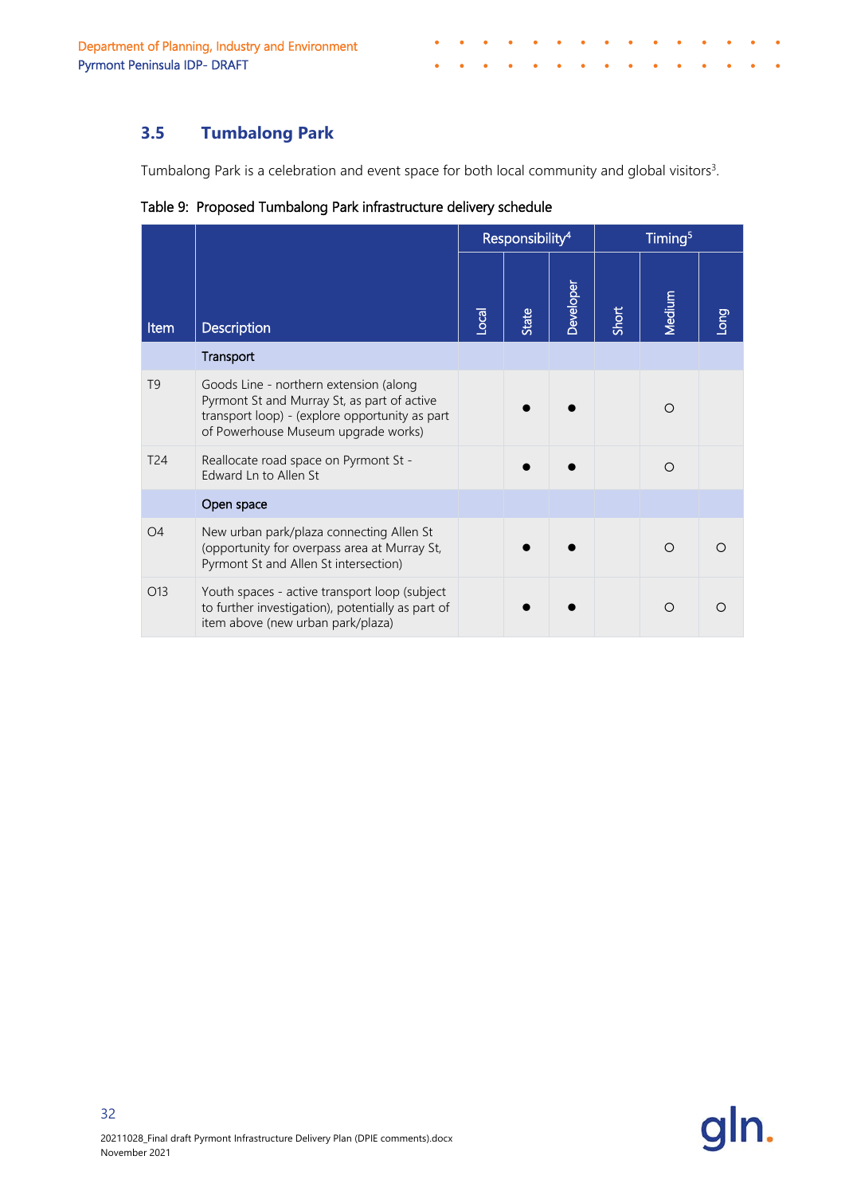## 3.5 Tumbalong Park

Tumbalong Park is a celebration and event space for both local community and global visitors[3].

Table 9: Proposed Tumbalong Park infrastructure delivery schedule

| Item | Description | Responsibility[4] | | | Timing[5] | | |
|---|---|---|---|---|---|---|---|
| | | Local | State | Developer | Short | Medium | Long |
| | **Transport** | | | | | | |
| T9 | Goods Line - northern extension (along Pyrmont St and Murray St, as part of active transport loop) - (explore opportunity as part of Powerhouse Museum upgrade works) | | ● | ● | | ○ | |
| T24 | Reallocate road space on Pyrmont St - Edward Ln to Allen St | | ● | ● | | ○ | |
| | **Open space** | | | | | | |
| O4 | New urban park/plaza connecting Allen St (opportunity for overpass area at Murray St, Pyrmont St and Allen St intersection) | | ● | ● | | ○ | ○ |
| O13 | Youth spaces - active transport loop (subject to further investigation), potentially as part of item above (new urban park/plaza) | | ● | ● | | ○ | ○ |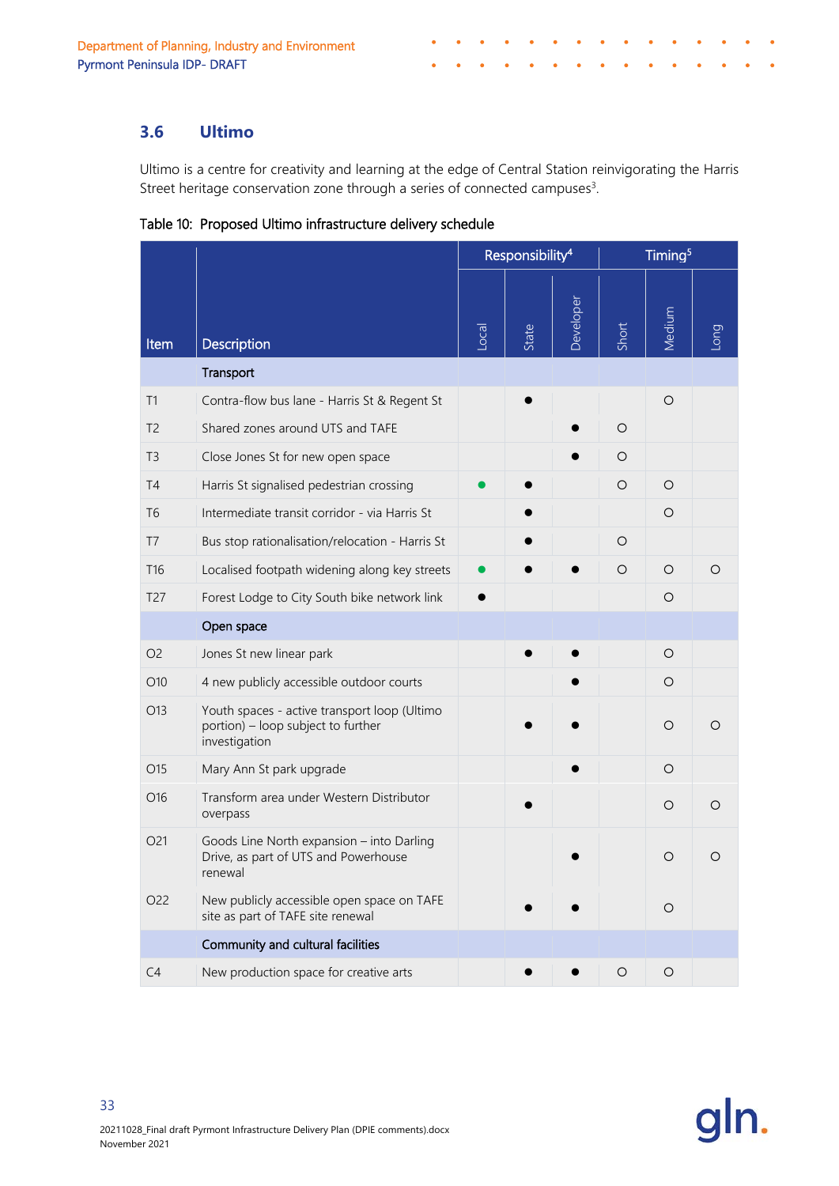## 3.6 Ultimo

Ultimo is a centre for creativity and learning at the edge of Central Station reinvigorating the Harris Street heritage conservation zone through a series of connected campuses[3].

Table 10: Proposed Ultimo infrastructure delivery schedule

| Item | Description | Responsibility[4] | | | Timing[5] | | |
|---|---|---|---|---|---|---|---|
| | | Local | State | Developer | Short | Medium | Long |
| | **Transport** | | | | | | |
| T1 | Contra-flow bus lane - Harris St & Regent St | | ● | | | ○ | |
| T2 | Shared zones around UTS and TAFE | | | ● | ○ | | |
| T3 | Close Jones St for new open space | | | ● | ○ | | |
| T4 | Harris St signalised pedestrian crossing | ● | ● | | ○ | ○ | |
| T6 | Intermediate transit corridor - via Harris St | | ● | | | ○ | |
| T7 | Bus stop rationalisation/relocation - Harris St | | ● | | ○ | | |
| T16 | Localised footpath widening along key streets | ● | ● | ● | ○ | ○ | ○ |
| T27 | Forest Lodge to City South bike network link | ● | | | | ○ | |
| | **Open space** | | | | | | |
| O2 | Jones St new linear park | | ● | ● | | ○ | |
| O10 | 4 new publicly accessible outdoor courts | | | ● | | ○ | |
| O13 | Youth spaces - active transport loop (Ultimo portion) – loop subject to further investigation | | ● | ● | | ○ | ○ |
| O15 | Mary Ann St park upgrade | | | ● | | ○ | |
| O16 | Transform area under Western Distributor overpass | | ● | | | ○ | ○ |
| O21 | Goods Line North expansion – into Darling Drive, as part of UTS and Powerhouse renewal | | | ● | | ○ | ○ |
| O22 | New publicly accessible open space on TAFE site as part of TAFE site renewal | | ● | ● | | ○ | |
| | **Community and cultural facilities** | | | | | | |
| C4 | New production space for creative arts | | ● | ● | ○ | ○ | |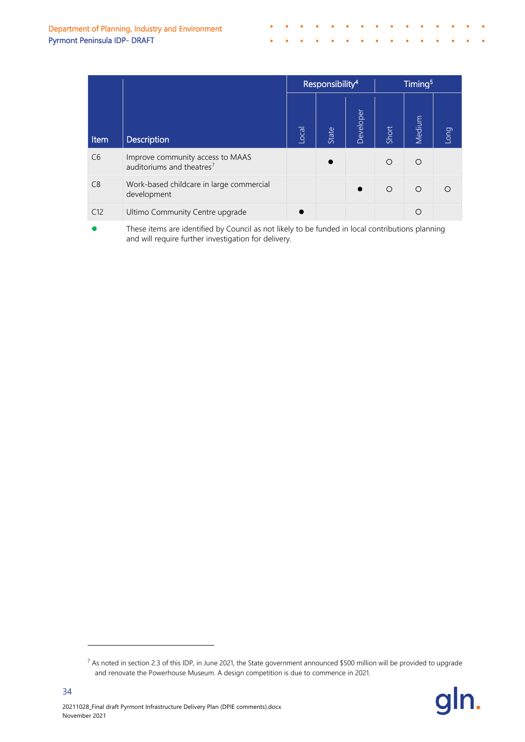| Item | Description | Responsibility[4] | | | Timing[5] | | |
|---|---|---|---|---|---|---|---|
| | | Local | State | Developer | Short | Medium | Long |
| C6 | Improve community access to MAAS auditoriums and theatres[7] | | ● | | ○ | ○ | |
| C8 | Work-based childcare in large commercial development | | | ● | ○ | ○ | ○ |
| C12 | Ultimo Community Centre upgrade | ● | | | | ○ | |

● These items are identified by Council as not likely to be funded in local contributions planning and will require further investigation for delivery.

[7] As noted in section 2.3 of this IDP, in June 2021, the State government announced $500 million will be provided to upgrade and renovate the Powerhouse Museum. A design competition is due to commence in 2021.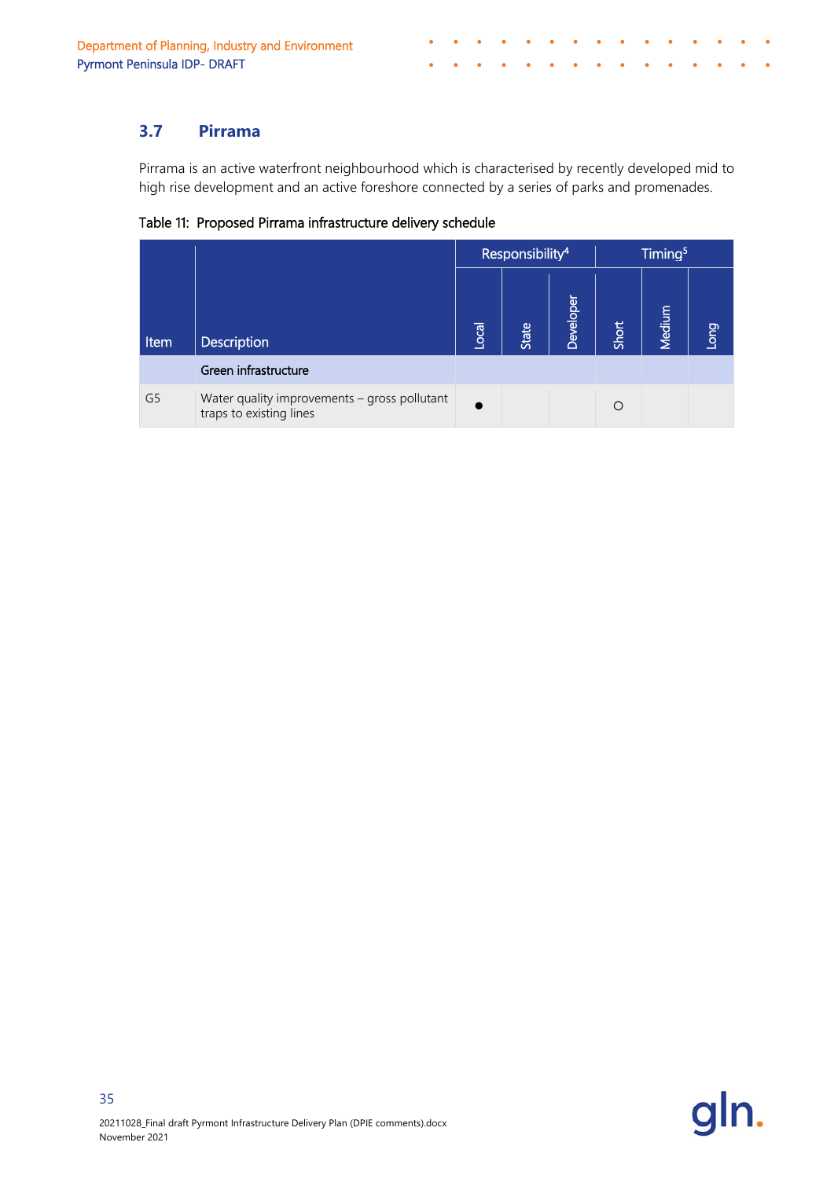## 3.7 Pirrama

Pirrama is an active waterfront neighbourhood which is characterised by recently developed mid to high rise development and an active foreshore connected by a series of parks and promenades.

Table 11: Proposed Pirrama infrastructure delivery schedule

| Item | Description | Responsibility[4] | | | Timing[5] | | |
|---|---|---|---|---|---|---|---|
| | | Local | State | Developer | Short | Medium | Long |
| | **Green infrastructure** | | | | | | |
| G5 | Water quality improvements – gross pollutant traps to existing lines | ● | | | ○ | | |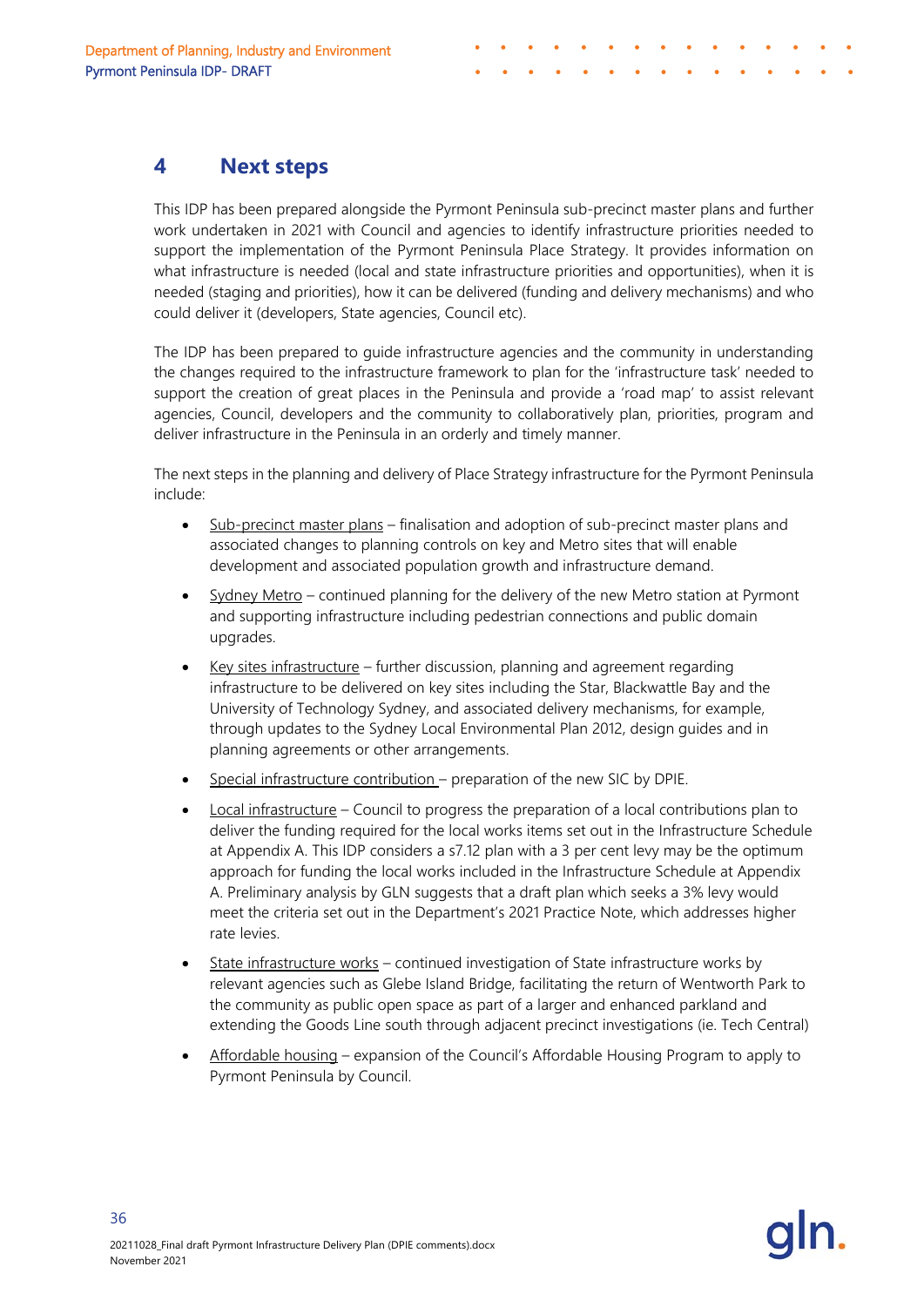# 4 Next steps

This IDP has been prepared alongside the Pyrmont Peninsula sub-precinct master plans and further work undertaken in 2021 with Council and agencies to identify infrastructure priorities needed to support the implementation of the Pyrmont Peninsula Place Strategy. It provides information on what infrastructure is needed (local and state infrastructure priorities and opportunities), when it is needed (staging and priorities), how it can be delivered (funding and delivery mechanisms) and who could deliver it (developers, State agencies, Council etc).

The IDP has been prepared to guide infrastructure agencies and the community in understanding the changes required to the infrastructure framework to plan for the 'infrastructure task' needed to support the creation of great places in the Peninsula and provide a 'road map' to assist relevant agencies, Council, developers and the community to collaboratively plan, priorities, program and deliver infrastructure in the Peninsula in an orderly and timely manner.

The next steps in the planning and delivery of Place Strategy infrastructure for the Pyrmont Peninsula include:

- Sub-precinct master plans – finalisation and adoption of sub-precinct master plans and associated changes to planning controls on key and Metro sites that will enable development and associated population growth and infrastructure demand.
- Sydney Metro – continued planning for the delivery of the new Metro station at Pyrmont and supporting infrastructure including pedestrian connections and public domain upgrades.
- Key sites infrastructure – further discussion, planning and agreement regarding infrastructure to be delivered on key sites including the Star, Blackwattle Bay and the University of Technology Sydney, and associated delivery mechanisms, for example, through updates to the Sydney Local Environmental Plan 2012, design guides and in planning agreements or other arrangements.
- Special infrastructure contribution – preparation of the new SIC by DPIE.
- Local infrastructure – Council to progress the preparation of a local contributions plan to deliver the funding required for the local works items set out in the Infrastructure Schedule at Appendix A. This IDP considers a s7.12 plan with a 3 per cent levy may be the optimum approach for funding the local works included in the Infrastructure Schedule at Appendix A. Preliminary analysis by GLN suggests that a draft plan which seeks a 3% levy would meet the criteria set out in the Department's 2021 Practice Note, which addresses higher rate levies.
- State infrastructure works – continued investigation of State infrastructure works by relevant agencies such as Glebe Island Bridge, facilitating the return of Wentworth Park to the community as public open space as part of a larger and enhanced parkland and extending the Goods Line south through adjacent precinct investigations (ie. Tech Central)
- Affordable housing – expansion of the Council's Affordable Housing Program to apply to Pyrmont Peninsula by Council.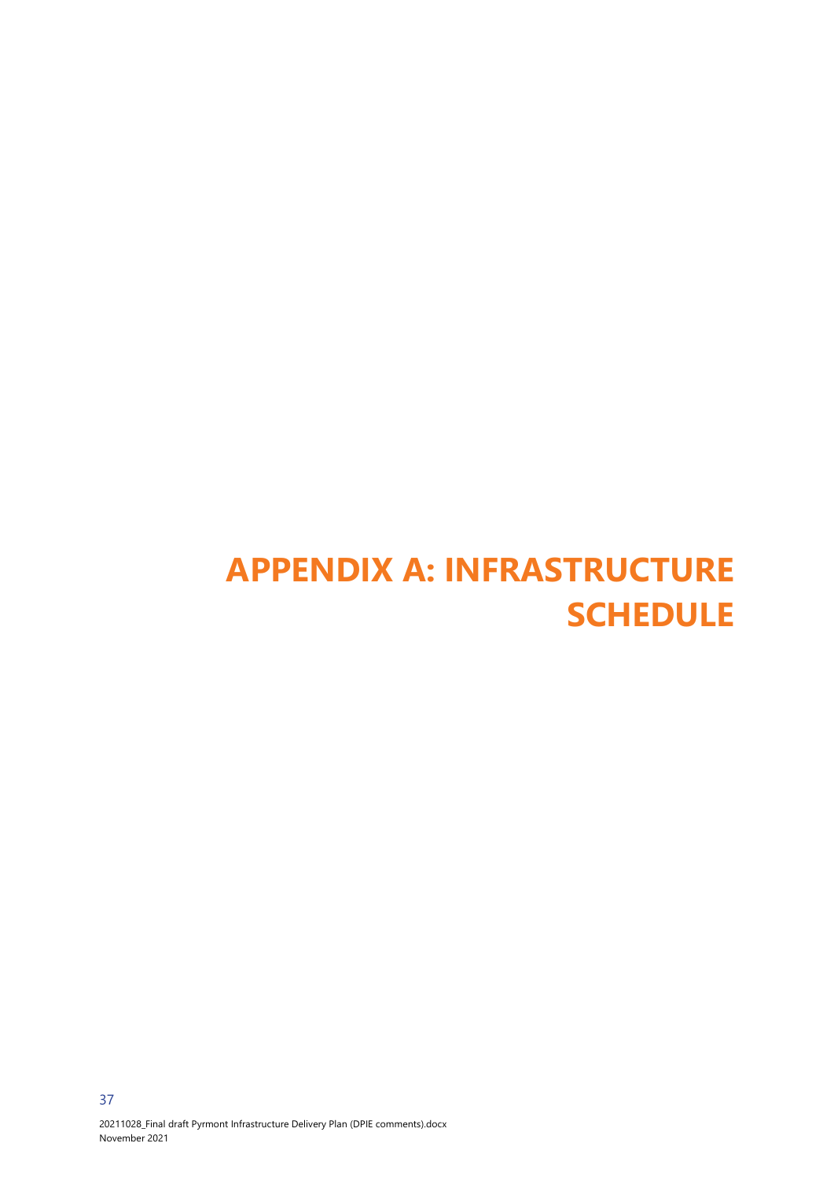# APPENDIX A: INFRASTRUCTURE SCHEDULE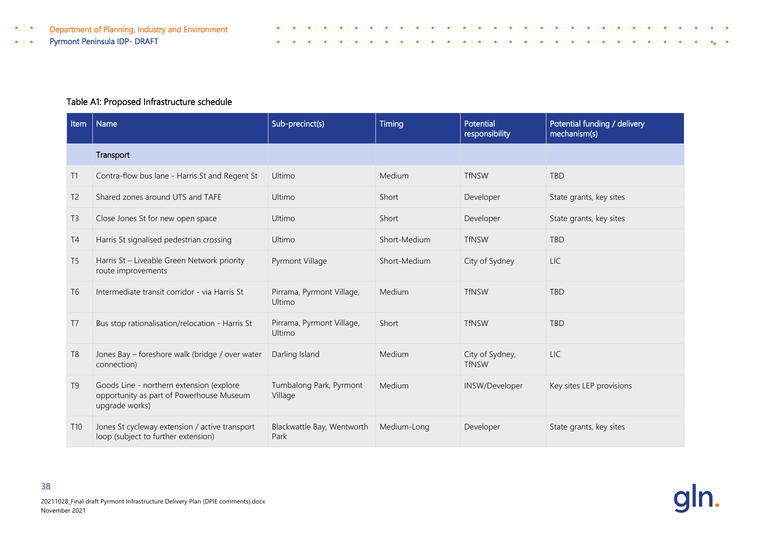Table A1: Proposed Infrastructure schedule

| Item | Name | Sub-precinct(s) | Timing | Potential responsibility | Potential funding / delivery mechanism(s) |
|---|---|---|---|---|---|
| | Transport | | | | |
| T1 | Contra-flow bus lane - Harris St and Regent St | Ultimo | Medium | TfNSW | TBD |
| T2 | Shared zones around UTS and TAFE | Ultimo | Short | Developer | State grants, key sites |
| T3 | Close Jones St for new open space | Ultimo | Short | Developer | State grants, key sites |
| T4 | Harris St signalised pedestrian crossing | Ultimo | Short-Medium | TfNSW | TBD |
| T5 | Harris St – Liveable Green Network priority route improvements | Pyrmont Village | Short-Medium | City of Sydney | LIC |
| T6 | Intermediate transit corridor - via Harris St | Pirrama, Pyrmont Village, Ultimo | Medium | TfNSW | TBD |
| T7 | Bus stop rationalisation/relocation - Harris St | Pirrama, Pyrmont Village, Ultimo | Short | TfNSW | TBD |
| T8 | Jones Bay – foreshore walk (bridge / over water connection) | Darling Island | Medium | City of Sydney, TfNSW | LIC |
| T9 | Goods Line - northern extension (explore opportunity as part of Powerhouse Museum upgrade works) | Tumbalong Park, Pyrmont Village | Medium | INSW/Developer | Key sites LEP provisions |
| T10 | Jones St cycleway extension / active transport loop (subject to further extension) | Blackwattle Bay, Wentworth Park | Medium-Long | Developer | State grants, key sites |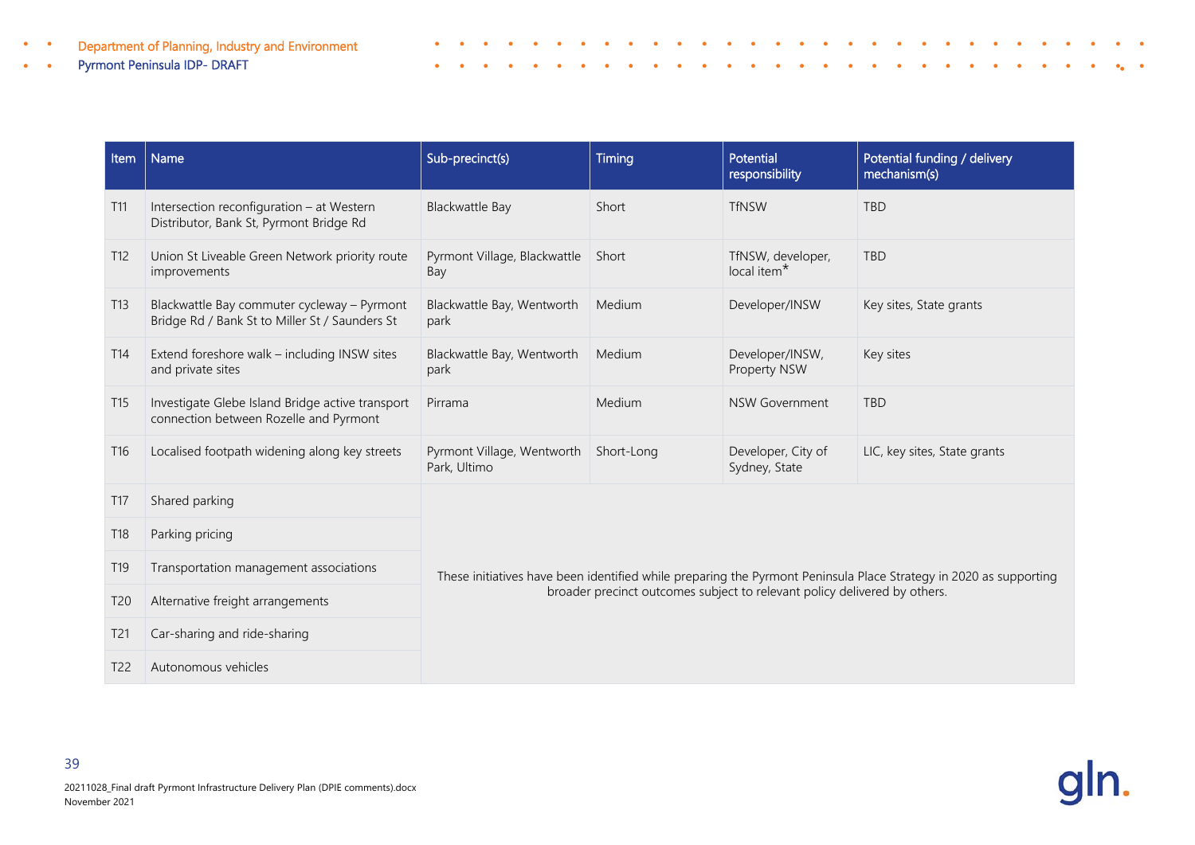| Item | Name | Sub-precinct(s) | Timing | Potential responsibility | Potential funding / delivery mechanism(s) |
|---|---|---|---|---|---|
| T11 | Intersection reconfiguration – at Western Distributor, Bank St, Pyrmont Bridge Rd | Blackwattle Bay | Short | TfNSW | TBD |
| T12 | Union St Liveable Green Network priority route improvements | Pyrmont Village, Blackwattle Bay | Short | TfNSW, developer, local item* | TBD |
| T13 | Blackwattle Bay commuter cycleway – Pyrmont Bridge Rd / Bank St to Miller St / Saunders St | Blackwattle Bay, Wentworth park | Medium | Developer/INSW | Key sites, State grants |
| T14 | Extend foreshore walk – including INSW sites and private sites | Blackwattle Bay, Wentworth park | Medium | Developer/INSW, Property NSW | Key sites |
| T15 | Investigate Glebe Island Bridge active transport connection between Rozelle and Pyrmont | Pirrama | Medium | NSW Government | TBD |
| T16 | Localised footpath widening along key streets | Pyrmont Village, Wentworth Park, Ultimo | Short-Long | Developer, City of Sydney, State | LIC, key sites, State grants |
| T17 | Shared parking | These initiatives have been identified while preparing the Pyrmont Peninsula Place Strategy in 2020 as supporting broader precinct outcomes subject to relevant policy delivered by others. | | | |
| T18 | Parking pricing | | | | |
| T19 | Transportation management associations | | | | |
| T20 | Alternative freight arrangements | | | | |
| T21 | Car-sharing and ride-sharing | | | | |
| T22 | Autonomous vehicles | | | | |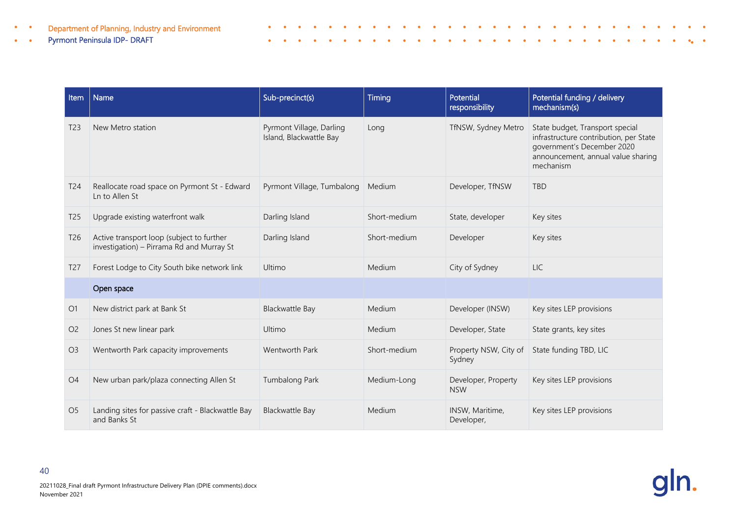| Item | Name | Sub-precinct(s) | Timing | Potential responsibility | Potential funding / delivery mechanism(s) |
|---|---|---|---|---|---|
| T23 | New Metro station | Pyrmont Village, Darling Island, Blackwattle Bay | Long | TfNSW, Sydney Metro | State budget, Transport special infrastructure contribution, per State government's December 2020 announcement, annual value sharing mechanism |
| T24 | Reallocate road space on Pyrmont St - Edward Ln to Allen St | Pyrmont Village, Tumbalong | Medium | Developer, TfNSW | TBD |
| T25 | Upgrade existing waterfront walk | Darling Island | Short-medium | State, developer | Key sites |
| T26 | Active transport loop (subject to further investigation) – Pirrama Rd and Murray St | Darling Island | Short-medium | Developer | Key sites |
| T27 | Forest Lodge to City South bike network link | Ultimo | Medium | City of Sydney | LIC |
| | Open space | | | | |
| O1 | New district park at Bank St | Blackwattle Bay | Medium | Developer (INSW) | Key sites LEP provisions |
| O2 | Jones St new linear park | Ultimo | Medium | Developer, State | State grants, key sites |
| O3 | Wentworth Park capacity improvements | Wentworth Park | Short-medium | Property NSW, City of Sydney | State funding TBD, LIC |
| O4 | New urban park/plaza connecting Allen St | Tumbalong Park | Medium-Long | Developer, Property NSW | Key sites LEP provisions |
| O5 | Landing sites for passive craft - Blackwattle Bay and Banks St | Blackwattle Bay | Medium | INSW, Maritime, Developer, | Key sites LEP provisions |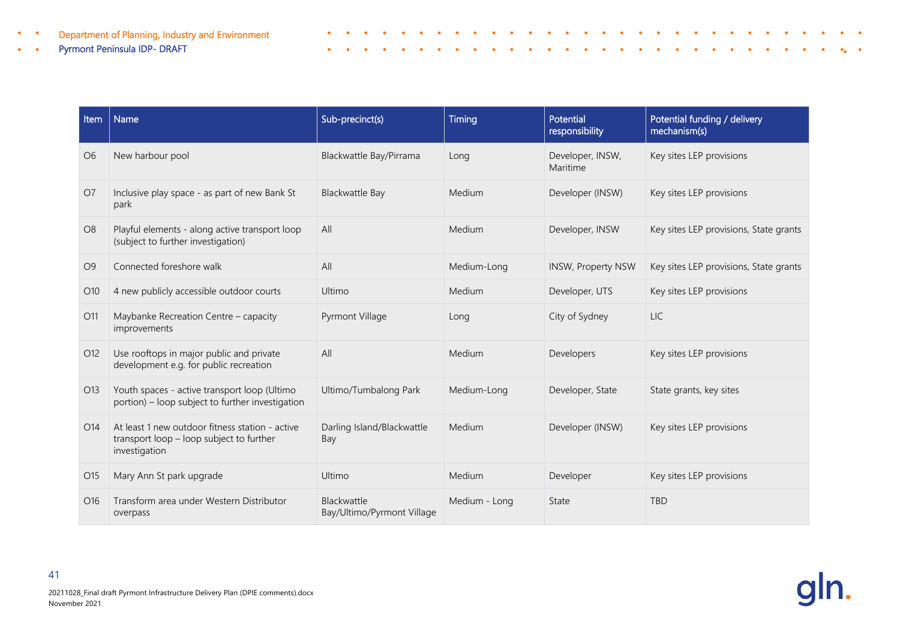| Item | Name | Sub-precinct(s) | Timing | Potential responsibility | Potential funding / delivery mechanism(s) |
|---|---|---|---|---|---|
| O6 | New harbour pool | Blackwattle Bay/Pirrama | Long | Developer, INSW, Maritime | Key sites LEP provisions |
| O7 | Inclusive play space - as part of new Bank St park | Blackwattle Bay | Medium | Developer (INSW) | Key sites LEP provisions |
| O8 | Playful elements - along active transport loop (subject to further investigation) | All | Medium | Developer, INSW | Key sites LEP provisions, State grants |
| O9 | Connected foreshore walk | All | Medium-Long | INSW, Property NSW | Key sites LEP provisions, State grants |
| O10 | 4 new publicly accessible outdoor courts | Ultimo | Medium | Developer, UTS | Key sites LEP provisions |
| O11 | Maybanke Recreation Centre – capacity improvements | Pyrmont Village | Long | City of Sydney | LIC |
| O12 | Use rooftops in major public and private development e.g. for public recreation | All | Medium | Developers | Key sites LEP provisions |
| O13 | Youth spaces - active transport loop (Ultimo portion) – loop subject to further investigation | Ultimo/Tumbalong Park | Medium-Long | Developer, State | State grants, key sites |
| O14 | At least 1 new outdoor fitness station - active transport loop – loop subject to further investigation | Darling Island/Blackwattle Bay | Medium | Developer (INSW) | Key sites LEP provisions |
| O15 | Mary Ann St park upgrade | Ultimo | Medium | Developer | Key sites LEP provisions |
| O16 | Transform area under Western Distributor overpass | Blackwattle Bay/Ultimo/Pyrmont Village | Medium - Long | State | TBD |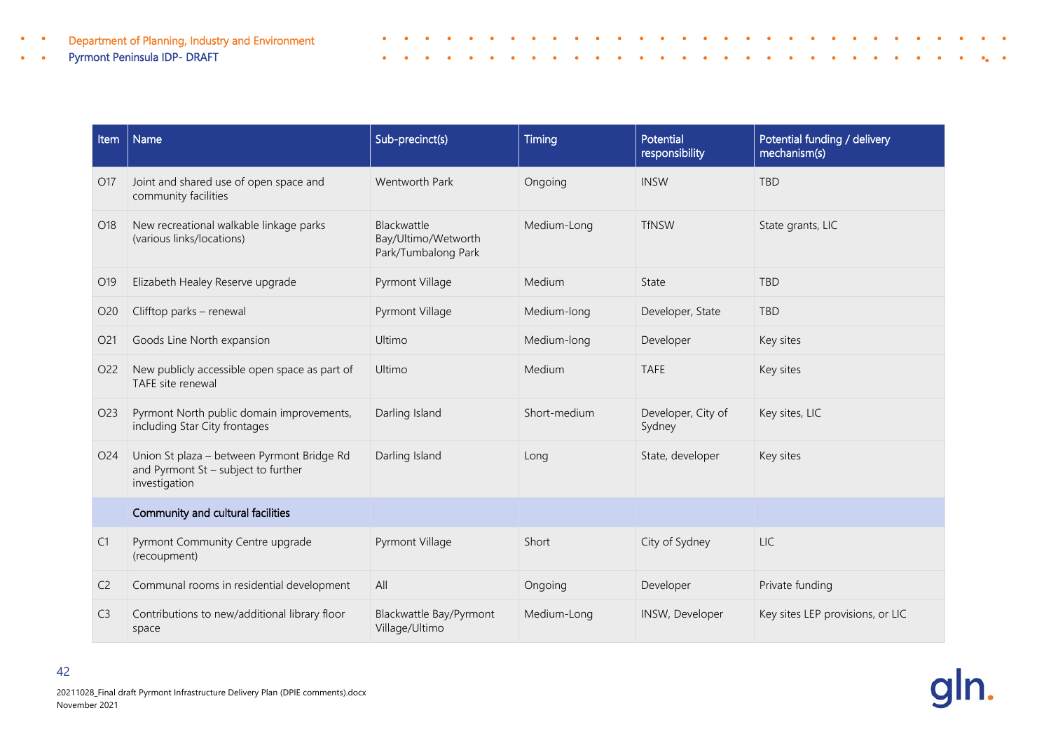| Item | Name | Sub-precinct(s) | Timing | Potential responsibility | Potential funding / delivery mechanism(s) |
|---|---|---|---|---|---|
| O17 | Joint and shared use of open space and community facilities | Wentworth Park | Ongoing | INSW | TBD |
| O18 | New recreational walkable linkage parks (various links/locations) | Blackwattle Bay/Ultimo/Wetworth Park/Tumbalong Park | Medium-Long | TfNSW | State grants, LIC |
| O19 | Elizabeth Healey Reserve upgrade | Pyrmont Village | Medium | State | TBD |
| O20 | Clifftop parks – renewal | Pyrmont Village | Medium-long | Developer, State | TBD |
| O21 | Goods Line North expansion | Ultimo | Medium-long | Developer | Key sites |
| O22 | New publicly accessible open space as part of TAFE site renewal | Ultimo | Medium | TAFE | Key sites |
| O23 | Pyrmont North public domain improvements, including Star City frontages | Darling Island | Short-medium | Developer, City of Sydney | Key sites, LIC |
| O24 | Union St plaza – between Pyrmont Bridge Rd and Pyrmont St – subject to further investigation | Darling Island | Long | State, developer | Key sites |
| | **Community and cultural facilities** | | | | |
| C1 | Pyrmont Community Centre upgrade (recoupment) | Pyrmont Village | Short | City of Sydney | LIC |
| C2 | Communal rooms in residential development | All | Ongoing | Developer | Private funding |
| C3 | Contributions to new/additional library floor space | Blackwattle Bay/Pyrmont Village/Ultimo | Medium-Long | INSW, Developer | Key sites LEP provisions, or LIC |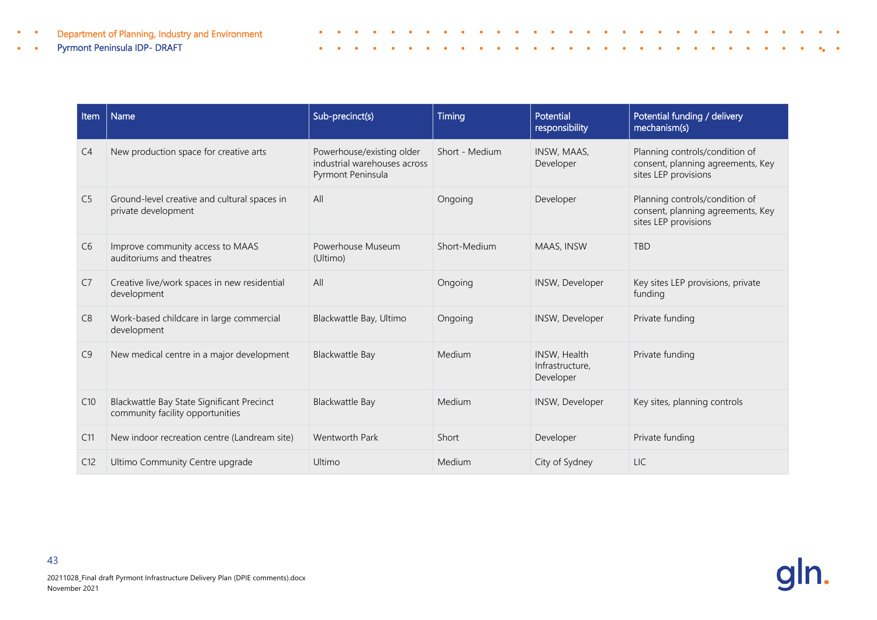| Item | Name | Sub-precinct(s) | Timing | Potential responsibility | Potential funding / delivery mechanism(s) |
|---|---|---|---|---|---|
| C4 | New production space for creative arts | Powerhouse/existing older industrial warehouses across Pyrmont Peninsula | Short - Medium | INSW, MAAS, Developer | Planning controls/condition of consent, planning agreements, Key sites LEP provisions |
| C5 | Ground-level creative and cultural spaces in private development | All | Ongoing | Developer | Planning controls/condition of consent, planning agreements, Key sites LEP provisions |
| C6 | Improve community access to MAAS auditoriums and theatres | Powerhouse Museum (Ultimo) | Short-Medium | MAAS, INSW | TBD |
| C7 | Creative live/work spaces in new residential development | All | Ongoing | INSW, Developer | Key sites LEP provisions, private funding |
| C8 | Work-based childcare in large commercial development | Blackwattle Bay, Ultimo | Ongoing | INSW, Developer | Private funding |
| C9 | New medical centre in a major development | Blackwattle Bay | Medium | INSW, Health Infrastructure, Developer | Private funding |
| C10 | Blackwattle Bay State Significant Precinct community facility opportunities | Blackwattle Bay | Medium | INSW, Developer | Key sites, planning controls |
| C11 | New indoor recreation centre (Landream site) | Wentworth Park | Short | Developer | Private funding |
| C12 | Ultimo Community Centre upgrade | Ultimo | Medium | City of Sydney | LIC |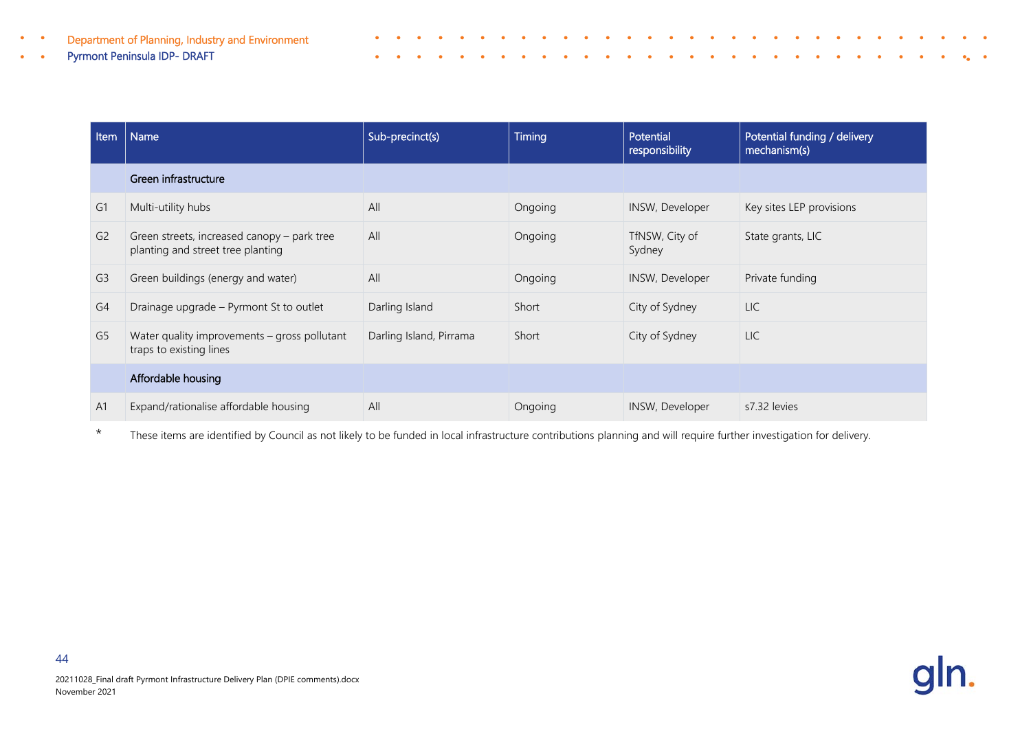| Item | Name | Sub-precinct(s) | Timing | Potential responsibility | Potential funding / delivery mechanism(s) |
|---|---|---|---|---|---|
| | **Green infrastructure** | | | | |
| G1 | Multi-utility hubs | All | Ongoing | INSW, Developer | Key sites LEP provisions |
| G2 | Green streets, increased canopy – park tree planting and street tree planting | All | Ongoing | TfNSW, City of Sydney | State grants, LIC |
| G3 | Green buildings (energy and water) | All | Ongoing | INSW, Developer | Private funding |
| G4 | Drainage upgrade – Pyrmont St to outlet | Darling Island | Short | City of Sydney | LIC |
| G5 | Water quality improvements – gross pollutant traps to existing lines | Darling Island, Pirrama | Short | City of Sydney | LIC |
| | **Affordable housing** | | | | |
| A1 | Expand/rationalise affordable housing | All | Ongoing | INSW, Developer | s7.32 levies |

\* These items are identified by Council as not likely to be funded in local infrastructure contributions planning and will require further investigation for delivery.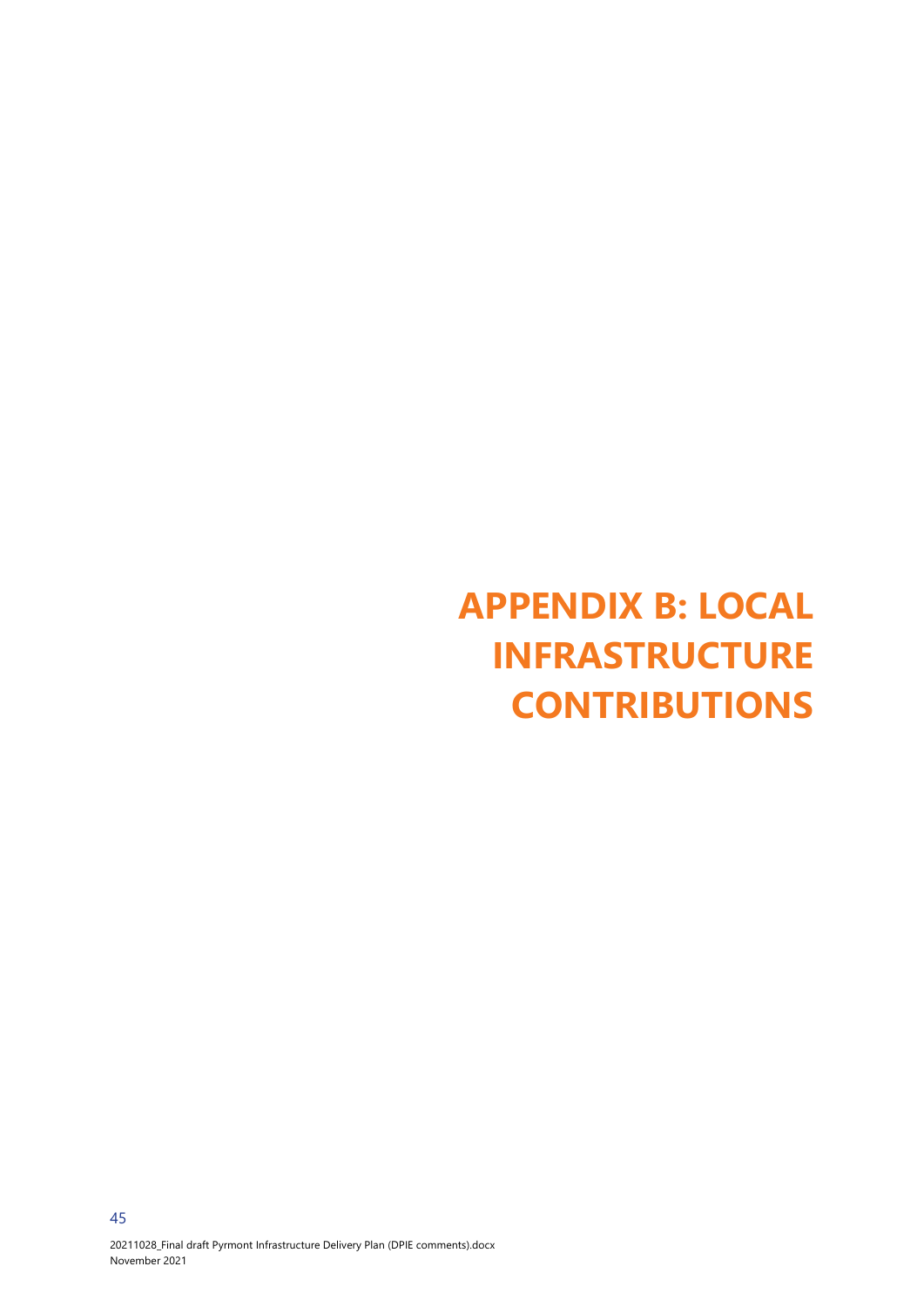# APPENDIX B: LOCAL INFRASTRUCTURE CONTRIBUTIONS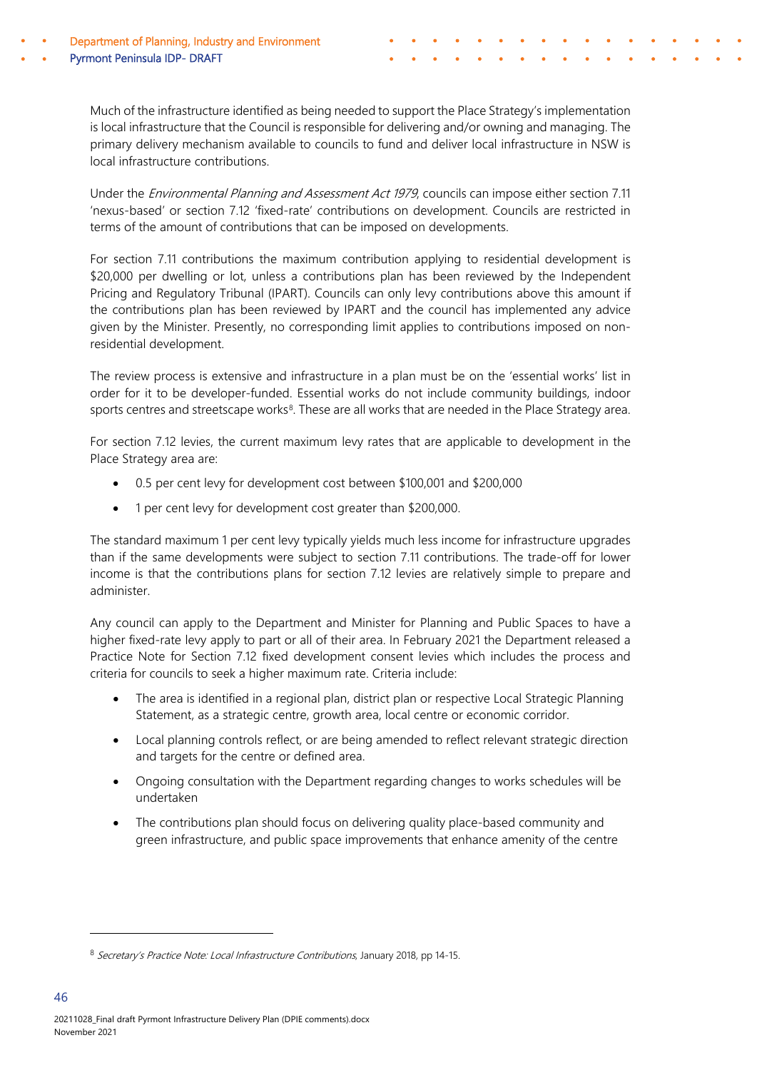Much of the infrastructure identified as being needed to support the Place Strategy's implementation is local infrastructure that the Council is responsible for delivering and/or owning and managing. The primary delivery mechanism available to councils to fund and deliver local infrastructure in NSW is local infrastructure contributions.

Under the *Environmental Planning and Assessment Act 1979*, councils can impose either section 7.11 'nexus-based' or section 7.12 'fixed-rate' contributions on development. Councils are restricted in terms of the amount of contributions that can be imposed on developments.

For section 7.11 contributions the maximum contribution applying to residential development is $20,000 per dwelling or lot, unless a contributions plan has been reviewed by the Independent Pricing and Regulatory Tribunal (IPART). Councils can only levy contributions above this amount if the contributions plan has been reviewed by IPART and the council has implemented any advice given by the Minister. Presently, no corresponding limit applies to contributions imposed on non-residential development.

The review process is extensive and infrastructure in a plan must be on the 'essential works' list in order for it to be developer-funded. Essential works do not include community buildings, indoor sports centres and streetscape works[8]. These are all works that are needed in the Place Strategy area.

For section 7.12 levies, the current maximum levy rates that are applicable to development in the Place Strategy area are:

- 0.5 per cent levy for development cost between $100,001 and $200,000
- 1 per cent levy for development cost greater than $200,000.

The standard maximum 1 per cent levy typically yields much less income for infrastructure upgrades than if the same developments were subject to section 7.11 contributions. The trade-off for lower income is that the contributions plans for section 7.12 levies are relatively simple to prepare and administer.

Any council can apply to the Department and Minister for Planning and Public Spaces to have a higher fixed-rate levy apply to part or all of their area. In February 2021 the Department released a Practice Note for Section 7.12 fixed development consent levies which includes the process and criteria for councils to seek a higher maximum rate. Criteria include:

- The area is identified in a regional plan, district plan or respective Local Strategic Planning Statement, as a strategic centre, growth area, local centre or economic corridor.
- Local planning controls reflect, or are being amended to reflect relevant strategic direction and targets for the centre or defined area.
- Ongoing consultation with the Department regarding changes to works schedules will be undertaken
- The contributions plan should focus on delivering quality place-based community and green infrastructure, and public space improvements that enhance amenity of the centre

---

[8] *Secretary's Practice Note: Local Infrastructure Contributions*, January 2018, pp 14-15.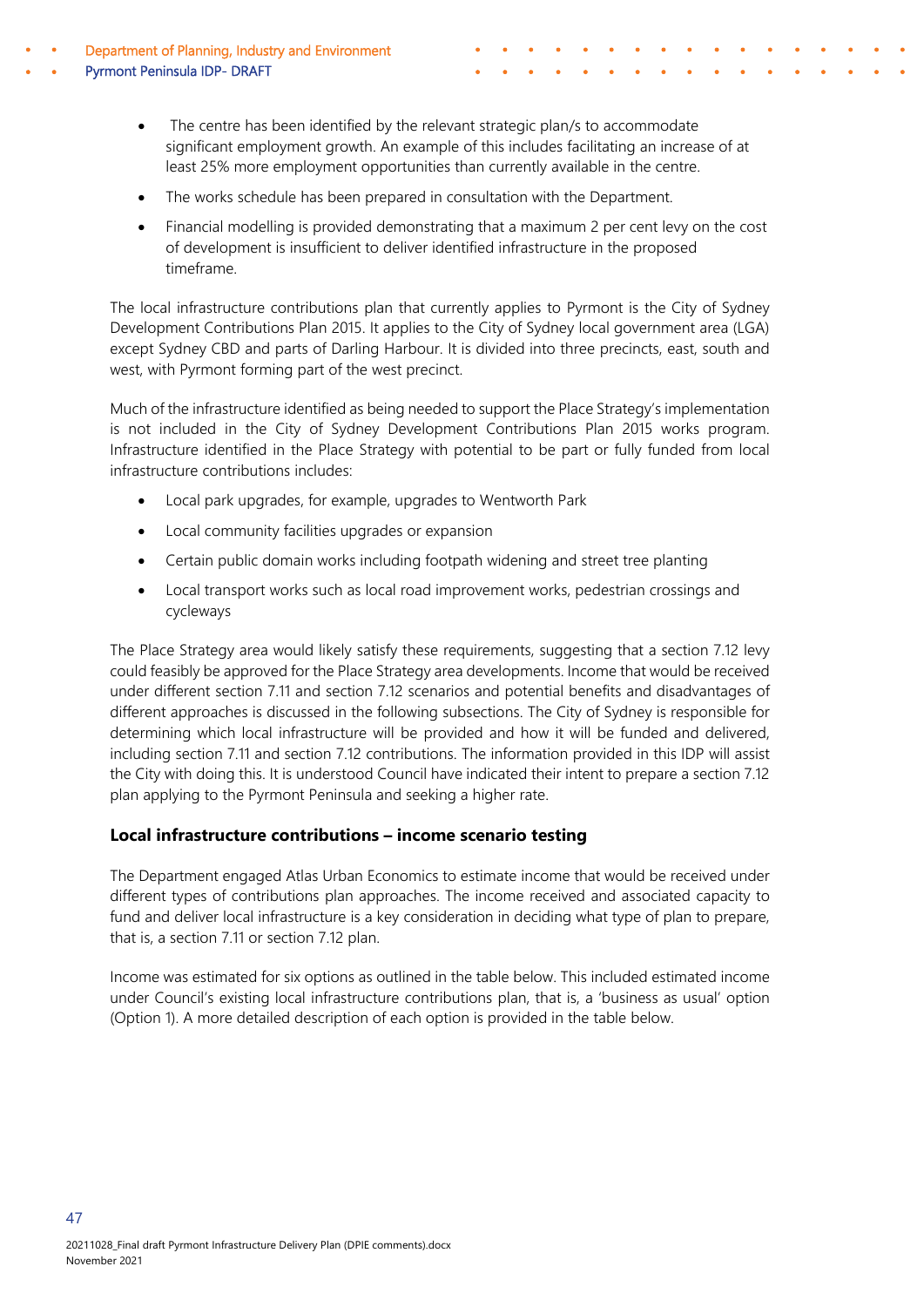- The centre has been identified by the relevant strategic plan/s to accommodate significant employment growth. An example of this includes facilitating an increase of at least 25% more employment opportunities than currently available in the centre.
- The works schedule has been prepared in consultation with the Department.
- Financial modelling is provided demonstrating that a maximum 2 per cent levy on the cost of development is insufficient to deliver identified infrastructure in the proposed timeframe.

The local infrastructure contributions plan that currently applies to Pyrmont is the City of Sydney Development Contributions Plan 2015. It applies to the City of Sydney local government area (LGA) except Sydney CBD and parts of Darling Harbour. It is divided into three precincts, east, south and west, with Pyrmont forming part of the west precinct.

Much of the infrastructure identified as being needed to support the Place Strategy's implementation is not included in the City of Sydney Development Contributions Plan 2015 works program. Infrastructure identified in the Place Strategy with potential to be part or fully funded from local infrastructure contributions includes:

- Local park upgrades, for example, upgrades to Wentworth Park
- Local community facilities upgrades or expansion
- Certain public domain works including footpath widening and street tree planting
- Local transport works such as local road improvement works, pedestrian crossings and cycleways

The Place Strategy area would likely satisfy these requirements, suggesting that a section 7.12 levy could feasibly be approved for the Place Strategy area developments. Income that would be received under different section 7.11 and section 7.12 scenarios and potential benefits and disadvantages of different approaches is discussed in the following subsections. The City of Sydney is responsible for determining which local infrastructure will be provided and how it will be funded and delivered, including section 7.11 and section 7.12 contributions. The information provided in this IDP will assist the City with doing this. It is understood Council have indicated their intent to prepare a section 7.12 plan applying to the Pyrmont Peninsula and seeking a higher rate.

### Local infrastructure contributions – income scenario testing

The Department engaged Atlas Urban Economics to estimate income that would be received under different types of contributions plan approaches. The income received and associated capacity to fund and deliver local infrastructure is a key consideration in deciding what type of plan to prepare, that is, a section 7.11 or section 7.12 plan.

Income was estimated for six options as outlined in the table below. This included estimated income under Council's existing local infrastructure contributions plan, that is, a 'business as usual' option (Option 1). A more detailed description of each option is provided in the table below.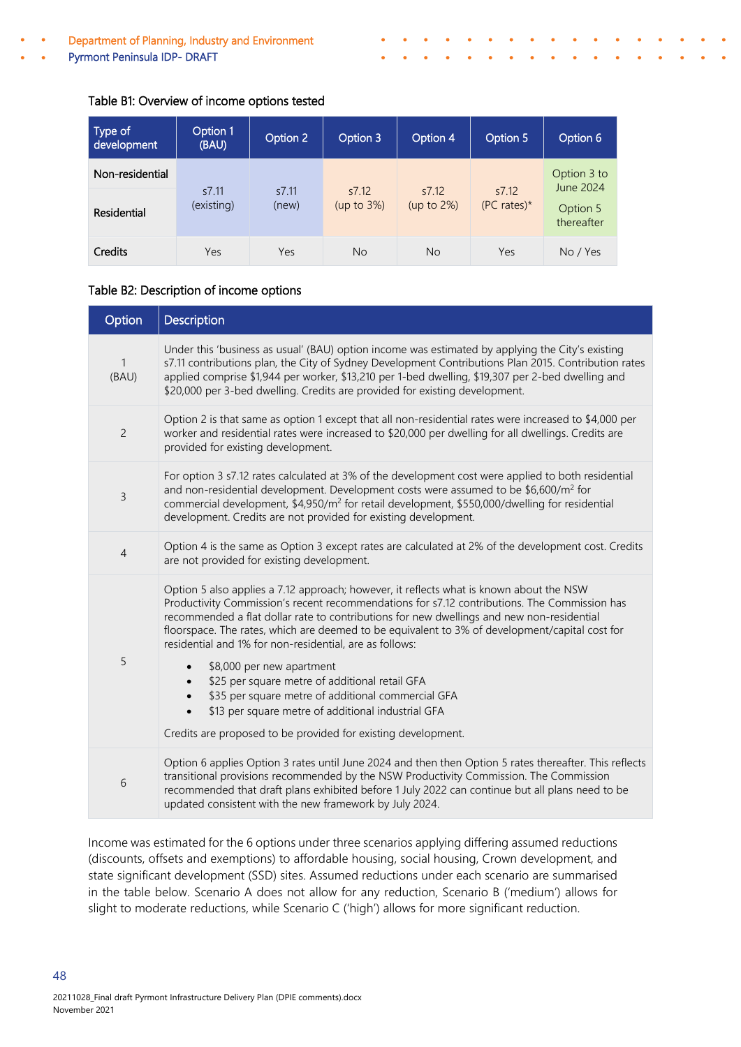Table B1: Overview of income options tested

| Type of development | Option 1 (BAU) | Option 2 | Option 3 | Option 4 | Option 5 | Option 6 |
|---|---|---|---|---|---|---|
| Non-residential | s7.11 (existing) | s7.11 (new) | s7.12 (up to 3%) | s7.12 (up to 2%) | s7.12 (PC rates)* | Option 3 to June 2024 |
| Residential | | | | | | Option 5 thereafter |
| Credits | Yes | Yes | No | No | Yes | No / Yes |

Table B2: Description of income options

| Option | Description |
|---|---|
| 1 (BAU) | Under this 'business as usual' (BAU) option income was estimated by applying the City's existing s7.11 contributions plan, the City of Sydney Development Contributions Plan 2015. Contribution rates applied comprise $1,944 per worker, $13,210 per 1-bed dwelling, $19,307 per 2-bed dwelling and $20,000 per 3-bed dwelling. Credits are provided for existing development. |
| 2 | Option 2 is that same as option 1 except that all non-residential rates were increased to $4,000 per worker and residential rates were increased to $20,000 per dwelling for all dwellings. Credits are provided for existing development. |
| 3 | For option 3 s7.12 rates calculated at 3% of the development cost were applied to both residential and non-residential development. Development costs were assumed to be $6,600/m² for commercial development, $4,950/m² for retail development, $550,000/dwelling for residential development. Credits are not provided for existing development. |
| 4 | Option 4 is the same as Option 3 except rates are calculated at 2% of the development cost. Credits are not provided for existing development. |
| 5 | Option 5 also applies a 7.12 approach; however, it reflects what is known about the NSW Productivity Commission's recent recommendations for s7.12 contributions. The Commission has recommended a flat dollar rate to contributions for new dwellings and new non-residential floorspace. The rates, which are deemed to be equivalent to 3% of development/capital cost for residential and 1% for non-residential, are as follows: <br>• $8,000 per new apartment <br>• $25 per square metre of additional retail GFA <br>• $35 per square metre of additional commercial GFA <br>• $13 per square metre of additional industrial GFA <br>Credits are proposed to be provided for existing development. |
| 6 | Option 6 applies Option 3 rates until June 2024 and then then Option 5 rates thereafter. This reflects transitional provisions recommended by the NSW Productivity Commission. The Commission recommended that draft plans exhibited before 1 July 2022 can continue but all plans need to be updated consistent with the new framework by July 2024. |

Income was estimated for the 6 options under three scenarios applying differing assumed reductions (discounts, offsets and exemptions) to affordable housing, social housing, Crown development, and state significant development (SSD) sites. Assumed reductions under each scenario are summarised in the table below. Scenario A does not allow for any reduction, Scenario B ('medium') allows for slight to moderate reductions, while Scenario C ('high') allows for more significant reduction.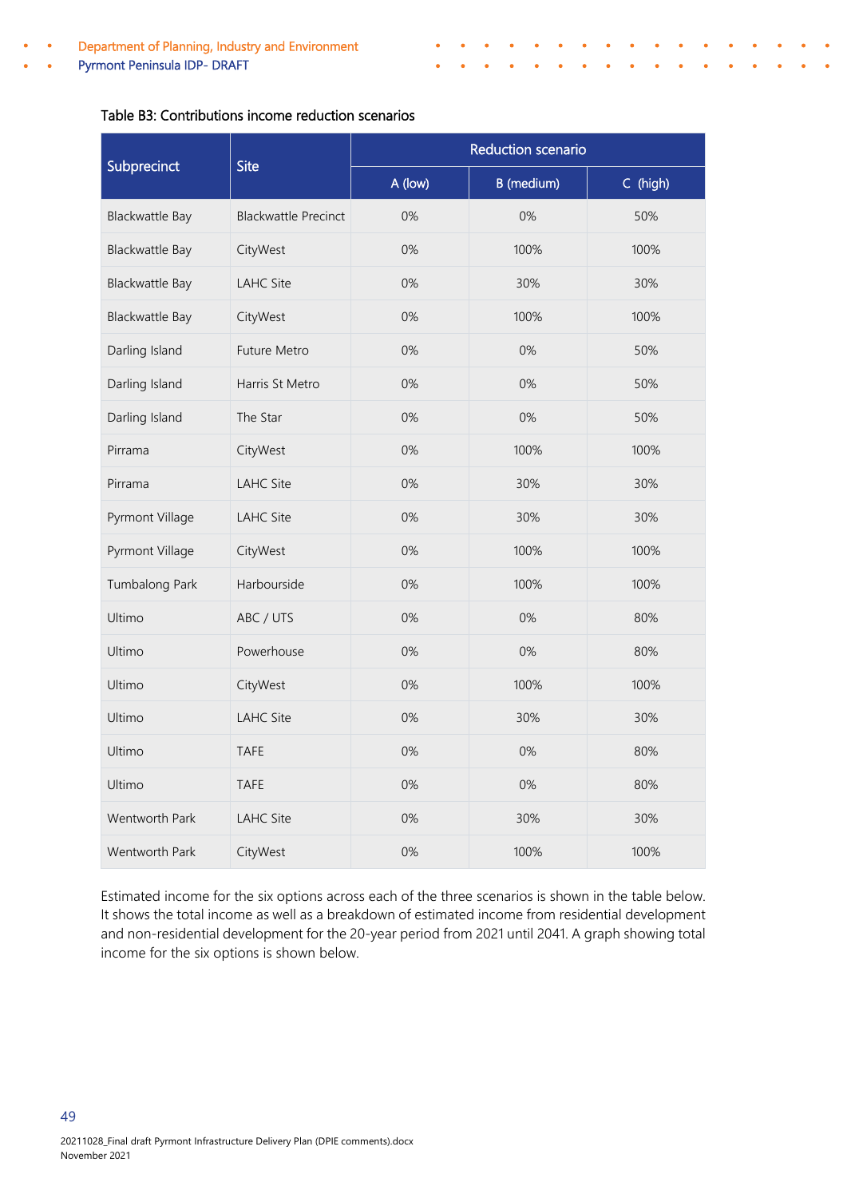Table B3: Contributions income reduction scenarios

| Subprecinct | Site | Reduction scenario | | |
|---|---|---|---|---|
| | | A (low) | B (medium) | C (high) |
| Blackwattle Bay | Blackwattle Precinct | 0% | 0% | 50% |
| Blackwattle Bay | CityWest | 0% | 100% | 100% |
| Blackwattle Bay | LAHC Site | 0% | 30% | 30% |
| Blackwattle Bay | CityWest | 0% | 100% | 100% |
| Darling Island | Future Metro | 0% | 0% | 50% |
| Darling Island | Harris St Metro | 0% | 0% | 50% |
| Darling Island | The Star | 0% | 0% | 50% |
| Pirrama | CityWest | 0% | 100% | 100% |
| Pirrama | LAHC Site | 0% | 30% | 30% |
| Pyrmont Village | LAHC Site | 0% | 30% | 30% |
| Pyrmont Village | CityWest | 0% | 100% | 100% |
| Tumbalong Park | Harbourside | 0% | 100% | 100% |
| Ultimo | ABC / UTS | 0% | 0% | 80% |
| Ultimo | Powerhouse | 0% | 0% | 80% |
| Ultimo | CityWest | 0% | 100% | 100% |
| Ultimo | LAHC Site | 0% | 30% | 30% |
| Ultimo | TAFE | 0% | 0% | 80% |
| Ultimo | TAFE | 0% | 0% | 80% |
| Wentworth Park | LAHC Site | 0% | 30% | 30% |
| Wentworth Park | CityWest | 0% | 100% | 100% |

Estimated income for the six options across each of the three scenarios is shown in the table below. It shows the total income as well as a breakdown of estimated income from residential development and non-residential development for the 20-year period from 2021 until 2041. A graph showing total income for the six options is shown below.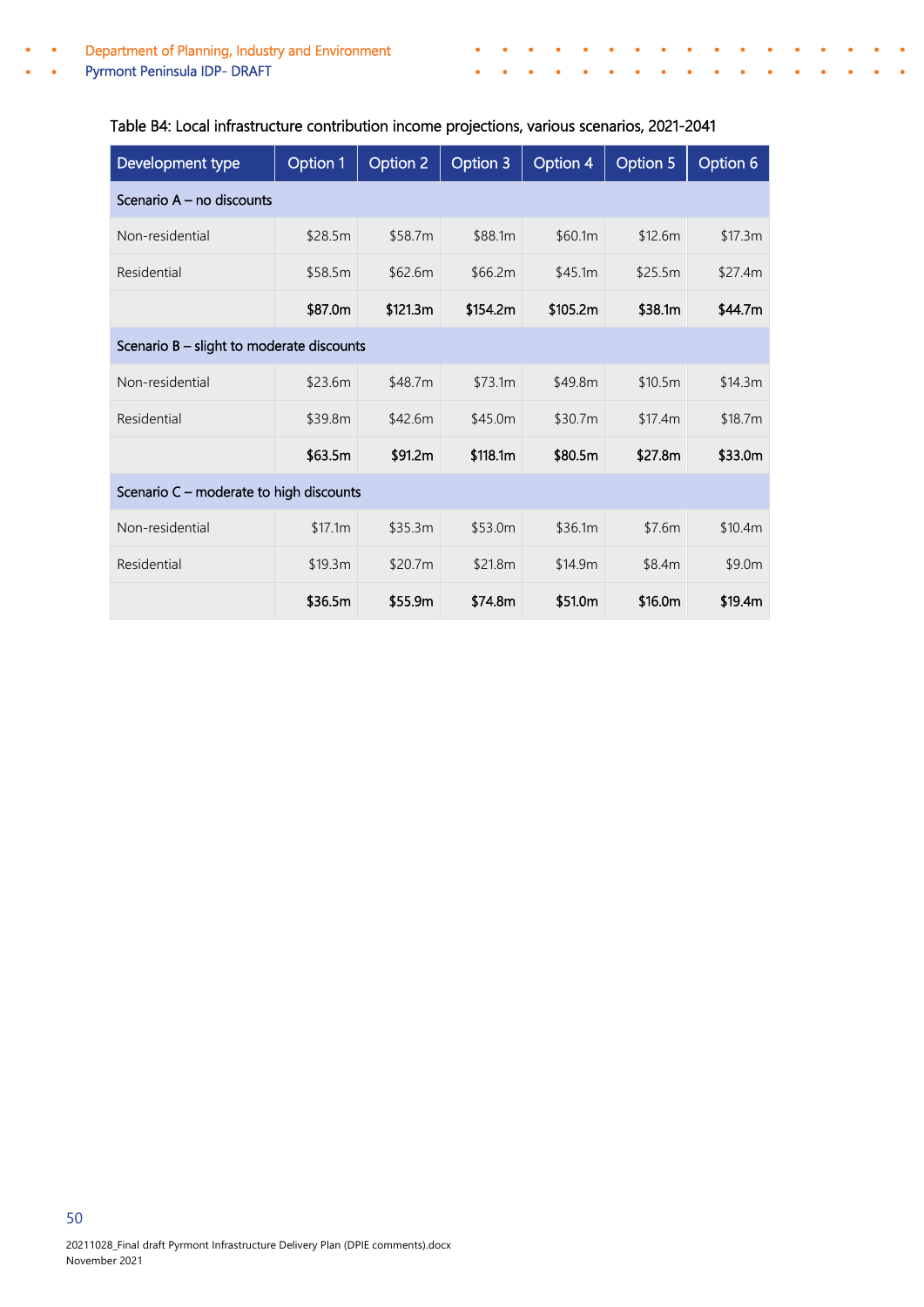Table B4: Local infrastructure contribution income projections, various scenarios, 2021-2041

| Development type | Option 1 | Option 2 | Option 3 | Option 4 | Option 5 | Option 6 |
|---|---|---|---|---|---|---|
| Scenario A – no discounts | | | | | | |
| Non-residential | $28.5m | $58.7m | $88.1m | $60.1m | $12.6m | $17.3m |
| Residential | $58.5m | $62.6m | $66.2m | $45.1m | $25.5m | $27.4m |
| | **$87.0m** | **$121.3m** | **$154.2m** | **$105.2m** | **$38.1m** | **$44.7m** |
| Scenario B – slight to moderate discounts | | | | | | |
| Non-residential | $23.6m | $48.7m | $73.1m | $49.8m | $10.5m | $14.3m |
| Residential | $39.8m | $42.6m | $45.0m | $30.7m | $17.4m | $18.7m |
| | **$63.5m** | **$91.2m** | **$118.1m** | **$80.5m** | **$27.8m** | **$33.0m** |
| Scenario C – moderate to high discounts | | | | | | |
| Non-residential | $17.1m | $35.3m | $53.0m | $36.1m | $7.6m | $10.4m |
| Residential | $19.3m | $20.7m | $21.8m | $14.9m | $8.4m | $9.0m |
| | **$36.5m** | **$55.9m** | **$74.8m** | **$51.0m** | **$16.0m** | **$19.4m** |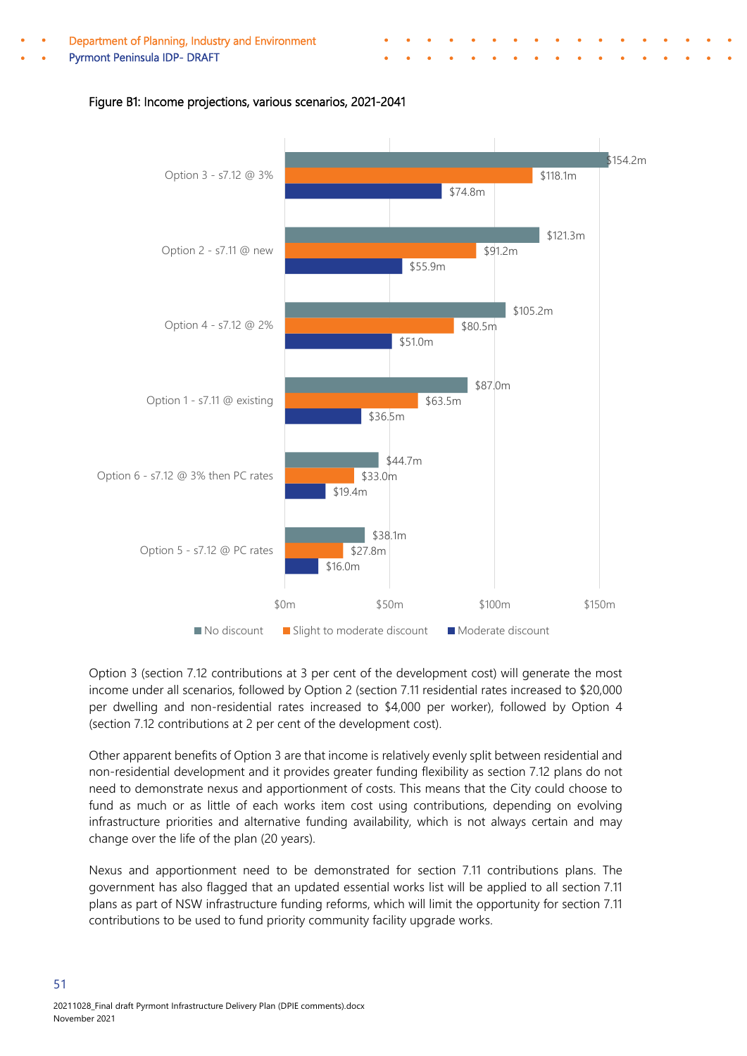Figure B1: Income projections, various scenarios, 2021-2041

| Option | No discount | Slight to moderate discount | Moderate discount |
|---|---|---|---|
| Option 3 - s7.12 @ 3% | $154.2m | $118.1m | $74.8m |
| Option 2 - s7.11 @ new | $121.3m | $91.2m | $55.9m |
| Option 4 - s7.12 @ 2% | $105.2m | $80.5m | $51.0m |
| Option 1 - s7.11 @ existing | $87.0m | $63.5m | $36.5m |
| Option 6 - s7.12 @ 3% then PC rates | $44.7m | $33.0m | $19.4m |
| Option 5 - s7.12 @ PC rates | $38.1m | $27.8m | $16.0m |

Option 3 (section 7.12 contributions at 3 per cent of the development cost) will generate the most income under all scenarios, followed by Option 2 (section 7.11 residential rates increased to $20,000 per dwelling and non-residential rates increased to $4,000 per worker), followed by Option 4 (section 7.12 contributions at 2 per cent of the development cost).

Other apparent benefits of Option 3 are that income is relatively evenly split between residential and non-residential development and it provides greater funding flexibility as section 7.12 plans do not need to demonstrate nexus and apportionment of costs. This means that the City could choose to fund as much or as little of each works item cost using contributions, depending on evolving infrastructure priorities and alternative funding availability, which is not always certain and may change over the life of the plan (20 years).

Nexus and apportionment need to be demonstrated for section 7.11 contributions plans. The government has also flagged that an updated essential works list will be applied to all section 7.11 plans as part of NSW infrastructure funding reforms, which will limit the opportunity for section 7.11 contributions to be used to fund priority community facility upgrade works.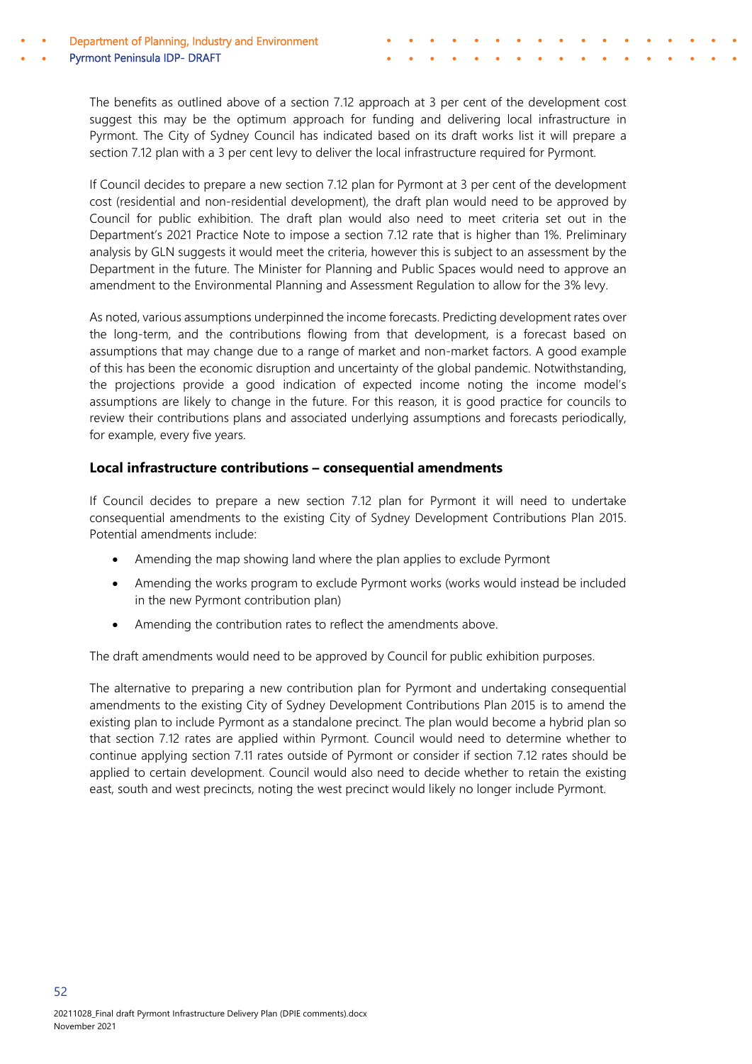The benefits as outlined above of a section 7.12 approach at 3 per cent of the development cost suggest this may be the optimum approach for funding and delivering local infrastructure in Pyrmont. The City of Sydney Council has indicated based on its draft works list it will prepare a section 7.12 plan with a 3 per cent levy to deliver the local infrastructure required for Pyrmont.

If Council decides to prepare a new section 7.12 plan for Pyrmont at 3 per cent of the development cost (residential and non-residential development), the draft plan would need to be approved by Council for public exhibition. The draft plan would also need to meet criteria set out in the Department's 2021 Practice Note to impose a section 7.12 rate that is higher than 1%. Preliminary analysis by GLN suggests it would meet the criteria, however this is subject to an assessment by the Department in the future. The Minister for Planning and Public Spaces would need to approve an amendment to the Environmental Planning and Assessment Regulation to allow for the 3% levy.

As noted, various assumptions underpinned the income forecasts. Predicting development rates over the long-term, and the contributions flowing from that development, is a forecast based on assumptions that may change due to a range of market and non-market factors. A good example of this has been the economic disruption and uncertainty of the global pandemic. Notwithstanding, the projections provide a good indication of expected income noting the income model's assumptions are likely to change in the future. For this reason, it is good practice for councils to review their contributions plans and associated underlying assumptions and forecasts periodically, for example, every five years.

### Local infrastructure contributions – consequential amendments

If Council decides to prepare a new section 7.12 plan for Pyrmont it will need to undertake consequential amendments to the existing City of Sydney Development Contributions Plan 2015. Potential amendments include:

- Amending the map showing land where the plan applies to exclude Pyrmont
- Amending the works program to exclude Pyrmont works (works would instead be included in the new Pyrmont contribution plan)
- Amending the contribution rates to reflect the amendments above.

The draft amendments would need to be approved by Council for public exhibition purposes.

The alternative to preparing a new contribution plan for Pyrmont and undertaking consequential amendments to the existing City of Sydney Development Contributions Plan 2015 is to amend the existing plan to include Pyrmont as a standalone precinct. The plan would become a hybrid plan so that section 7.12 rates are applied within Pyrmont. Council would need to determine whether to continue applying section 7.11 rates outside of Pyrmont or consider if section 7.12 rates should be applied to certain development. Council would also need to decide whether to retain the existing east, south and west precincts, noting the west precinct would likely no longer include Pyrmont.